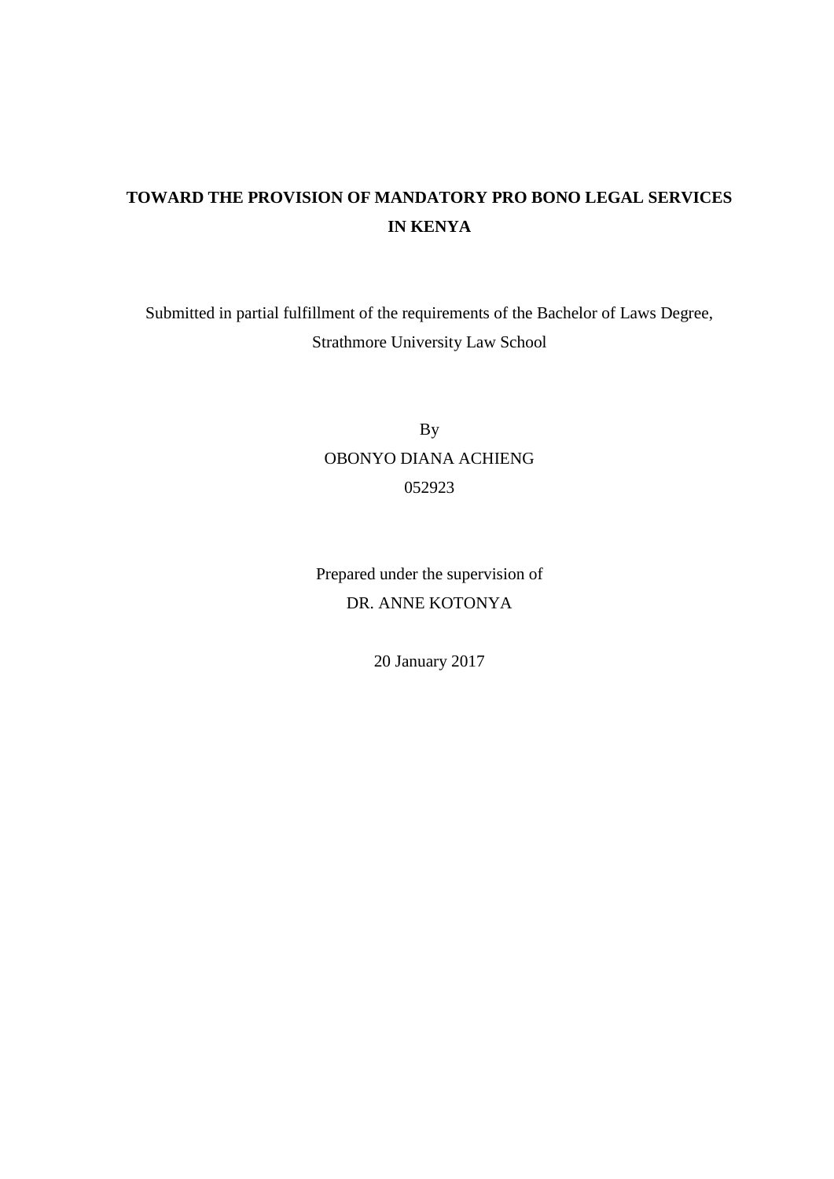# TOWARD THE PROVISION OF MANDATORY PRO BONO LEGAL SERVICES IN KENYA

Submitted in partial fulfillment of the requirements of the Bachelor of Laws Degree, Strathmore University Law School

By

OBONYO DIANA ACHIENG

052923

Prepared under the supervision of

DR. ANNE KOTONYA

20 January 2017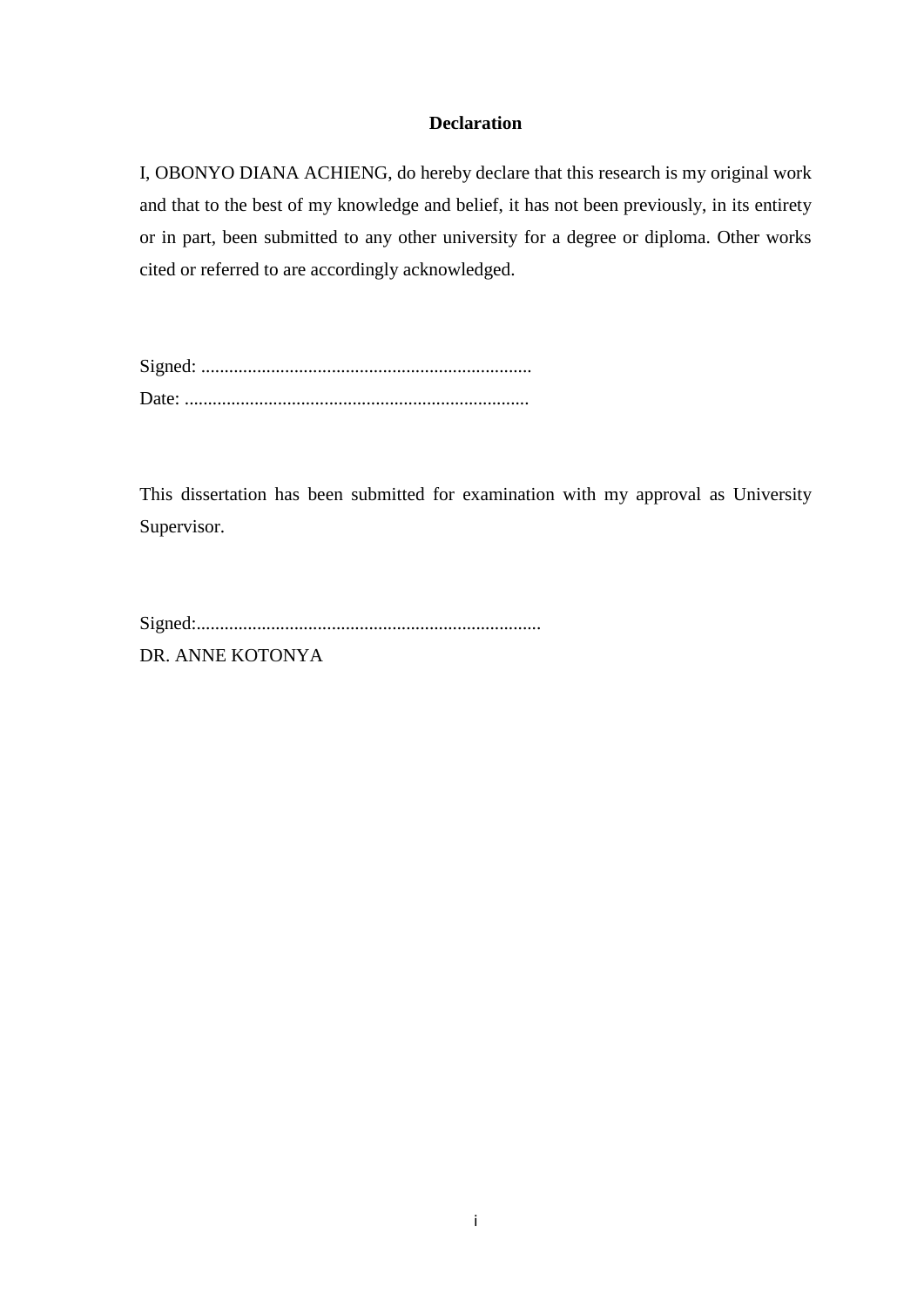# Declaration

I, OBONYO DIANA ACHIENG, do hereby declare that this research is my original work and that to the best of my knowledge and belief, it has not been previously, in its entirety or in part, been submitted to any other university for a degree or diploma. Other works cited or referred to are accordingly acknowledged.

Signed: .......................................................................

Date: ..........................................................................

This dissertation has been submitted for examination with my approval as University Supervisor.

Signed:.........................................................................

DR. ANNE KOTONYA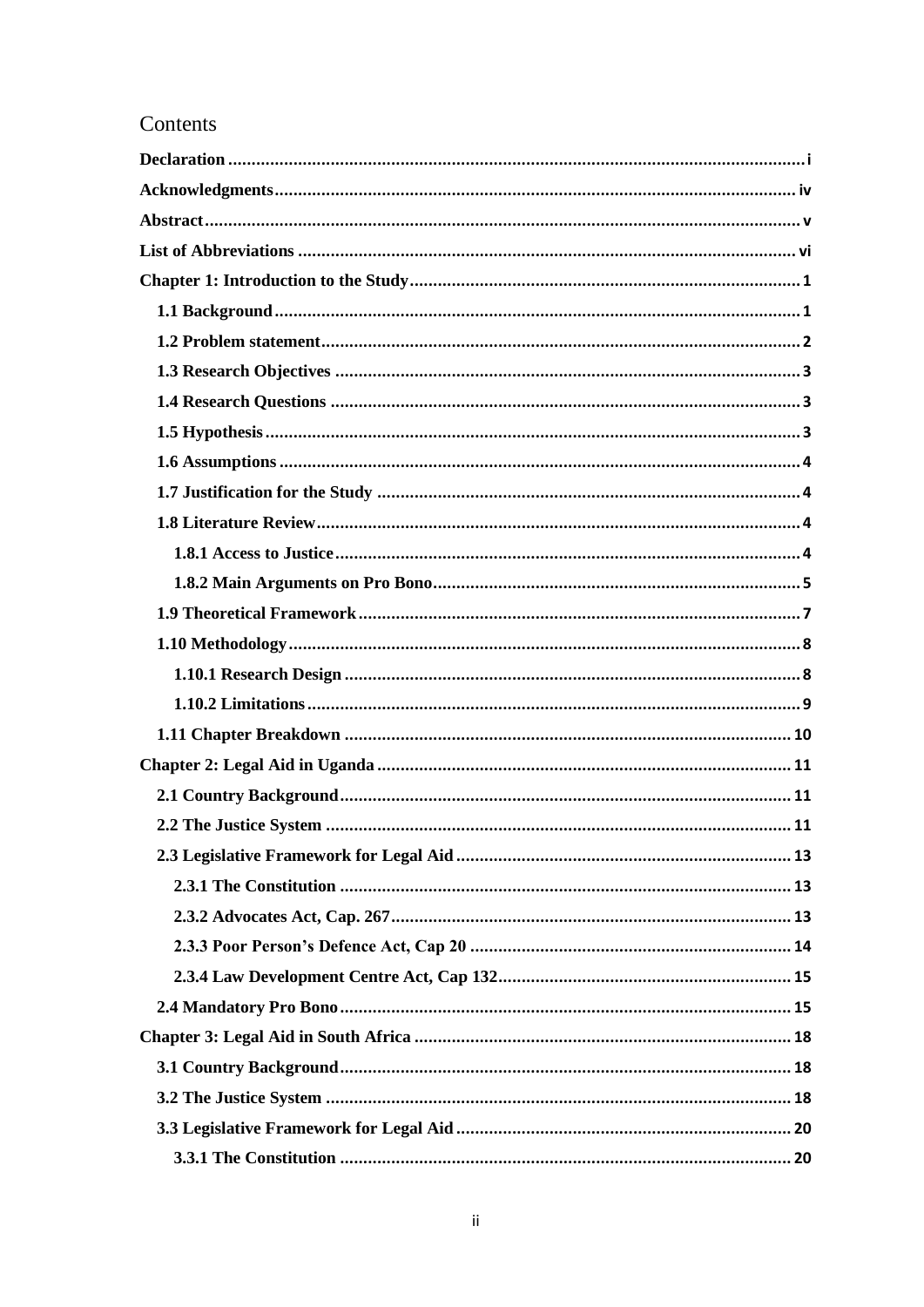# Contents

**Declaration** ........................................................................................................... i

**Acknowledgments** ................................................................................................. iv

**Abstract** ................................................................................................................. v

**List of Abbreviations** ........................................................................................... vi

**Chapter 1: Introduction to the Study** ...................................................................... 1

- **1.1 Background** ....................................................................................................... 1
- **1.2 Problem statement** ........................................................................................... 2
- **1.3 Research Objectives** ......................................................................................... 3
- **1.4 Research Questions** ......................................................................................... 3
- **1.5 Hypothesis** ........................................................................................................ 3
- **1.6 Assumptions** ..................................................................................................... 4
- **1.7 Justification for the Study** ............................................................................... 4
- **1.8 Literature Review** ............................................................................................. 4
  - **1.8.1 Access to Justice** ......................................................................................... 4
  - **1.8.2 Main Arguments on Pro Bono** ................................................................... 5
- **1.9 Theoretical Framework** .................................................................................... 7
- **1.10 Methodology** ................................................................................................... 8
  - **1.10.1 Research Design** ...................................................................................... 8
  - **1.10.2 Limitations** ............................................................................................... 9
- **1.11 Chapter Breakdown** ....................................................................................... 10

**Chapter 2: Legal Aid in Uganda** ............................................................................ 11

- **2.1 Country Background** ....................................................................................... 11
- **2.2 The Justice System** .......................................................................................... 11
- **2.3 Legislative Framework for Legal Aid** ............................................................. 13
  - **2.3.1 The Constitution** ....................................................................................... 13
  - **2.3.2 Advocates Act, Cap. 267** ......................................................................... 13
  - **2.3.3 Poor Person's Defence Act, Cap 20** ......................................................... 14
  - **2.3.4 Law Development Centre Act, Cap 132** .................................................. 15
- **2.4 Mandatory Pro Bono** ....................................................................................... 15

**Chapter 3: Legal Aid in South Africa** .................................................................... 18

- **3.1 Country Background** ....................................................................................... 18
- **3.2 The Justice System** .......................................................................................... 18
- **3.3 Legislative Framework for Legal Aid** ............................................................. 20
  - **3.3.1 The Constitution** ....................................................................................... 20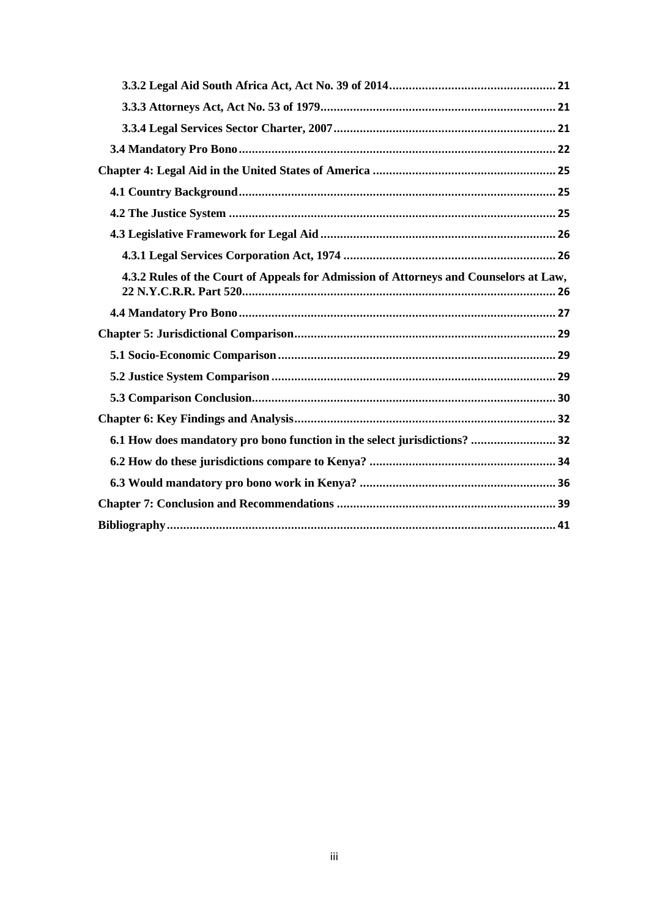3.3.2 Legal Aid South Africa Act, Act No. 39 of 2014 .... 21

3.3.3 Attorneys Act, Act No. 53 of 1979 .... 21

3.3.4 Legal Services Sector Charter, 2007 .... 21

3.4 Mandatory Pro Bono .... 22

Chapter 4: Legal Aid in the United States of America .... 25

4.1 Country Background .... 25

4.2 The Justice System .... 25

4.3 Legislative Framework for Legal Aid .... 26

4.3.1 Legal Services Corporation Act, 1974 .... 26

4.3.2 Rules of the Court of Appeals for Admission of Attorneys and Counselors at Law, 22 N.Y.C.R.R. Part 520 .... 26

4.4 Mandatory Pro Bono .... 27

Chapter 5: Jurisdictional Comparison .... 29

5.1 Socio-Economic Comparison .... 29

5.2 Justice System Comparison .... 29

5.3 Comparison Conclusion .... 30

Chapter 6: Key Findings and Analysis .... 32

6.1 How does mandatory pro bono function in the select jurisdictions? .... 32

6.2 How do these jurisdictions compare to Kenya? .... 34

6.3 Would mandatory pro bono work in Kenya? .... 36

Chapter 7: Conclusion and Recommendations .... 39

Bibliography .... 41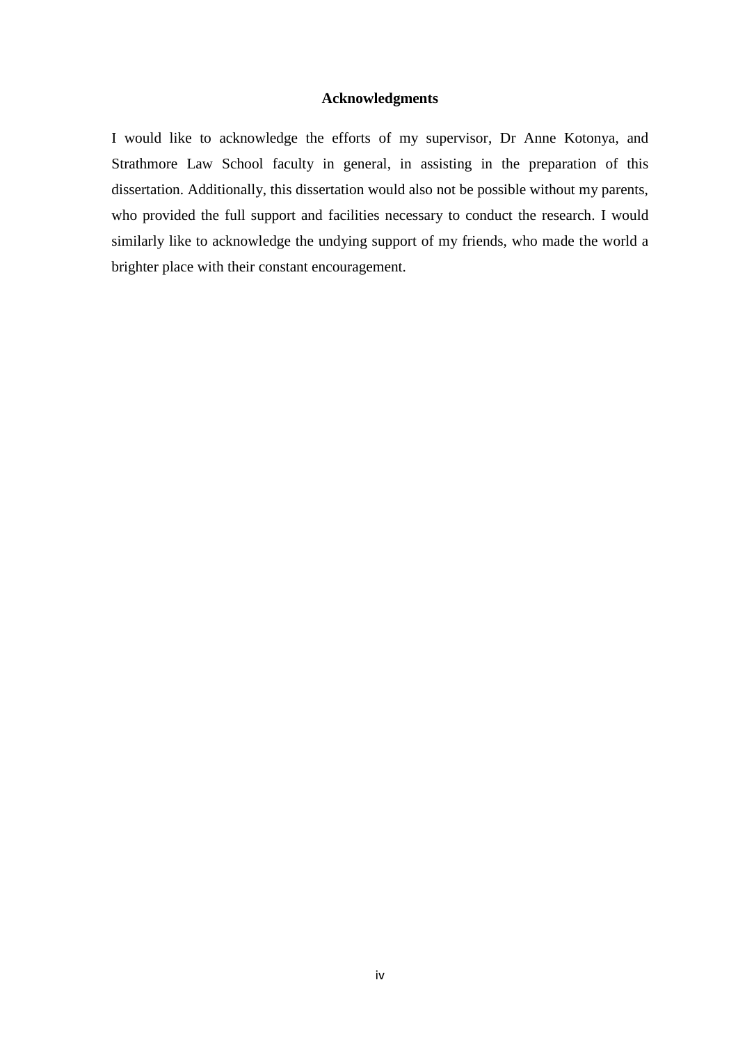# Acknowledgments

I would like to acknowledge the efforts of my supervisor, Dr Anne Kotonya, and Strathmore Law School faculty in general, in assisting in the preparation of this dissertation. Additionally, this dissertation would also not be possible without my parents, who provided the full support and facilities necessary to conduct the research. I would similarly like to acknowledge the undying support of my friends, who made the world a brighter place with their constant encouragement.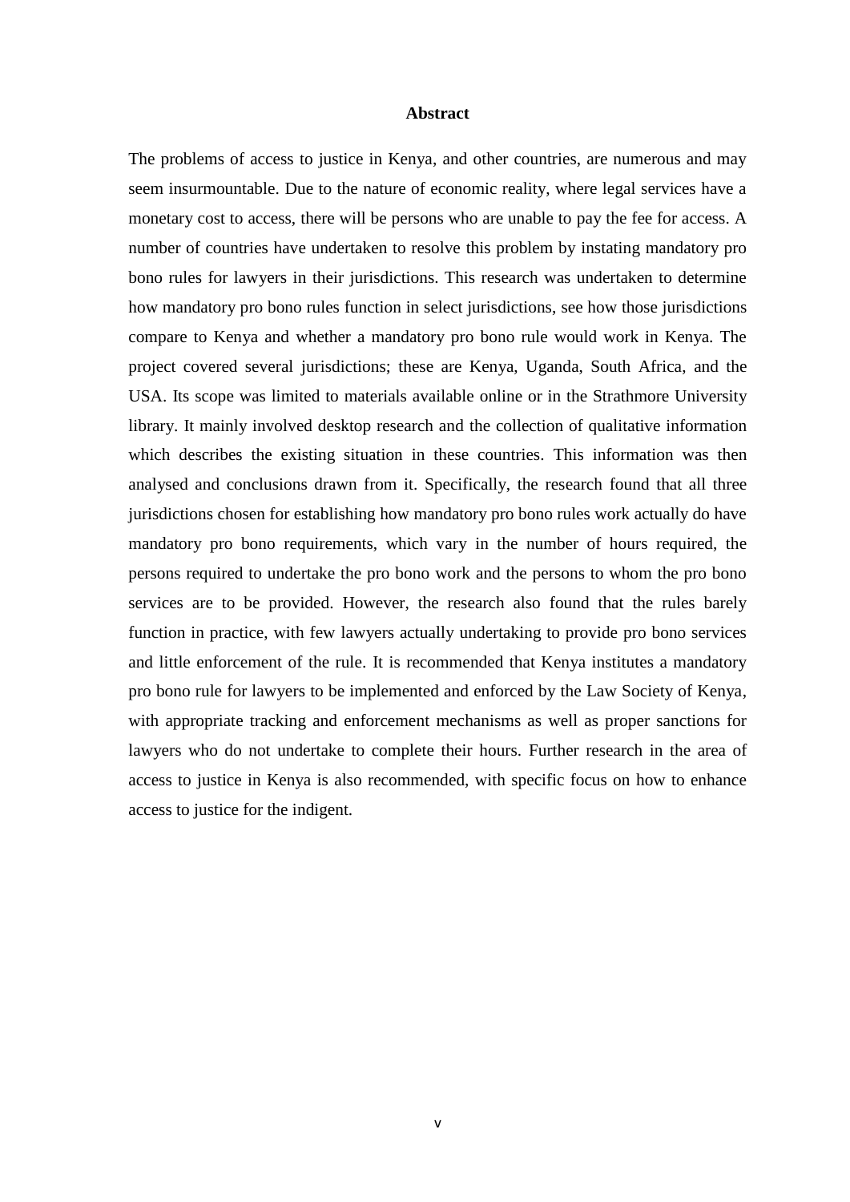# Abstract

The problems of access to justice in Kenya, and other countries, are numerous and may seem insurmountable. Due to the nature of economic reality, where legal services have a monetary cost to access, there will be persons who are unable to pay the fee for access. A number of countries have undertaken to resolve this problem by instating mandatory pro bono rules for lawyers in their jurisdictions. This research was undertaken to determine how mandatory pro bono rules function in select jurisdictions, see how those jurisdictions compare to Kenya and whether a mandatory pro bono rule would work in Kenya. The project covered several jurisdictions; these are Kenya, Uganda, South Africa, and the USA. Its scope was limited to materials available online or in the Strathmore University library. It mainly involved desktop research and the collection of qualitative information which describes the existing situation in these countries. This information was then analysed and conclusions drawn from it. Specifically, the research found that all three jurisdictions chosen for establishing how mandatory pro bono rules work actually do have mandatory pro bono requirements, which vary in the number of hours required, the persons required to undertake the pro bono work and the persons to whom the pro bono services are to be provided. However, the research also found that the rules barely function in practice, with few lawyers actually undertaking to provide pro bono services and little enforcement of the rule. It is recommended that Kenya institutes a mandatory pro bono rule for lawyers to be implemented and enforced by the Law Society of Kenya, with appropriate tracking and enforcement mechanisms as well as proper sanctions for lawyers who do not undertake to complete their hours. Further research in the area of access to justice in Kenya is also recommended, with specific focus on how to enhance access to justice for the indigent.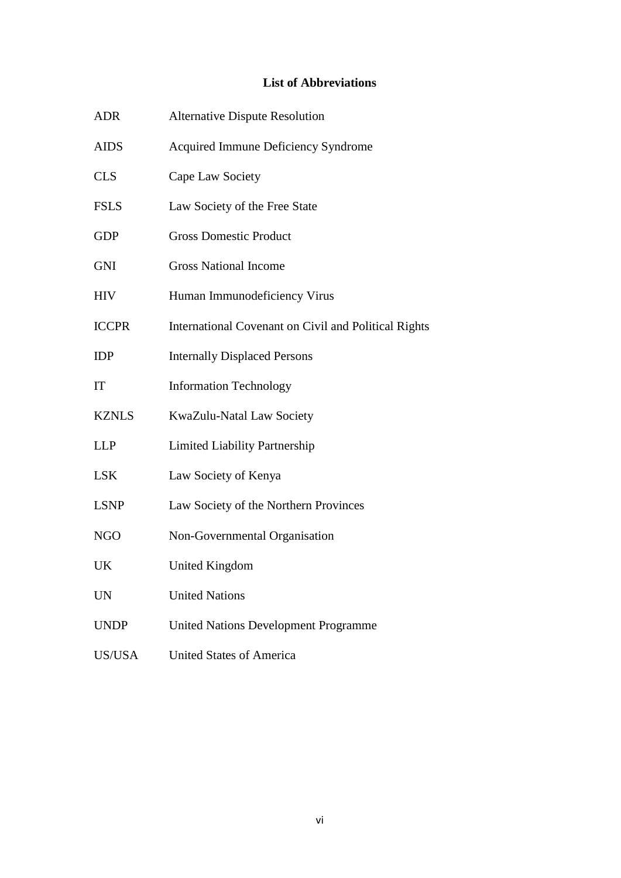## List of Abbreviations

| | |
|---|---|
| ADR | Alternative Dispute Resolution |
| AIDS | Acquired Immune Deficiency Syndrome |
| CLS | Cape Law Society |
| FSLS | Law Society of the Free State |
| GDP | Gross Domestic Product |
| GNI | Gross National Income |
| HIV | Human Immunodeficiency Virus |
| ICCPR | International Covenant on Civil and Political Rights |
| IDP | Internally Displaced Persons |
| IT | Information Technology |
| KZNLS | KwaZulu-Natal Law Society |
| LLP | Limited Liability Partnership |
| LSK | Law Society of Kenya |
| LSNP | Law Society of the Northern Provinces |
| NGO | Non-Governmental Organisation |
| UK | United Kingdom |
| UN | United Nations |
| UNDP | United Nations Development Programme |
| US/USA | United States of America |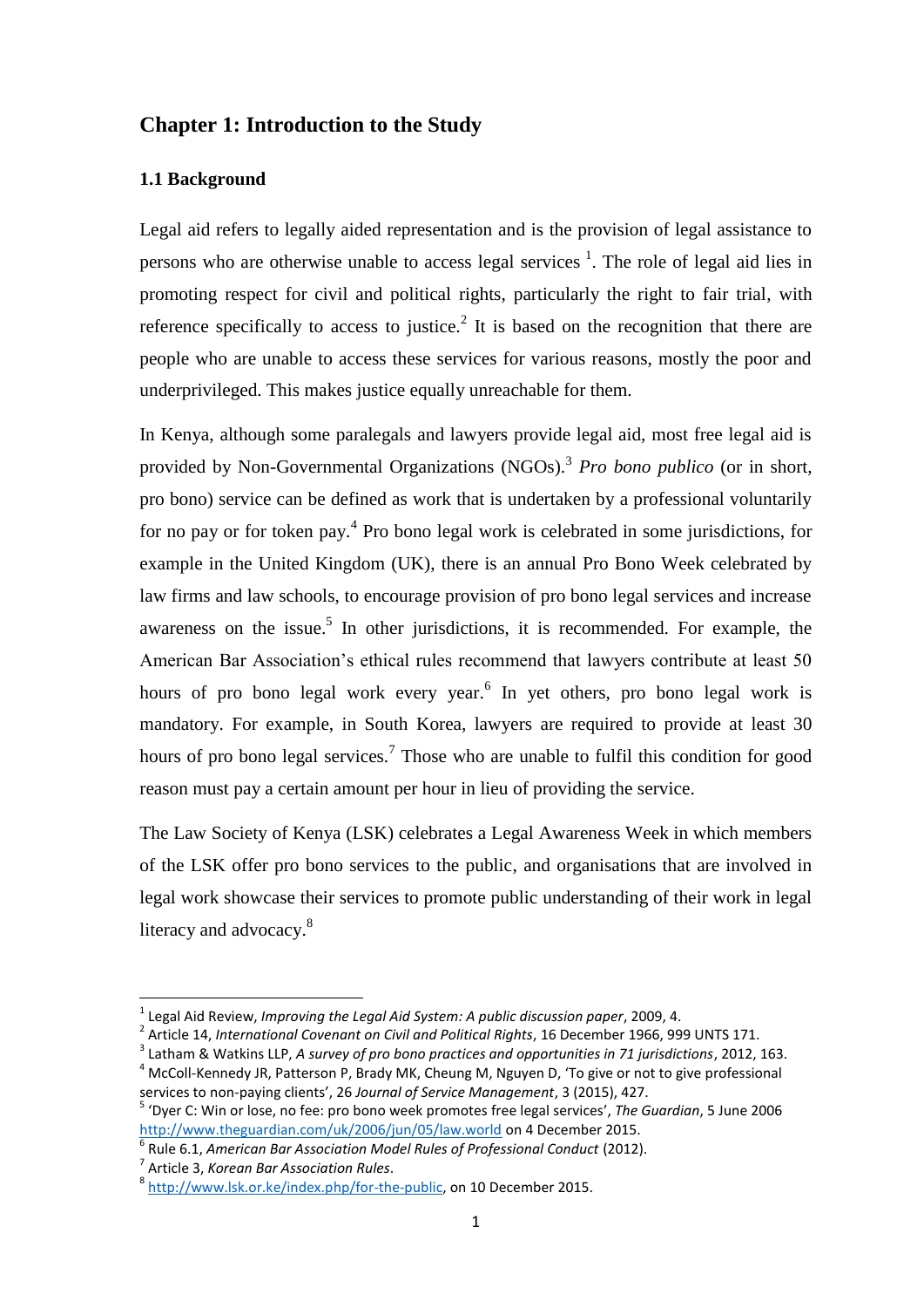# Chapter 1: Introduction to the Study

## 1.1 Background

Legal aid refers to legally aided representation and is the provision of legal assistance to persons who are otherwise unable to access legal services [1]. The role of legal aid lies in promoting respect for civil and political rights, particularly the right to fair trial, with reference specifically to access to justice.[2] It is based on the recognition that there are people who are unable to access these services for various reasons, mostly the poor and underprivileged. This makes justice equally unreachable for them.

In Kenya, although some paralegals and lawyers provide legal aid, most free legal aid is provided by Non-Governmental Organizations (NGOs).[3] *Pro bono publico* (or in short, pro bono) service can be defined as work that is undertaken by a professional voluntarily for no pay or for token pay.[4] Pro bono legal work is celebrated in some jurisdictions, for example in the United Kingdom (UK), there is an annual Pro Bono Week celebrated by law firms and law schools, to encourage provision of pro bono legal services and increase awareness on the issue.[5] In other jurisdictions, it is recommended. For example, the American Bar Association's ethical rules recommend that lawyers contribute at least 50 hours of pro bono legal work every year.[6] In yet others, pro bono legal work is mandatory. For example, in South Korea, lawyers are required to provide at least 30 hours of pro bono legal services.[7] Those who are unable to fulfil this condition for good reason must pay a certain amount per hour in lieu of providing the service.

The Law Society of Kenya (LSK) celebrates a Legal Awareness Week in which members of the LSK offer pro bono services to the public, and organisations that are involved in legal work showcase their services to promote public understanding of their work in legal literacy and advocacy.[8]

---

[1] Legal Aid Review, *Improving the Legal Aid System: A public discussion paper*, 2009, 4.

[2] Article 14, *International Covenant on Civil and Political Rights*, 16 December 1966, 999 UNTS 171.

[3] Latham & Watkins LLP, *A survey of pro bono practices and opportunities in 71 jurisdictions*, 2012, 163.

[4] McColl-Kennedy JR, Patterson P, Brady MK, Cheung M, Nguyen D, 'To give or not to give professional services to non-paying clients', 26 *Journal of Service Management*, 3 (2015), 427.

[5] 'Dyer C: Win or lose, no fee: pro bono week promotes free legal services', *The Guardian*, 5 June 2006 http://www.theguardian.com/uk/2006/jun/05/law.world on 4 December 2015.

[6] Rule 6.1, *American Bar Association Model Rules of Professional Conduct* (2012).

[7] Article 3, *Korean Bar Association Rules*.

[8] http://www.lsk.or.ke/index.php/for-the-public, on 10 December 2015.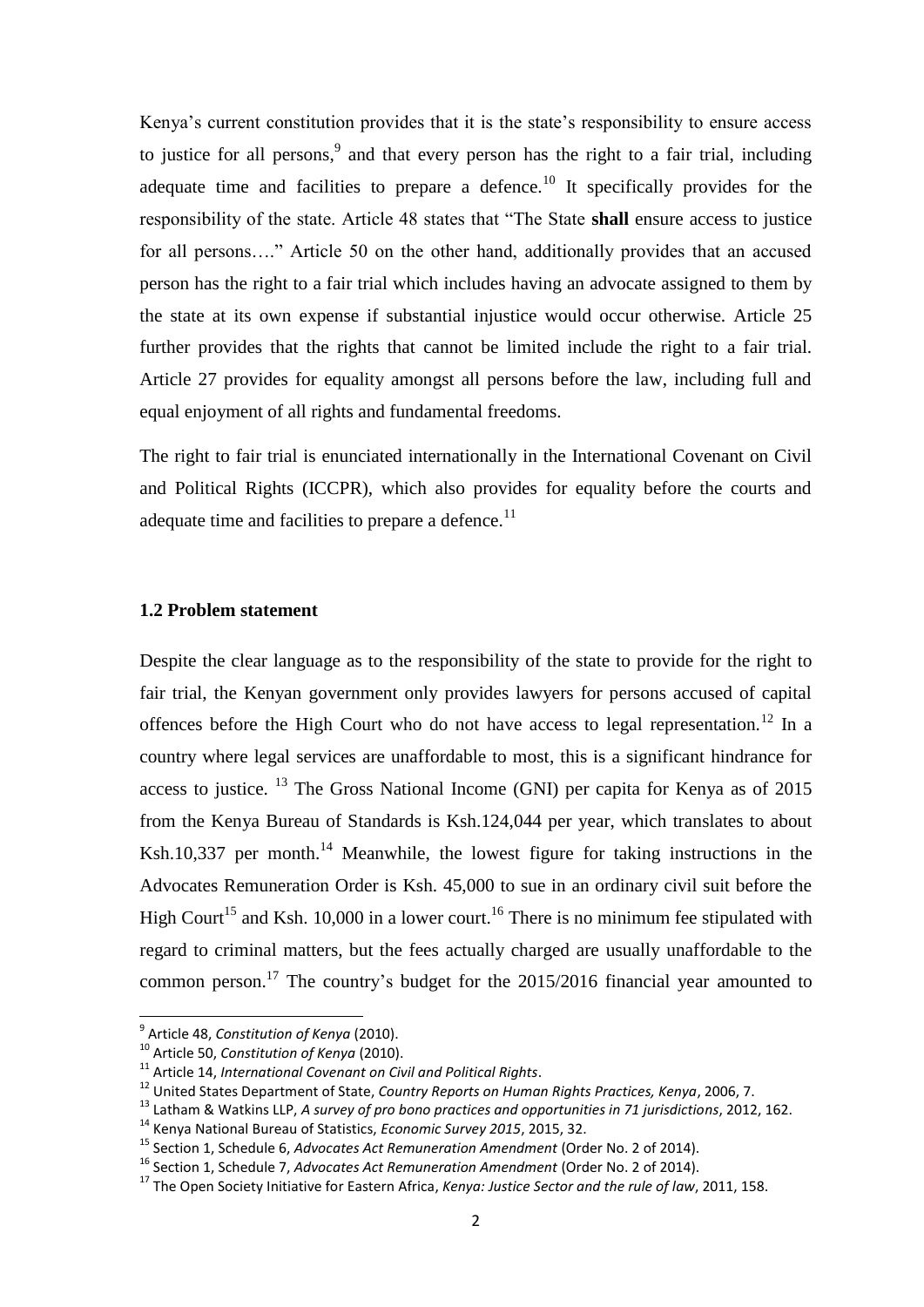Kenya's current constitution provides that it is the state's responsibility to ensure access to justice for all persons,[9] and that every person has the right to a fair trial, including adequate time and facilities to prepare a defence.[10] It specifically provides for the responsibility of the state. Article 48 states that "The State **shall** ensure access to justice for all persons…." Article 50 on the other hand, additionally provides that an accused person has the right to a fair trial which includes having an advocate assigned to them by the state at its own expense if substantial injustice would occur otherwise. Article 25 further provides that the rights that cannot be limited include the right to a fair trial. Article 27 provides for equality amongst all persons before the law, including full and equal enjoyment of all rights and fundamental freedoms.

The right to fair trial is enunciated internationally in the International Covenant on Civil and Political Rights (ICCPR), which also provides for equality before the courts and adequate time and facilities to prepare a defence.[11]

### 1.2 Problem statement

Despite the clear language as to the responsibility of the state to provide for the right to fair trial, the Kenyan government only provides lawyers for persons accused of capital offences before the High Court who do not have access to legal representation.[12] In a country where legal services are unaffordable to most, this is a significant hindrance for access to justice. [13] The Gross National Income (GNI) per capita for Kenya as of 2015 from the Kenya Bureau of Standards is Ksh.124,044 per year, which translates to about Ksh.10,337 per month.[14] Meanwhile, the lowest figure for taking instructions in the Advocates Remuneration Order is Ksh. 45,000 to sue in an ordinary civil suit before the High Court[15] and Ksh. 10,000 in a lower court.[16] There is no minimum fee stipulated with regard to criminal matters, but the fees actually charged are usually unaffordable to the common person.[17] The country's budget for the 2015/2016 financial year amounted to

---

[9] Article 48, *Constitution of Kenya* (2010).

[10] Article 50, *Constitution of Kenya* (2010).

[11] Article 14, *International Covenant on Civil and Political Rights*.

[12] United States Department of State, *Country Reports on Human Rights Practices, Kenya*, 2006, 7.

[13] Latham & Watkins LLP, *A survey of pro bono practices and opportunities in 71 jurisdictions*, 2012, 162.

[14] Kenya National Bureau of Statistics, *Economic Survey 2015*, 2015, 32.

[15] Section 1, Schedule 6, *Advocates Act Remuneration Amendment* (Order No. 2 of 2014).

[16] Section 1, Schedule 7, *Advocates Act Remuneration Amendment* (Order No. 2 of 2014).

[17] The Open Society Initiative for Eastern Africa, *Kenya: Justice Sector and the rule of law*, 2011, 158.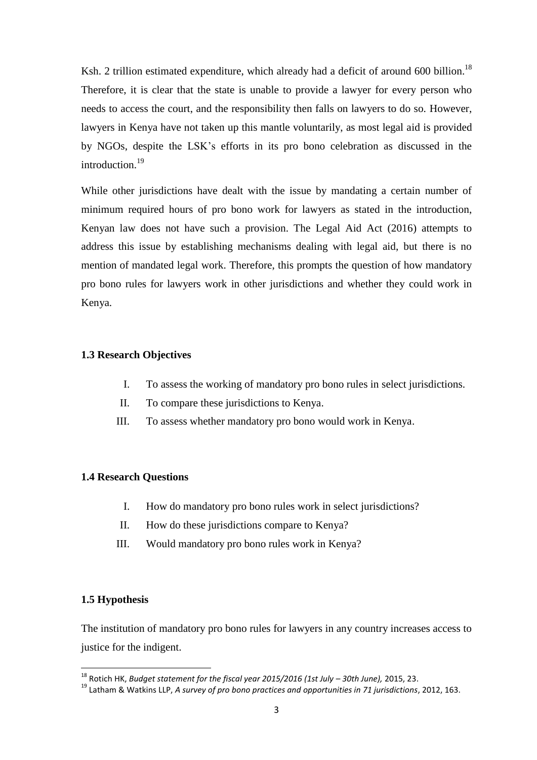Ksh. 2 trillion estimated expenditure, which already had a deficit of around 600 billion.[18] Therefore, it is clear that the state is unable to provide a lawyer for every person who needs to access the court, and the responsibility then falls on lawyers to do so. However, lawyers in Kenya have not taken up this mantle voluntarily, as most legal aid is provided by NGOs, despite the LSK's efforts in its pro bono celebration as discussed in the introduction.[19]

While other jurisdictions have dealt with the issue by mandating a certain number of minimum required hours of pro bono work for lawyers as stated in the introduction, Kenyan law does not have such a provision. The Legal Aid Act (2016) attempts to address this issue by establishing mechanisms dealing with legal aid, but there is no mention of mandated legal work. Therefore, this prompts the question of how mandatory pro bono rules for lawyers work in other jurisdictions and whether they could work in Kenya.

### 1.3 Research Objectives

I. To assess the working of mandatory pro bono rules in select jurisdictions.

II. To compare these jurisdictions to Kenya.

III. To assess whether mandatory pro bono would work in Kenya.

### 1.4 Research Questions

I. How do mandatory pro bono rules work in select jurisdictions?

II. How do these jurisdictions compare to Kenya?

III. Would mandatory pro bono rules work in Kenya?

### 1.5 Hypothesis

The institution of mandatory pro bono rules for lawyers in any country increases access to justice for the indigent.

---

[18] Rotich HK, *Budget statement for the fiscal year 2015/2016 (1st July – 30th June),* 2015, 23.

[19] Latham & Watkins LLP, *A survey of pro bono practices and opportunities in 71 jurisdictions*, 2012, 163.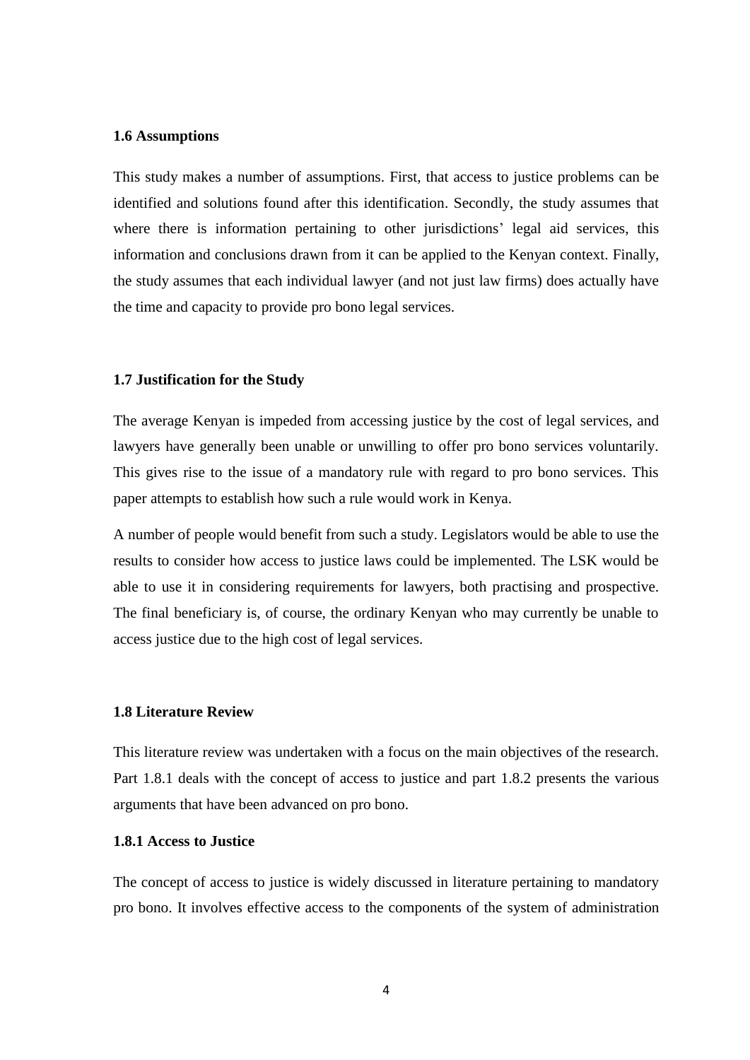### 1.6 Assumptions

This study makes a number of assumptions. First, that access to justice problems can be identified and solutions found after this identification. Secondly, the study assumes that where there is information pertaining to other jurisdictions' legal aid services, this information and conclusions drawn from it can be applied to the Kenyan context. Finally, the study assumes that each individual lawyer (and not just law firms) does actually have the time and capacity to provide pro bono legal services.

### 1.7 Justification for the Study

The average Kenyan is impeded from accessing justice by the cost of legal services, and lawyers have generally been unable or unwilling to offer pro bono services voluntarily. This gives rise to the issue of a mandatory rule with regard to pro bono services. This paper attempts to establish how such a rule would work in Kenya.

A number of people would benefit from such a study. Legislators would be able to use the results to consider how access to justice laws could be implemented. The LSK would be able to use it in considering requirements for lawyers, both practising and prospective. The final beneficiary is, of course, the ordinary Kenyan who may currently be unable to access justice due to the high cost of legal services.

### 1.8 Literature Review

This literature review was undertaken with a focus on the main objectives of the research. Part 1.8.1 deals with the concept of access to justice and part 1.8.2 presents the various arguments that have been advanced on pro bono.

#### 1.8.1 Access to Justice

The concept of access to justice is widely discussed in literature pertaining to mandatory pro bono. It involves effective access to the components of the system of administration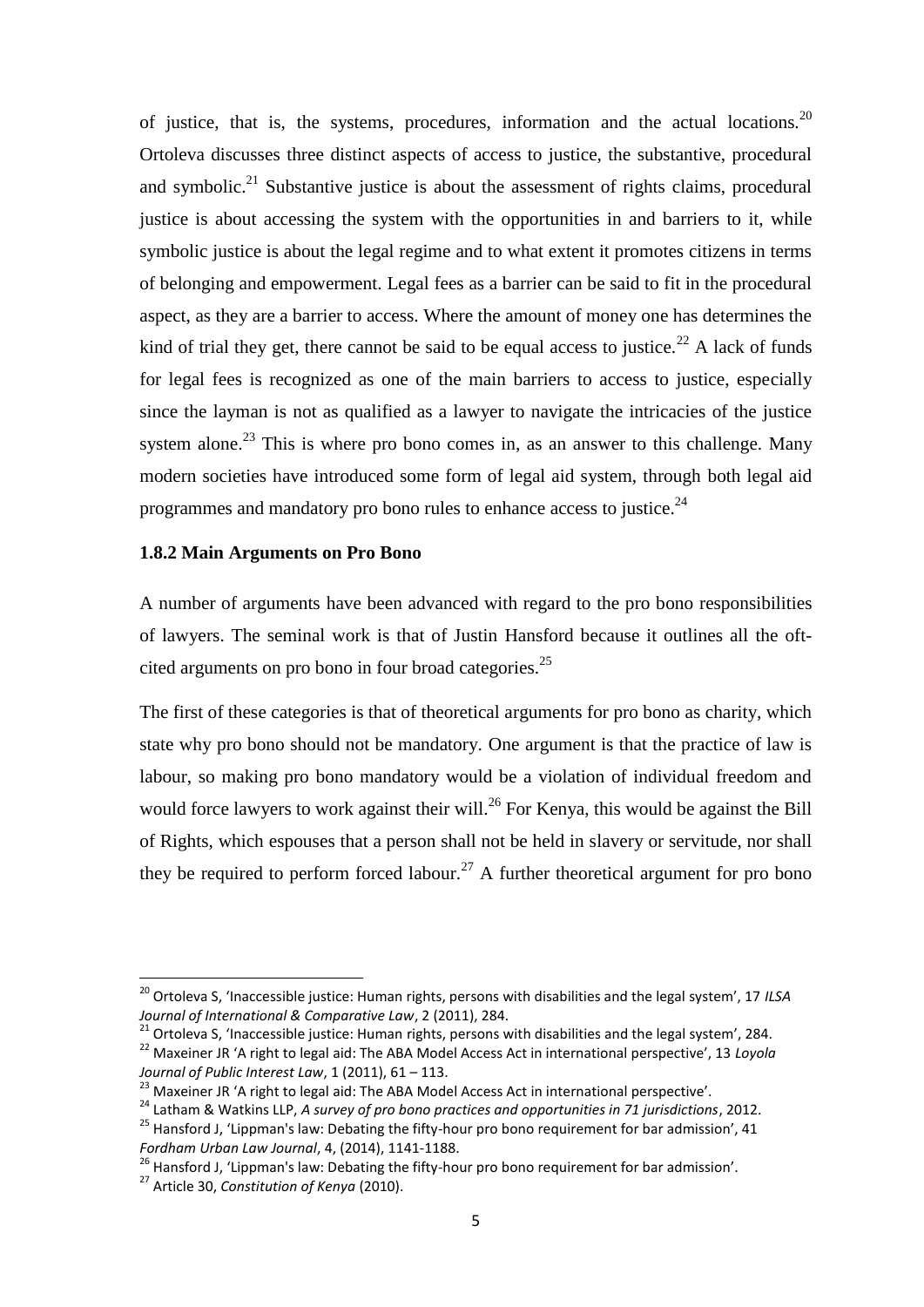of justice, that is, the systems, procedures, information and the actual locations.[20] Ortoleva discusses three distinct aspects of access to justice, the substantive, procedural and symbolic.[21] Substantive justice is about the assessment of rights claims, procedural justice is about accessing the system with the opportunities in and barriers to it, while symbolic justice is about the legal regime and to what extent it promotes citizens in terms of belonging and empowerment. Legal fees as a barrier can be said to fit in the procedural aspect, as they are a barrier to access. Where the amount of money one has determines the kind of trial they get, there cannot be said to be equal access to justice.[22] A lack of funds for legal fees is recognized as one of the main barriers to access to justice, especially since the layman is not as qualified as a lawyer to navigate the intricacies of the justice system alone.[23] This is where pro bono comes in, as an answer to this challenge. Many modern societies have introduced some form of legal aid system, through both legal aid programmes and mandatory pro bono rules to enhance access to justice.[24]

### 1.8.2 Main Arguments on Pro Bono

A number of arguments have been advanced with regard to the pro bono responsibilities of lawyers. The seminal work is that of Justin Hansford because it outlines all the oft-cited arguments on pro bono in four broad categories.[25]

The first of these categories is that of theoretical arguments for pro bono as charity, which state why pro bono should not be mandatory. One argument is that the practice of law is labour, so making pro bono mandatory would be a violation of individual freedom and would force lawyers to work against their will.[26] For Kenya, this would be against the Bill of Rights, which espouses that a person shall not be held in slavery or servitude, nor shall they be required to perform forced labour.[27] A further theoretical argument for pro bono

---

[20] Ortoleva S, 'Inaccessible justice: Human rights, persons with disabilities and the legal system', 17 *ILSA Journal of International & Comparative Law*, 2 (2011), 284.

[21] Ortoleva S, 'Inaccessible justice: Human rights, persons with disabilities and the legal system', 284.

[22] Maxeiner JR 'A right to legal aid: The ABA Model Access Act in international perspective', 13 *Loyola Journal of Public Interest Law*, 1 (2011), 61 – 113.

[23] Maxeiner JR 'A right to legal aid: The ABA Model Access Act in international perspective'.

[24] Latham & Watkins LLP, *A survey of pro bono practices and opportunities in 71 jurisdictions*, 2012.

[25] Hansford J, 'Lippman's law: Debating the fifty-hour pro bono requirement for bar admission', 41 *Fordham Urban Law Journal*, 4, (2014), 1141-1188.

[26] Hansford J, 'Lippman's law: Debating the fifty-hour pro bono requirement for bar admission'.

[27] Article 30, *Constitution of Kenya* (2010).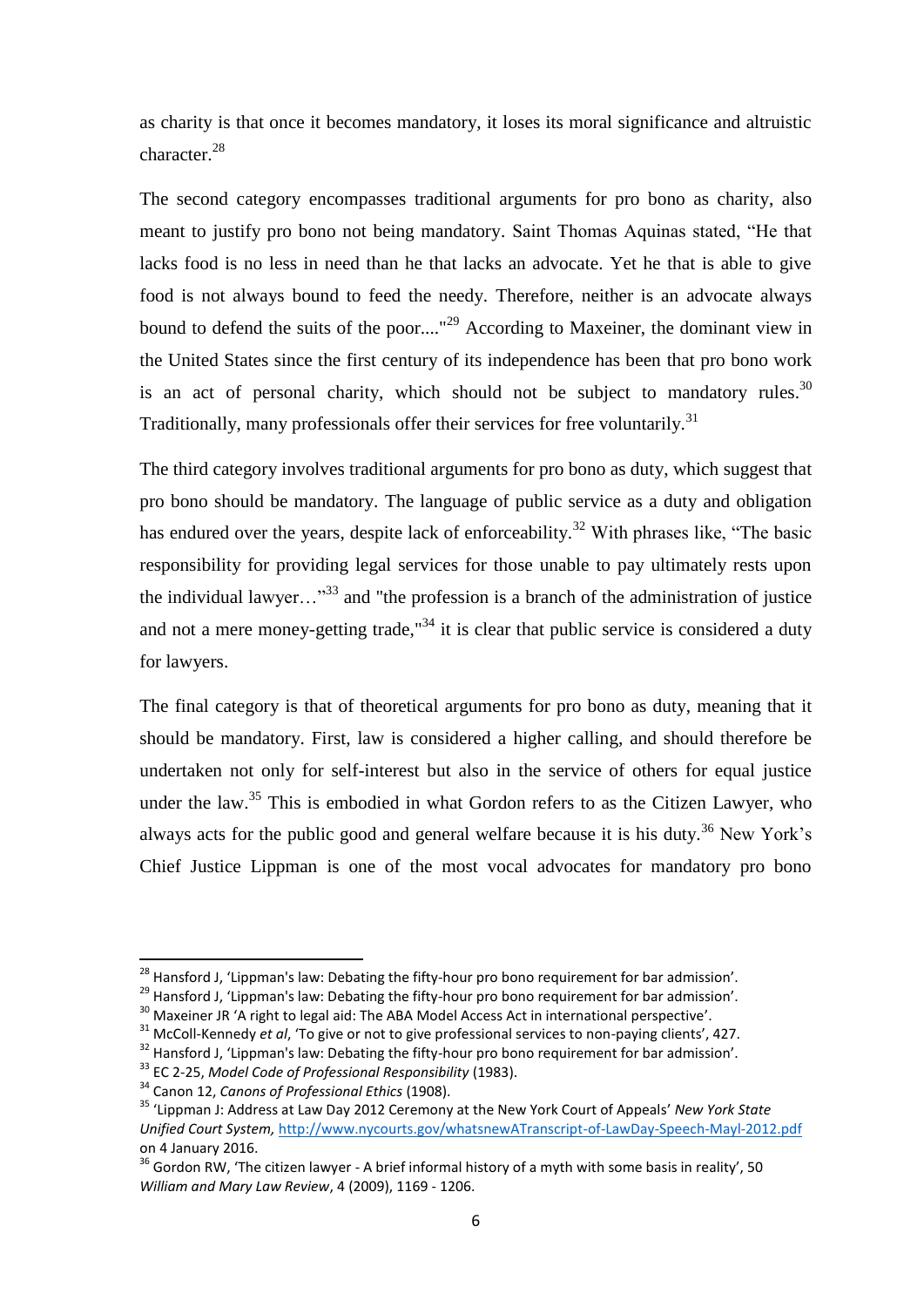as charity is that once it becomes mandatory, it loses its moral significance and altruistic character.[28]

The second category encompasses traditional arguments for pro bono as charity, also meant to justify pro bono not being mandatory. Saint Thomas Aquinas stated, "He that lacks food is no less in need than he that lacks an advocate. Yet he that is able to give food is not always bound to feed the needy. Therefore, neither is an advocate always bound to defend the suits of the poor...."[29] According to Maxeiner, the dominant view in the United States since the first century of its independence has been that pro bono work is an act of personal charity, which should not be subject to mandatory rules.[30] Traditionally, many professionals offer their services for free voluntarily.[31]

The third category involves traditional arguments for pro bono as duty, which suggest that pro bono should be mandatory. The language of public service as a duty and obligation has endured over the years, despite lack of enforceability.[32] With phrases like, "The basic responsibility for providing legal services for those unable to pay ultimately rests upon the individual lawyer…"[33] and "the profession is a branch of the administration of justice and not a mere money-getting trade,"[34] it is clear that public service is considered a duty for lawyers.

The final category is that of theoretical arguments for pro bono as duty, meaning that it should be mandatory. First, law is considered a higher calling, and should therefore be undertaken not only for self-interest but also in the service of others for equal justice under the law.[35] This is embodied in what Gordon refers to as the Citizen Lawyer, who always acts for the public good and general welfare because it is his duty.[36] New York's Chief Justice Lippman is one of the most vocal advocates for mandatory pro bono

---

[28] Hansford J, 'Lippman's law: Debating the fifty-hour pro bono requirement for bar admission'.

[29] Hansford J, 'Lippman's law: Debating the fifty-hour pro bono requirement for bar admission'.

[30] Maxeiner JR 'A right to legal aid: The ABA Model Access Act in international perspective'.

[31] McColl-Kennedy *et al*, 'To give or not to give professional services to non-paying clients', 427.

[32] Hansford J, 'Lippman's law: Debating the fifty-hour pro bono requirement for bar admission'.

[33] EC 2-25, *Model Code of Professional Responsibility* (1983).

[34] Canon 12, *Canons of Professional Ethics* (1908).

[35] 'Lippman J: Address at Law Day 2012 Ceremony at the New York Court of Appeals' *New York State Unified Court System,* http://www.nycourts.gov/whatsnewATranscript-of-LawDay-Speech-Mayl-2012.pdf on 4 January 2016.

[36] Gordon RW, 'The citizen lawyer - A brief informal history of a myth with some basis in reality', 50 *William and Mary Law Review*, 4 (2009), 1169 - 1206.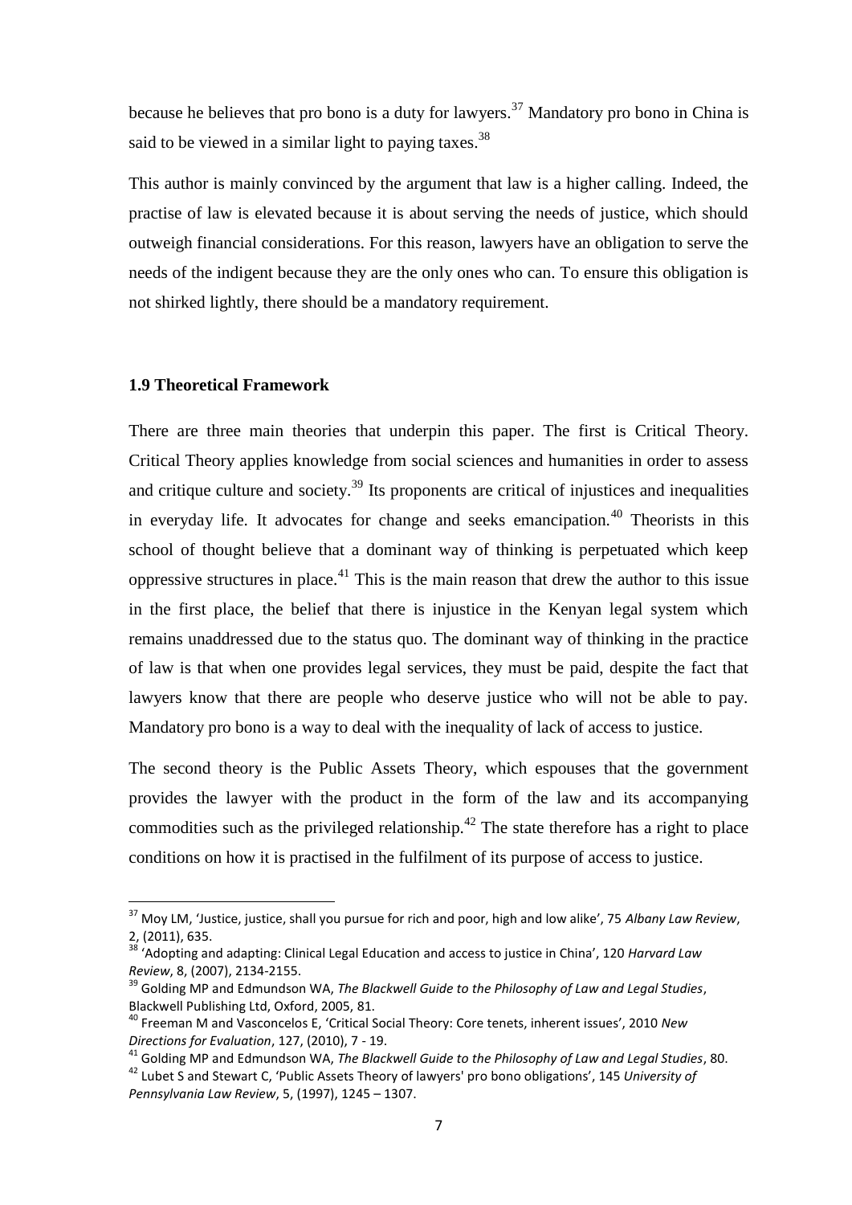because he believes that pro bono is a duty for lawyers.[37] Mandatory pro bono in China is said to be viewed in a similar light to paying taxes.[38]

This author is mainly convinced by the argument that law is a higher calling. Indeed, the practise of law is elevated because it is about serving the needs of justice, which should outweigh financial considerations. For this reason, lawyers have an obligation to serve the needs of the indigent because they are the only ones who can. To ensure this obligation is not shirked lightly, there should be a mandatory requirement.

### 1.9 Theoretical Framework

There are three main theories that underpin this paper. The first is Critical Theory. Critical Theory applies knowledge from social sciences and humanities in order to assess and critique culture and society.[39] Its proponents are critical of injustices and inequalities in everyday life. It advocates for change and seeks emancipation.[40] Theorists in this school of thought believe that a dominant way of thinking is perpetuated which keep oppressive structures in place.[41] This is the main reason that drew the author to this issue in the first place, the belief that there is injustice in the Kenyan legal system which remains unaddressed due to the status quo. The dominant way of thinking in the practice of law is that when one provides legal services, they must be paid, despite the fact that lawyers know that there are people who deserve justice who will not be able to pay. Mandatory pro bono is a way to deal with the inequality of lack of access to justice.

The second theory is the Public Assets Theory, which espouses that the government provides the lawyer with the product in the form of the law and its accompanying commodities such as the privileged relationship.[42] The state therefore has a right to place conditions on how it is practised in the fulfilment of its purpose of access to justice.

---

[37] Moy LM, 'Justice, justice, shall you pursue for rich and poor, high and low alike', 75 *Albany Law Review*, 2, (2011), 635.

[38] 'Adopting and adapting: Clinical Legal Education and access to justice in China', 120 *Harvard Law Review*, 8, (2007), 2134-2155.

[39] Golding MP and Edmundson WA, *The Blackwell Guide to the Philosophy of Law and Legal Studies*, Blackwell Publishing Ltd, Oxford, 2005, 81.

[40] Freeman M and Vasconcelos E, 'Critical Social Theory: Core tenets, inherent issues', 2010 *New Directions for Evaluation*, 127, (2010), 7 - 19.

[41] Golding MP and Edmundson WA, *The Blackwell Guide to the Philosophy of Law and Legal Studies*, 80.

[42] Lubet S and Stewart C, 'Public Assets Theory of lawyers' pro bono obligations', 145 *University of Pennsylvania Law Review*, 5, (1997), 1245 – 1307.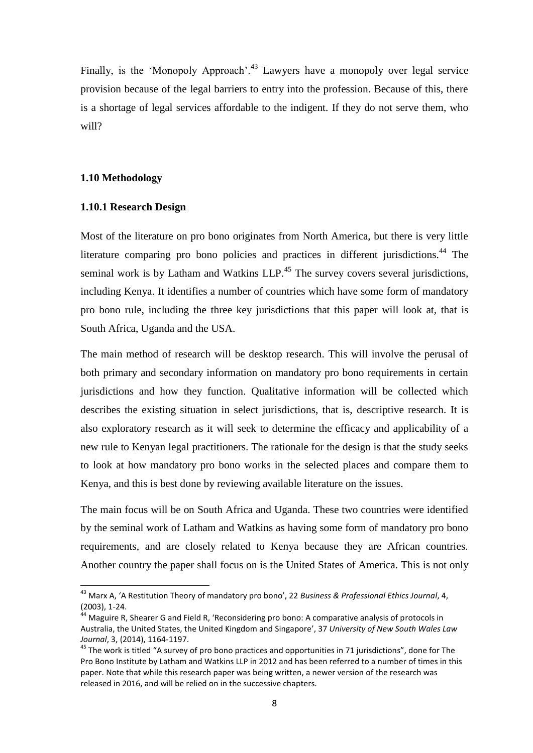Finally, is the 'Monopoly Approach'.[43] Lawyers have a monopoly over legal service provision because of the legal barriers to entry into the profession. Because of this, there is a shortage of legal services affordable to the indigent. If they do not serve them, who will?

### 1.10 Methodology

#### 1.10.1 Research Design

Most of the literature on pro bono originates from North America, but there is very little literature comparing pro bono policies and practices in different jurisdictions.[44] The seminal work is by Latham and Watkins LLP.[45] The survey covers several jurisdictions, including Kenya. It identifies a number of countries which have some form of mandatory pro bono rule, including the three key jurisdictions that this paper will look at, that is South Africa, Uganda and the USA.

The main method of research will be desktop research. This will involve the perusal of both primary and secondary information on mandatory pro bono requirements in certain jurisdictions and how they function. Qualitative information will be collected which describes the existing situation in select jurisdictions, that is, descriptive research. It is also exploratory research as it will seek to determine the efficacy and applicability of a new rule to Kenyan legal practitioners. The rationale for the design is that the study seeks to look at how mandatory pro bono works in the selected places and compare them to Kenya, and this is best done by reviewing available literature on the issues.

The main focus will be on South Africa and Uganda. These two countries were identified by the seminal work of Latham and Watkins as having some form of mandatory pro bono requirements, and are closely related to Kenya because they are African countries. Another country the paper shall focus on is the United States of America. This is not only

---

[43] Marx A, 'A Restitution Theory of mandatory pro bono', 22 *Business & Professional Ethics Journal*, 4, (2003), 1-24.

[44] Maguire R, Shearer G and Field R, 'Reconsidering pro bono: A comparative analysis of protocols in Australia, the United States, the United Kingdom and Singapore', 37 *University of New South Wales Law Journal*, 3, (2014), 1164-1197.

[45] The work is titled "A survey of pro bono practices and opportunities in 71 jurisdictions", done for The Pro Bono Institute by Latham and Watkins LLP in 2012 and has been referred to a number of times in this paper. Note that while this research paper was being written, a newer version of the research was released in 2016, and will be relied on in the successive chapters.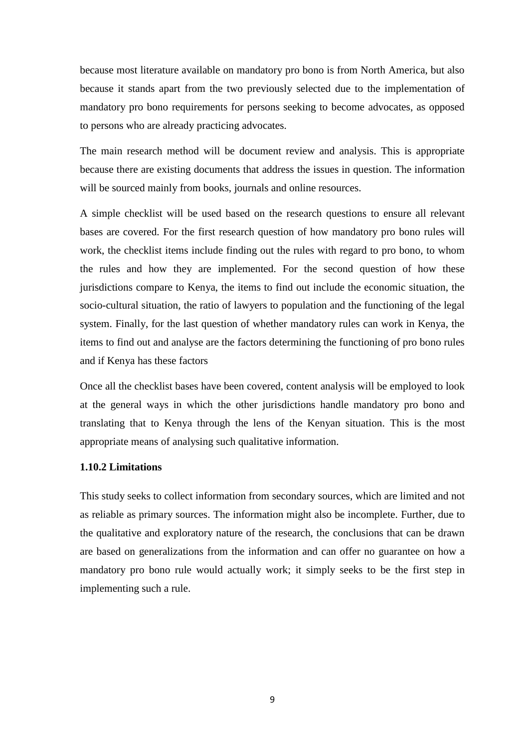because most literature available on mandatory pro bono is from North America, but also because it stands apart from the two previously selected due to the implementation of mandatory pro bono requirements for persons seeking to become advocates, as opposed to persons who are already practicing advocates.

The main research method will be document review and analysis. This is appropriate because there are existing documents that address the issues in question. The information will be sourced mainly from books, journals and online resources.

A simple checklist will be used based on the research questions to ensure all relevant bases are covered. For the first research question of how mandatory pro bono rules will work, the checklist items include finding out the rules with regard to pro bono, to whom the rules and how they are implemented. For the second question of how these jurisdictions compare to Kenya, the items to find out include the economic situation, the socio-cultural situation, the ratio of lawyers to population and the functioning of the legal system. Finally, for the last question of whether mandatory rules can work in Kenya, the items to find out and analyse are the factors determining the functioning of pro bono rules and if Kenya has these factors

Once all the checklist bases have been covered, content analysis will be employed to look at the general ways in which the other jurisdictions handle mandatory pro bono and translating that to Kenya through the lens of the Kenyan situation. This is the most appropriate means of analysing such qualitative information.

### 1.10.2 Limitations

This study seeks to collect information from secondary sources, which are limited and not as reliable as primary sources. The information might also be incomplete. Further, due to the qualitative and exploratory nature of the research, the conclusions that can be drawn are based on generalizations from the information and can offer no guarantee on how a mandatory pro bono rule would actually work; it simply seeks to be the first step in implementing such a rule.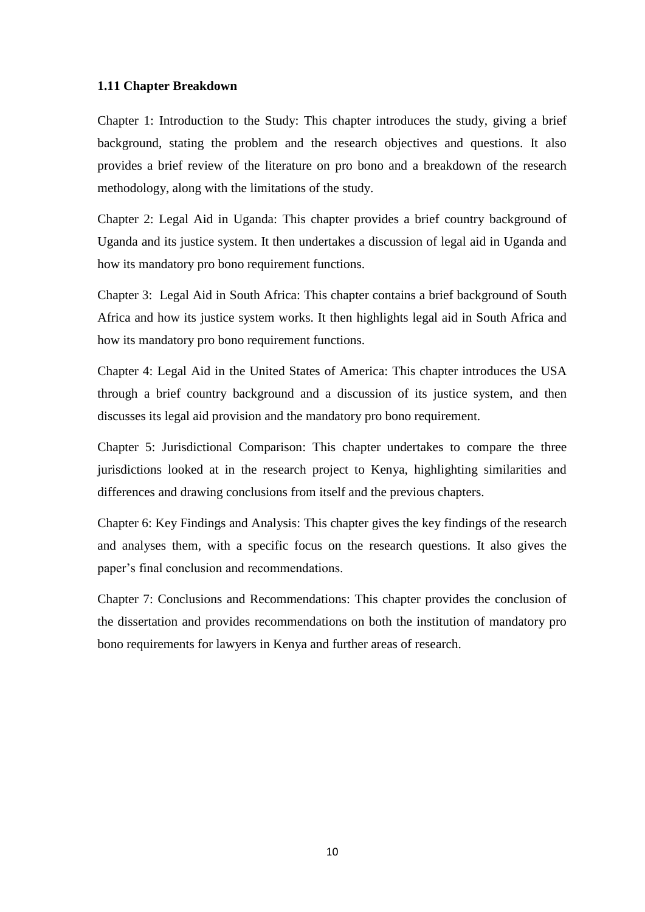### 1.11 Chapter Breakdown

Chapter 1: Introduction to the Study: This chapter introduces the study, giving a brief background, stating the problem and the research objectives and questions. It also provides a brief review of the literature on pro bono and a breakdown of the research methodology, along with the limitations of the study.

Chapter 2: Legal Aid in Uganda: This chapter provides a brief country background of Uganda and its justice system. It then undertakes a discussion of legal aid in Uganda and how its mandatory pro bono requirement functions.

Chapter 3: Legal Aid in South Africa: This chapter contains a brief background of South Africa and how its justice system works. It then highlights legal aid in South Africa and how its mandatory pro bono requirement functions.

Chapter 4: Legal Aid in the United States of America: This chapter introduces the USA through a brief country background and a discussion of its justice system, and then discusses its legal aid provision and the mandatory pro bono requirement.

Chapter 5: Jurisdictional Comparison: This chapter undertakes to compare the three jurisdictions looked at in the research project to Kenya, highlighting similarities and differences and drawing conclusions from itself and the previous chapters.

Chapter 6: Key Findings and Analysis: This chapter gives the key findings of the research and analyses them, with a specific focus on the research questions. It also gives the paper's final conclusion and recommendations.

Chapter 7: Conclusions and Recommendations: This chapter provides the conclusion of the dissertation and provides recommendations on both the institution of mandatory pro bono requirements for lawyers in Kenya and further areas of research.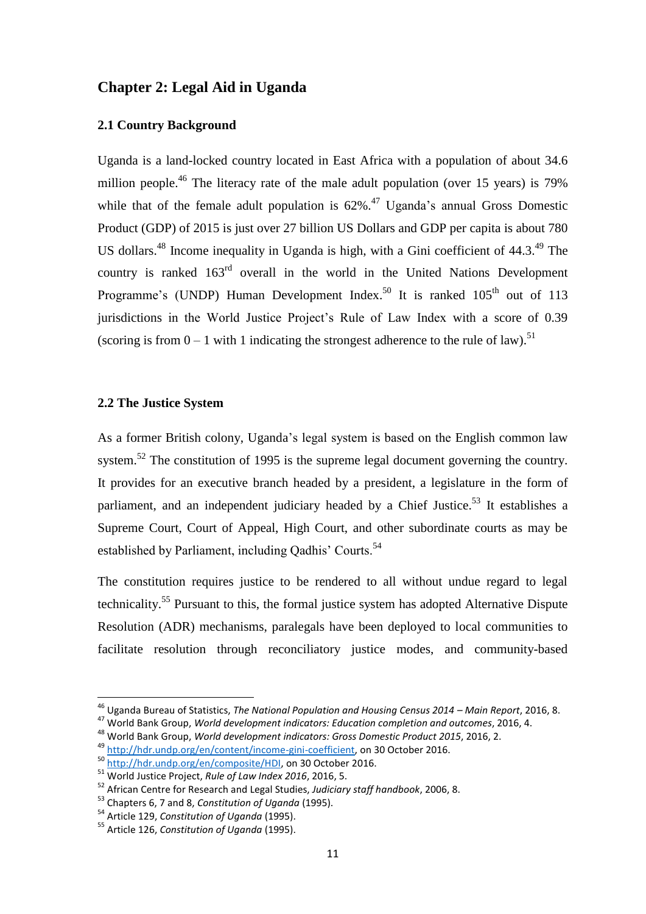## Chapter 2: Legal Aid in Uganda

### 2.1 Country Background

Uganda is a land-locked country located in East Africa with a population of about 34.6 million people.[46] The literacy rate of the male adult population (over 15 years) is 79% while that of the female adult population is 62%.[47] Uganda's annual Gross Domestic Product (GDP) of 2015 is just over 27 billion US Dollars and GDP per capita is about 780 US dollars.[48] Income inequality in Uganda is high, with a Gini coefficient of 44.3.[49] The country is ranked 163rd overall in the world in the United Nations Development Programme's (UNDP) Human Development Index.[50] It is ranked 105th out of 113 jurisdictions in the World Justice Project's Rule of Law Index with a score of 0.39 (scoring is from 0 – 1 with 1 indicating the strongest adherence to the rule of law).[51]

### 2.2 The Justice System

As a former British colony, Uganda's legal system is based on the English common law system.[52] The constitution of 1995 is the supreme legal document governing the country. It provides for an executive branch headed by a president, a legislature in the form of parliament, and an independent judiciary headed by a Chief Justice.[53] It establishes a Supreme Court, Court of Appeal, High Court, and other subordinate courts as may be established by Parliament, including Qadhis' Courts.[54]

The constitution requires justice to be rendered to all without undue regard to legal technicality.[55] Pursuant to this, the formal justice system has adopted Alternative Dispute Resolution (ADR) mechanisms, paralegals have been deployed to local communities to facilitate resolution through reconciliatory justice modes, and community-based

---

[46] Uganda Bureau of Statistics, *The National Population and Housing Census 2014 – Main Report*, 2016, 8.

[47] World Bank Group, *World development indicators: Education completion and outcomes*, 2016, 4.

[48] World Bank Group, *World development indicators: Gross Domestic Product 2015*, 2016, 2.

[49] http://hdr.undp.org/en/content/income-gini-coefficient, on 30 October 2016.

[50] http://hdr.undp.org/en/composite/HDI, on 30 October 2016.

[51] World Justice Project, *Rule of Law Index 2016*, 2016, 5.

[52] African Centre for Research and Legal Studies, *Judiciary staff handbook*, 2006, 8.

[53] Chapters 6, 7 and 8, *Constitution of Uganda* (1995).

[54] Article 129, *Constitution of Uganda* (1995).

[55] Article 126, *Constitution of Uganda* (1995).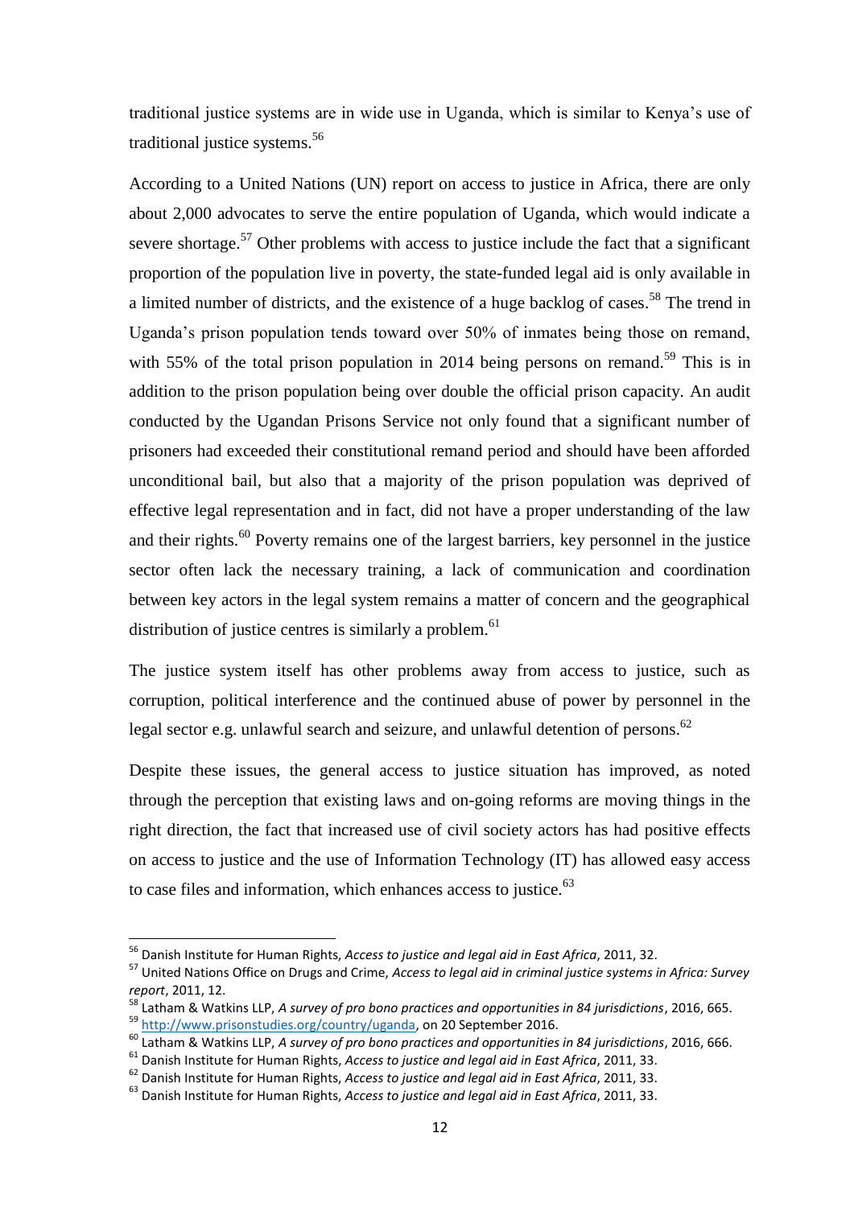traditional justice systems are in wide use in Uganda, which is similar to Kenya's use of traditional justice systems.[56]

According to a United Nations (UN) report on access to justice in Africa, there are only about 2,000 advocates to serve the entire population of Uganda, which would indicate a severe shortage.[57] Other problems with access to justice include the fact that a significant proportion of the population live in poverty, the state-funded legal aid is only available in a limited number of districts, and the existence of a huge backlog of cases.[58] The trend in Uganda's prison population tends toward over 50% of inmates being those on remand, with 55% of the total prison population in 2014 being persons on remand.[59] This is in addition to the prison population being over double the official prison capacity. An audit conducted by the Ugandan Prisons Service not only found that a significant number of prisoners had exceeded their constitutional remand period and should have been afforded unconditional bail, but also that a majority of the prison population was deprived of effective legal representation and in fact, did not have a proper understanding of the law and their rights.[60] Poverty remains one of the largest barriers, key personnel in the justice sector often lack the necessary training, a lack of communication and coordination between key actors in the legal system remains a matter of concern and the geographical distribution of justice centres is similarly a problem.[61]

The justice system itself has other problems away from access to justice, such as corruption, political interference and the continued abuse of power by personnel in the legal sector e.g. unlawful search and seizure, and unlawful detention of persons.[62]

Despite these issues, the general access to justice situation has improved, as noted through the perception that existing laws and on-going reforms are moving things in the right direction, the fact that increased use of civil society actors has had positive effects on access to justice and the use of Information Technology (IT) has allowed easy access to case files and information, which enhances access to justice.[63]

---

[56] Danish Institute for Human Rights, *Access to justice and legal aid in East Africa*, 2011, 32.

[57] United Nations Office on Drugs and Crime, *Access to legal aid in criminal justice systems in Africa: Survey report*, 2011, 12.

[58] Latham & Watkins LLP, *A survey of pro bono practices and opportunities in 84 jurisdictions*, 2016, 665.

[59] http://www.prisonstudies.org/country/uganda, on 20 September 2016.

[60] Latham & Watkins LLP, *A survey of pro bono practices and opportunities in 84 jurisdictions*, 2016, 666.

[61] Danish Institute for Human Rights, *Access to justice and legal aid in East Africa*, 2011, 33.

[62] Danish Institute for Human Rights, *Access to justice and legal aid in East Africa*, 2011, 33.

[63] Danish Institute for Human Rights, *Access to justice and legal aid in East Africa*, 2011, 33.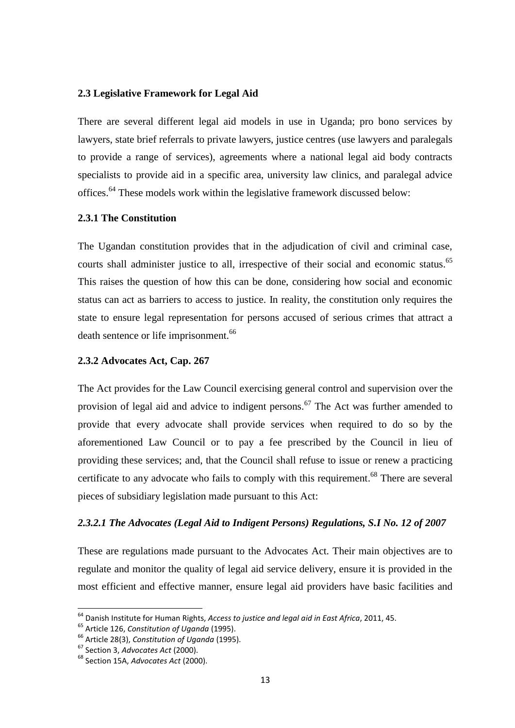### 2.3 Legislative Framework for Legal Aid

There are several different legal aid models in use in Uganda; pro bono services by lawyers, state brief referrals to private lawyers, justice centres (use lawyers and paralegals to provide a range of services), agreements where a national legal aid body contracts specialists to provide aid in a specific area, university law clinics, and paralegal advice offices.[64] These models work within the legislative framework discussed below:

#### 2.3.1 The Constitution

The Ugandan constitution provides that in the adjudication of civil and criminal case, courts shall administer justice to all, irrespective of their social and economic status.[65] This raises the question of how this can be done, considering how social and economic status can act as barriers to access to justice. In reality, the constitution only requires the state to ensure legal representation for persons accused of serious crimes that attract a death sentence or life imprisonment.[66]

#### 2.3.2 Advocates Act, Cap. 267

The Act provides for the Law Council exercising general control and supervision over the provision of legal aid and advice to indigent persons.[67] The Act was further amended to provide that every advocate shall provide services when required to do so by the aforementioned Law Council or to pay a fee prescribed by the Council in lieu of providing these services; and, that the Council shall refuse to issue or renew a practicing certificate to any advocate who fails to comply with this requirement.[68] There are several pieces of subsidiary legislation made pursuant to this Act:

##### *2.3.2.1 The Advocates (Legal Aid to Indigent Persons) Regulations, S.I No. 12 of 2007*

These are regulations made pursuant to the Advocates Act. Their main objectives are to regulate and monitor the quality of legal aid service delivery, ensure it is provided in the most efficient and effective manner, ensure legal aid providers have basic facilities and

---

[64] Danish Institute for Human Rights, *Access to justice and legal aid in East Africa*, 2011, 45.

[65] Article 126, *Constitution of Uganda* (1995).

[66] Article 28(3), *Constitution of Uganda* (1995).

[67] Section 3, *Advocates Act* (2000).

[68] Section 15A, *Advocates Act* (2000).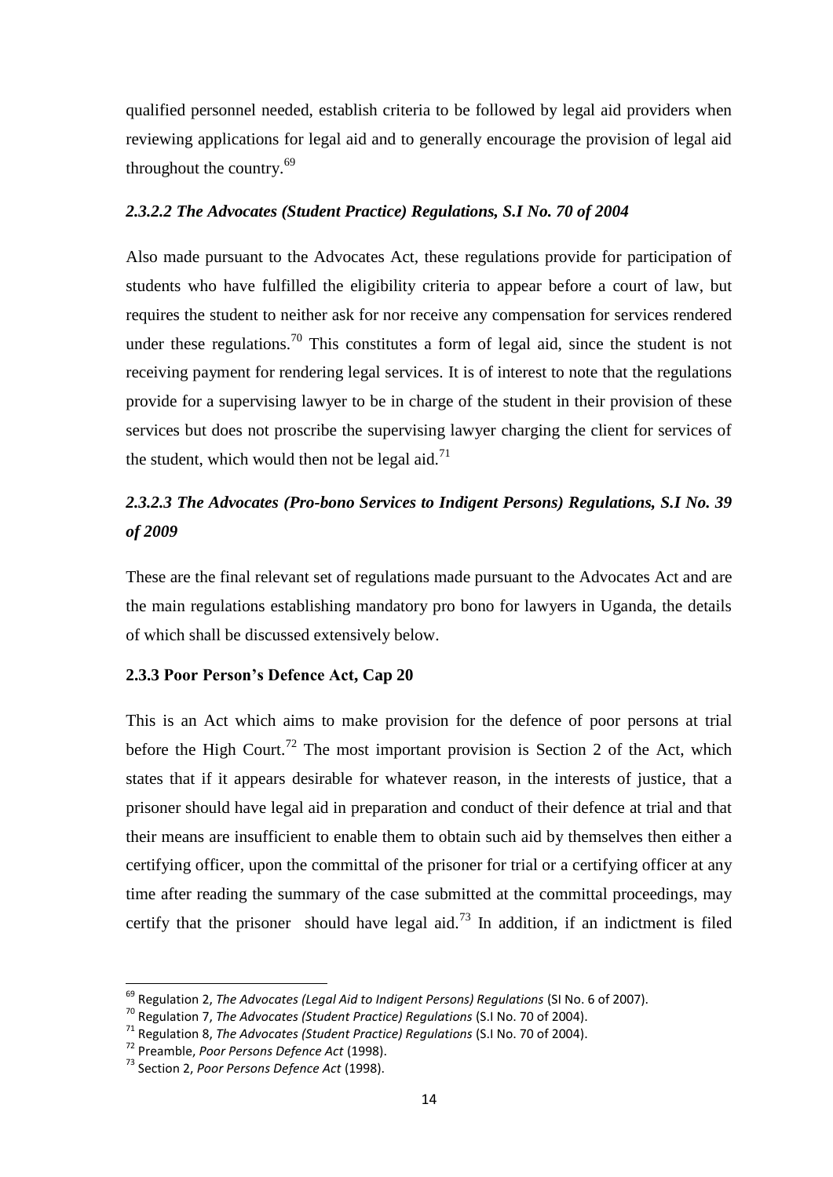qualified personnel needed, establish criteria to be followed by legal aid providers when reviewing applications for legal aid and to generally encourage the provision of legal aid throughout the country.[69]

#### *2.3.2.2 The Advocates (Student Practice) Regulations, S.I No. 70 of 2004*

Also made pursuant to the Advocates Act, these regulations provide for participation of students who have fulfilled the eligibility criteria to appear before a court of law, but requires the student to neither ask for nor receive any compensation for services rendered under these regulations.[70] This constitutes a form of legal aid, since the student is not receiving payment for rendering legal services. It is of interest to note that the regulations provide for a supervising lawyer to be in charge of the student in their provision of these services but does not proscribe the supervising lawyer charging the client for services of the student, which would then not be legal aid.[71]

#### *2.3.2.3 The Advocates (Pro-bono Services to Indigent Persons) Regulations, S.I No. 39 of 2009*

These are the final relevant set of regulations made pursuant to the Advocates Act and are the main regulations establishing mandatory pro bono for lawyers in Uganda, the details of which shall be discussed extensively below.

### **2.3.3 Poor Person's Defence Act, Cap 20**

This is an Act which aims to make provision for the defence of poor persons at trial before the High Court.[72] The most important provision is Section 2 of the Act, which states that if it appears desirable for whatever reason, in the interests of justice, that a prisoner should have legal aid in preparation and conduct of their defence at trial and that their means are insufficient to enable them to obtain such aid by themselves then either a certifying officer, upon the committal of the prisoner for trial or a certifying officer at any time after reading the summary of the case submitted at the committal proceedings, may certify that the prisoner should have legal aid.[73] In addition, if an indictment is filed

---

[69] Regulation 2, *The Advocates (Legal Aid to Indigent Persons) Regulations* (SI No. 6 of 2007).

[70] Regulation 7, *The Advocates (Student Practice) Regulations* (S.I No. 70 of 2004).

[71] Regulation 8, *The Advocates (Student Practice) Regulations* (S.I No. 70 of 2004).

[72] Preamble, *Poor Persons Defence Act* (1998).

[73] Section 2, *Poor Persons Defence Act* (1998).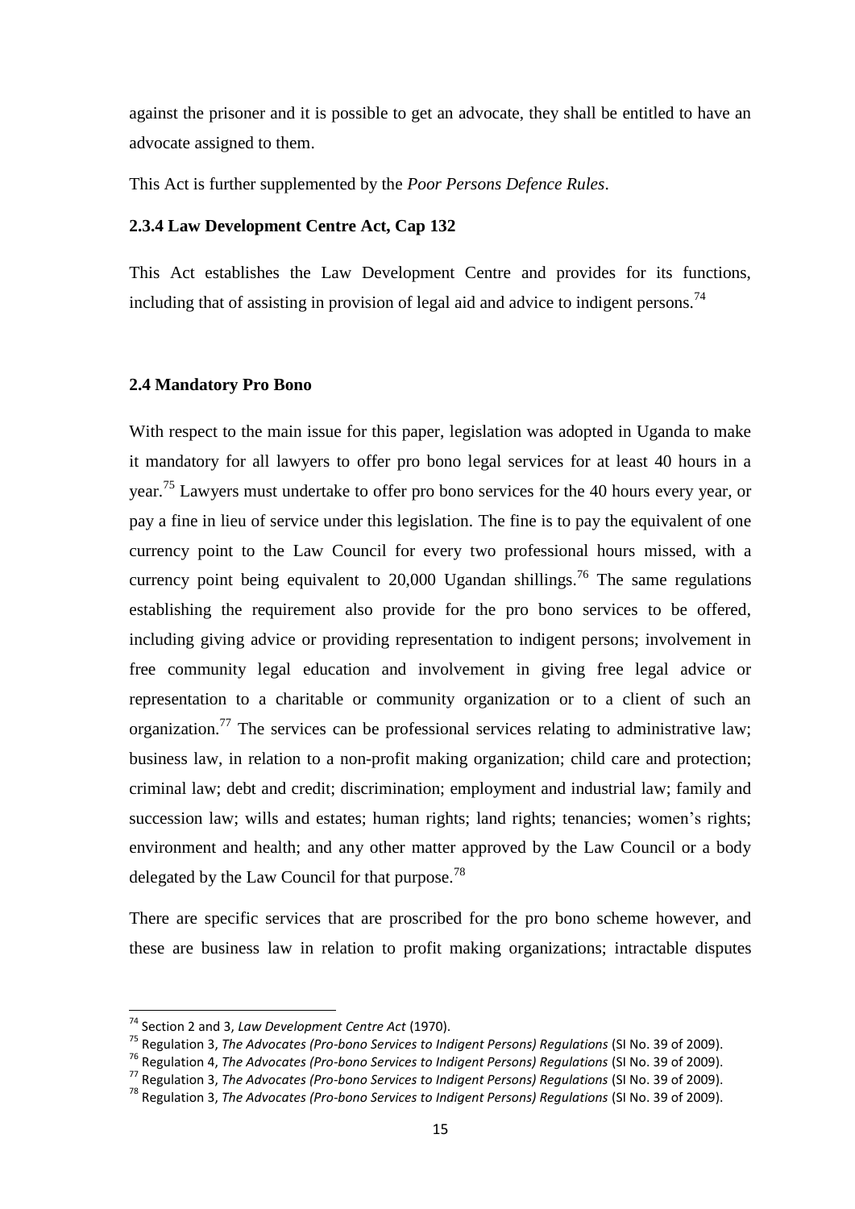against the prisoner and it is possible to get an advocate, they shall be entitled to have an advocate assigned to them.

This Act is further supplemented by the *Poor Persons Defence Rules*.

### 2.3.4 Law Development Centre Act, Cap 132

This Act establishes the Law Development Centre and provides for its functions, including that of assisting in provision of legal aid and advice to indigent persons.[74]

## 2.4 Mandatory Pro Bono

With respect to the main issue for this paper, legislation was adopted in Uganda to make it mandatory for all lawyers to offer pro bono legal services for at least 40 hours in a year.[75] Lawyers must undertake to offer pro bono services for the 40 hours every year, or pay a fine in lieu of service under this legislation. The fine is to pay the equivalent of one currency point to the Law Council for every two professional hours missed, with a currency point being equivalent to 20,000 Ugandan shillings.[76] The same regulations establishing the requirement also provide for the pro bono services to be offered, including giving advice or providing representation to indigent persons; involvement in free community legal education and involvement in giving free legal advice or representation to a charitable or community organization or to a client of such an organization.[77] The services can be professional services relating to administrative law; business law, in relation to a non-profit making organization; child care and protection; criminal law; debt and credit; discrimination; employment and industrial law; family and succession law; wills and estates; human rights; land rights; tenancies; women's rights; environment and health; and any other matter approved by the Law Council or a body delegated by the Law Council for that purpose.[78]

There are specific services that are proscribed for the pro bono scheme however, and these are business law in relation to profit making organizations; intractable disputes

---

[74] Section 2 and 3, *Law Development Centre Act* (1970).

[75] Regulation 3, *The Advocates (Pro-bono Services to Indigent Persons) Regulations* (SI No. 39 of 2009).

[76] Regulation 4, *The Advocates (Pro-bono Services to Indigent Persons) Regulations* (SI No. 39 of 2009).

[77] Regulation 3, *The Advocates (Pro-bono Services to Indigent Persons) Regulations* (SI No. 39 of 2009).

[78] Regulation 3, *The Advocates (Pro-bono Services to Indigent Persons) Regulations* (SI No. 39 of 2009).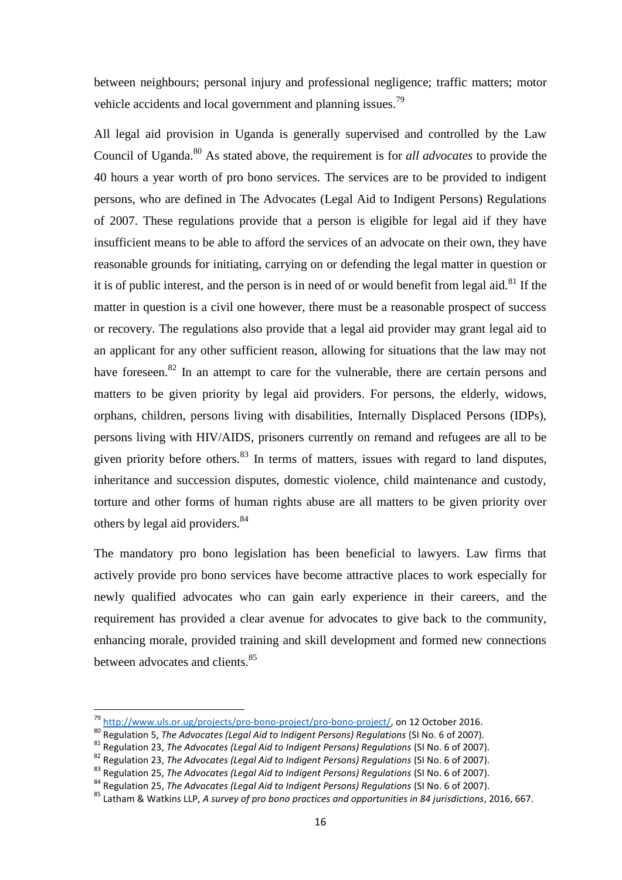between neighbours; personal injury and professional negligence; traffic matters; motor vehicle accidents and local government and planning issues.[79]

All legal aid provision in Uganda is generally supervised and controlled by the Law Council of Uganda.[80] As stated above, the requirement is for *all advocates* to provide the 40 hours a year worth of pro bono services. The services are to be provided to indigent persons, who are defined in The Advocates (Legal Aid to Indigent Persons) Regulations of 2007. These regulations provide that a person is eligible for legal aid if they have insufficient means to be able to afford the services of an advocate on their own, they have reasonable grounds for initiating, carrying on or defending the legal matter in question or it is of public interest, and the person is in need of or would benefit from legal aid.[81] If the matter in question is a civil one however, there must be a reasonable prospect of success or recovery. The regulations also provide that a legal aid provider may grant legal aid to an applicant for any other sufficient reason, allowing for situations that the law may not have foreseen.[82] In an attempt to care for the vulnerable, there are certain persons and matters to be given priority by legal aid providers. For persons, the elderly, widows, orphans, children, persons living with disabilities, Internally Displaced Persons (IDPs), persons living with HIV/AIDS, prisoners currently on remand and refugees are all to be given priority before others.[83] In terms of matters, issues with regard to land disputes, inheritance and succession disputes, domestic violence, child maintenance and custody, torture and other forms of human rights abuse are all matters to be given priority over others by legal aid providers.[84]

The mandatory pro bono legislation has been beneficial to lawyers. Law firms that actively provide pro bono services have become attractive places to work especially for newly qualified advocates who can gain early experience in their careers, and the requirement has provided a clear avenue for advocates to give back to the community, enhancing morale, provided training and skill development and formed new connections between advocates and clients.[85]

---

[79] http://www.uls.or.ug/projects/pro-bono-project/pro-bono-project/, on 12 October 2016.

[80] Regulation 5, *The Advocates (Legal Aid to Indigent Persons) Regulations* (SI No. 6 of 2007).

[81] Regulation 23, *The Advocates (Legal Aid to Indigent Persons) Regulations* (SI No. 6 of 2007).

[82] Regulation 23, *The Advocates (Legal Aid to Indigent Persons) Regulations* (SI No. 6 of 2007).

[83] Regulation 25, *The Advocates (Legal Aid to Indigent Persons) Regulations* (SI No. 6 of 2007).

[84] Regulation 25, *The Advocates (Legal Aid to Indigent Persons) Regulations* (SI No. 6 of 2007).

[85] Latham & Watkins LLP, *A survey of pro bono practices and opportunities in 84 jurisdictions*, 2016, 667.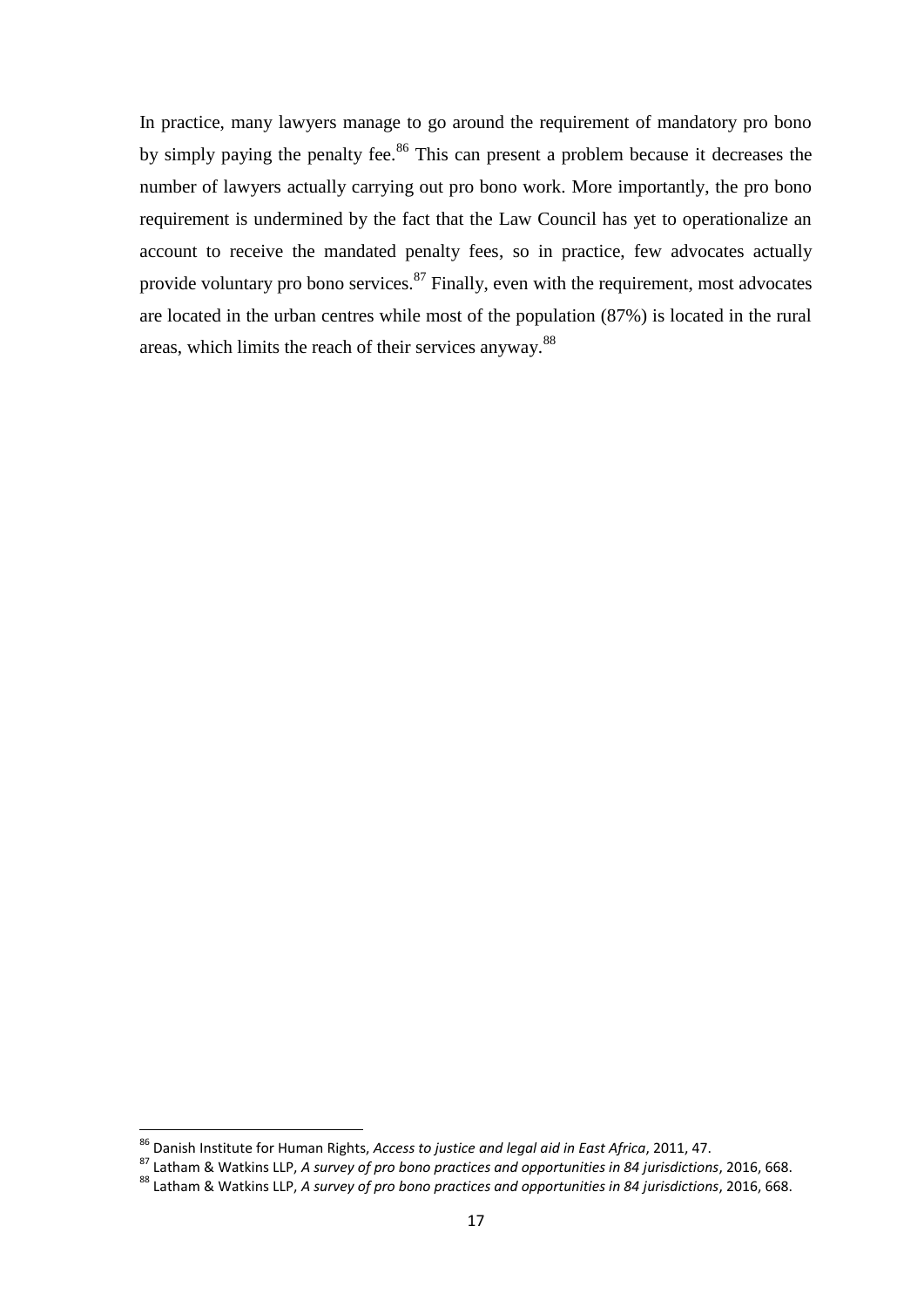In practice, many lawyers manage to go around the requirement of mandatory pro bono by simply paying the penalty fee.[86] This can present a problem because it decreases the number of lawyers actually carrying out pro bono work. More importantly, the pro bono requirement is undermined by the fact that the Law Council has yet to operationalize an account to receive the mandated penalty fees, so in practice, few advocates actually provide voluntary pro bono services.[87] Finally, even with the requirement, most advocates are located in the urban centres while most of the population (87%) is located in the rural areas, which limits the reach of their services anyway.[88]

---

[86] Danish Institute for Human Rights, *Access to justice and legal aid in East Africa*, 2011, 47.

[87] Latham & Watkins LLP, *A survey of pro bono practices and opportunities in 84 jurisdictions*, 2016, 668.

[88] Latham & Watkins LLP, *A survey of pro bono practices and opportunities in 84 jurisdictions*, 2016, 668.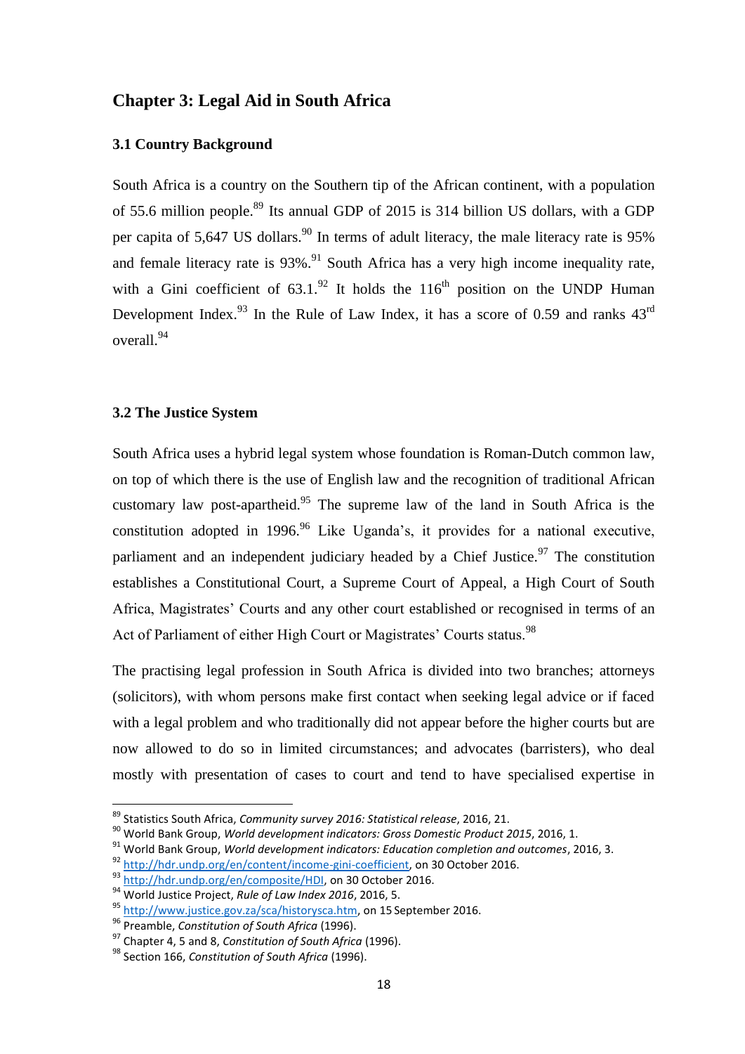## Chapter 3: Legal Aid in South Africa

### 3.1 Country Background

South Africa is a country on the Southern tip of the African continent, with a population of 55.6 million people.[89] Its annual GDP of 2015 is 314 billion US dollars, with a GDP per capita of 5,647 US dollars.[90] In terms of adult literacy, the male literacy rate is 95% and female literacy rate is 93%.[91] South Africa has a very high income inequality rate, with a Gini coefficient of 63.1.[92] It holds the 116th position on the UNDP Human Development Index.[93] In the Rule of Law Index, it has a score of 0.59 and ranks 43rd overall.[94]

### 3.2 The Justice System

South Africa uses a hybrid legal system whose foundation is Roman-Dutch common law, on top of which there is the use of English law and the recognition of traditional African customary law post-apartheid.[95] The supreme law of the land in South Africa is the constitution adopted in 1996.[96] Like Uganda's, it provides for a national executive, parliament and an independent judiciary headed by a Chief Justice.[97] The constitution establishes a Constitutional Court, a Supreme Court of Appeal, a High Court of South Africa, Magistrates' Courts and any other court established or recognised in terms of an Act of Parliament of either High Court or Magistrates' Courts status.[98]

The practising legal profession in South Africa is divided into two branches; attorneys (solicitors), with whom persons make first contact when seeking legal advice or if faced with a legal problem and who traditionally did not appear before the higher courts but are now allowed to do so in limited circumstances; and advocates (barristers), who deal mostly with presentation of cases to court and tend to have specialised expertise in

---

[89] Statistics South Africa, *Community survey 2016: Statistical release*, 2016, 21.

[90] World Bank Group, *World development indicators: Gross Domestic Product 2015*, 2016, 1.

[91] World Bank Group, *World development indicators: Education completion and outcomes*, 2016, 3.

[92] http://hdr.undp.org/en/content/income-gini-coefficient, on 30 October 2016.

[93] http://hdr.undp.org/en/composite/HDI, on 30 October 2016.

[94] World Justice Project, *Rule of Law Index 2016*, 2016, 5.

[95] http://www.justice.gov.za/sca/historysca.htm, on 15 September 2016.

[96] Preamble, *Constitution of South Africa* (1996).

[97] Chapter 4, 5 and 8, *Constitution of South Africa* (1996).

[98] Section 166, *Constitution of South Africa* (1996).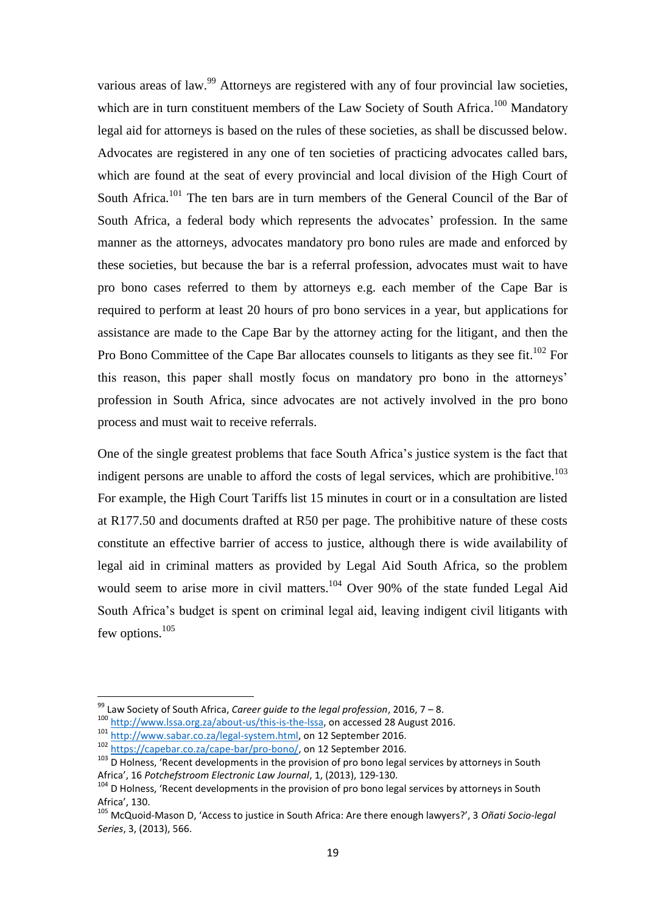various areas of law.[99] Attorneys are registered with any of four provincial law societies, which are in turn constituent members of the Law Society of South Africa.[100] Mandatory legal aid for attorneys is based on the rules of these societies, as shall be discussed below. Advocates are registered in any one of ten societies of practicing advocates called bars, which are found at the seat of every provincial and local division of the High Court of South Africa.[101] The ten bars are in turn members of the General Council of the Bar of South Africa, a federal body which represents the advocates' profession. In the same manner as the attorneys, advocates mandatory pro bono rules are made and enforced by these societies, but because the bar is a referral profession, advocates must wait to have pro bono cases referred to them by attorneys e.g. each member of the Cape Bar is required to perform at least 20 hours of pro bono services in a year, but applications for assistance are made to the Cape Bar by the attorney acting for the litigant, and then the Pro Bono Committee of the Cape Bar allocates counsels to litigants as they see fit.[102] For this reason, this paper shall mostly focus on mandatory pro bono in the attorneys' profession in South Africa, since advocates are not actively involved in the pro bono process and must wait to receive referrals.

One of the single greatest problems that face South Africa's justice system is the fact that indigent persons are unable to afford the costs of legal services, which are prohibitive.[103] For example, the High Court Tariffs list 15 minutes in court or in a consultation are listed at R177.50 and documents drafted at R50 per page. The prohibitive nature of these costs constitute an effective barrier of access to justice, although there is wide availability of legal aid in criminal matters as provided by Legal Aid South Africa, so the problem would seem to arise more in civil matters.[104] Over 90% of the state funded Legal Aid South Africa's budget is spent on criminal legal aid, leaving indigent civil litigants with few options.[105]

---

[99] Law Society of South Africa, *Career guide to the legal profession*, 2016, 7 – 8.

[100] http://www.lssa.org.za/about-us/this-is-the-lssa, on accessed 28 August 2016.

[101] http://www.sabar.co.za/legal-system.html, on 12 September 2016.

[102] https://capebar.co.za/cape-bar/pro-bono/, on 12 September 2016.

[103] D Holness, 'Recent developments in the provision of pro bono legal services by attorneys in South Africa', 16 *Potchefstroom Electronic Law Journal*, 1, (2013), 129-130.

[104] D Holness, 'Recent developments in the provision of pro bono legal services by attorneys in South Africa', 130.

[105] McQuoid-Mason D, 'Access to justice in South Africa: Are there enough lawyers?', 3 *Oñati Socio-legal Series*, 3, (2013), 566.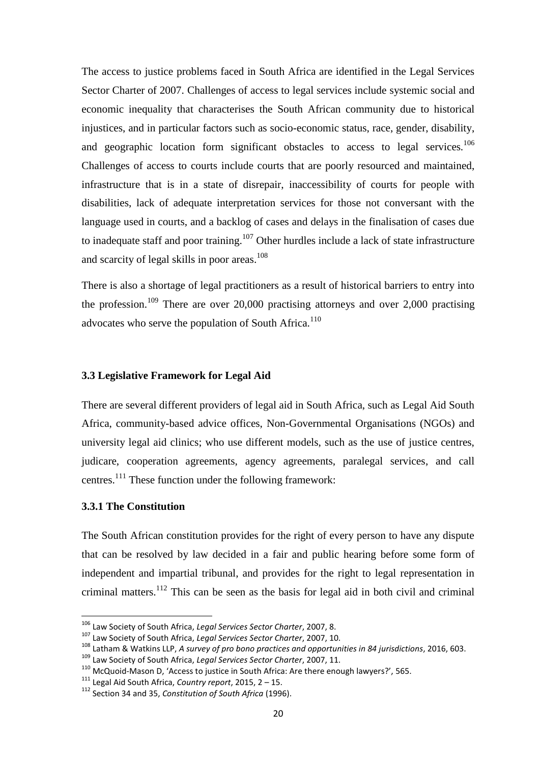The access to justice problems faced in South Africa are identified in the Legal Services Sector Charter of 2007. Challenges of access to legal services include systemic social and economic inequality that characterises the South African community due to historical injustices, and in particular factors such as socio-economic status, race, gender, disability, and geographic location form significant obstacles to access to legal services.[106] Challenges of access to courts include courts that are poorly resourced and maintained, infrastructure that is in a state of disrepair, inaccessibility of courts for people with disabilities, lack of adequate interpretation services for those not conversant with the language used in courts, and a backlog of cases and delays in the finalisation of cases due to inadequate staff and poor training.[107] Other hurdles include a lack of state infrastructure and scarcity of legal skills in poor areas.[108]

There is also a shortage of legal practitioners as a result of historical barriers to entry into the profession.[109] There are over 20,000 practising attorneys and over 2,000 practising advocates who serve the population of South Africa.[110]

### 3.3 Legislative Framework for Legal Aid

There are several different providers of legal aid in South Africa, such as Legal Aid South Africa, community-based advice offices, Non-Governmental Organisations (NGOs) and university legal aid clinics; who use different models, such as the use of justice centres, judicare, cooperation agreements, agency agreements, paralegal services, and call centres.[111] These function under the following framework:

#### 3.3.1 The Constitution

The South African constitution provides for the right of every person to have any dispute that can be resolved by law decided in a fair and public hearing before some form of independent and impartial tribunal, and provides for the right to legal representation in criminal matters.[112] This can be seen as the basis for legal aid in both civil and criminal

---

[106] Law Society of South Africa, *Legal Services Sector Charter*, 2007, 8.

[107] Law Society of South Africa, *Legal Services Sector Charter*, 2007, 10.

[108] Latham & Watkins LLP, *A survey of pro bono practices and opportunities in 84 jurisdictions*, 2016, 603.

[109] Law Society of South Africa, *Legal Services Sector Charter*, 2007, 11.

[110] McQuoid-Mason D, 'Access to justice in South Africa: Are there enough lawyers?', 565.

[111] Legal Aid South Africa, *Country report*, 2015, 2 – 15.

[112] Section 34 and 35, *Constitution of South Africa* (1996).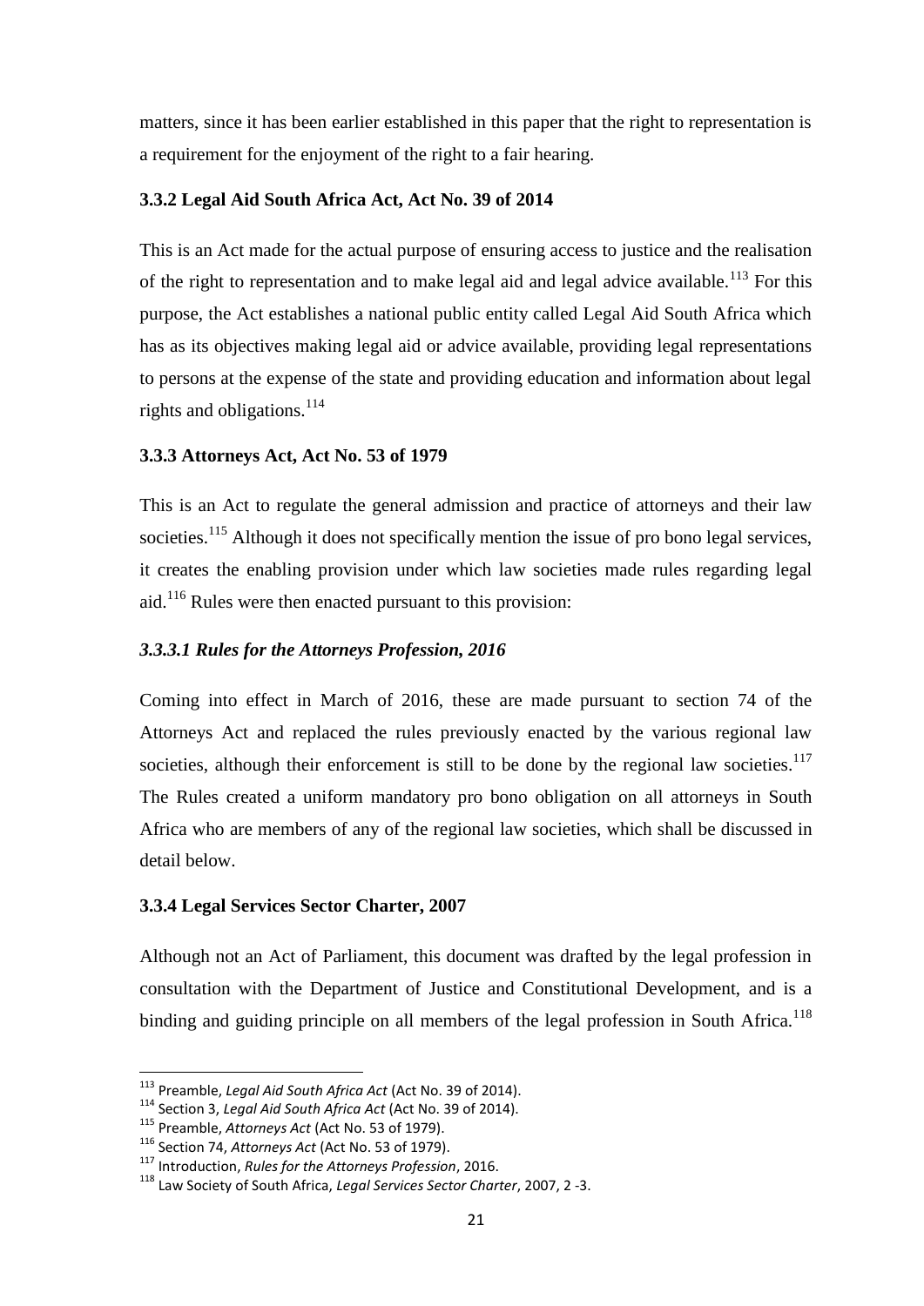matters, since it has been earlier established in this paper that the right to representation is a requirement for the enjoyment of the right to a fair hearing.

### 3.3.2 Legal Aid South Africa Act, Act No. 39 of 2014

This is an Act made for the actual purpose of ensuring access to justice and the realisation of the right to representation and to make legal aid and legal advice available.[113] For this purpose, the Act establishes a national public entity called Legal Aid South Africa which has as its objectives making legal aid or advice available, providing legal representations to persons at the expense of the state and providing education and information about legal rights and obligations.[114]

### 3.3.3 Attorneys Act, Act No. 53 of 1979

This is an Act to regulate the general admission and practice of attorneys and their law societies.[115] Although it does not specifically mention the issue of pro bono legal services, it creates the enabling provision under which law societies made rules regarding legal aid.[116] Rules were then enacted pursuant to this provision:

#### *3.3.3.1 Rules for the Attorneys Profession, 2016*

Coming into effect in March of 2016, these are made pursuant to section 74 of the Attorneys Act and replaced the rules previously enacted by the various regional law societies, although their enforcement is still to be done by the regional law societies.[117] The Rules created a uniform mandatory pro bono obligation on all attorneys in South Africa who are members of any of the regional law societies, which shall be discussed in detail below.

### 3.3.4 Legal Services Sector Charter, 2007

Although not an Act of Parliament, this document was drafted by the legal profession in consultation with the Department of Justice and Constitutional Development, and is a binding and guiding principle on all members of the legal profession in South Africa.[118]

---

[113] Preamble, *Legal Aid South Africa Act* (Act No. 39 of 2014).
[114] Section 3, *Legal Aid South Africa Act* (Act No. 39 of 2014).
[115] Preamble, *Attorneys Act* (Act No. 53 of 1979).
[116] Section 74, *Attorneys Act* (Act No. 53 of 1979).
[117] Introduction, *Rules for the Attorneys Profession*, 2016.
[118] Law Society of South Africa, *Legal Services Sector Charter*, 2007, 2 -3.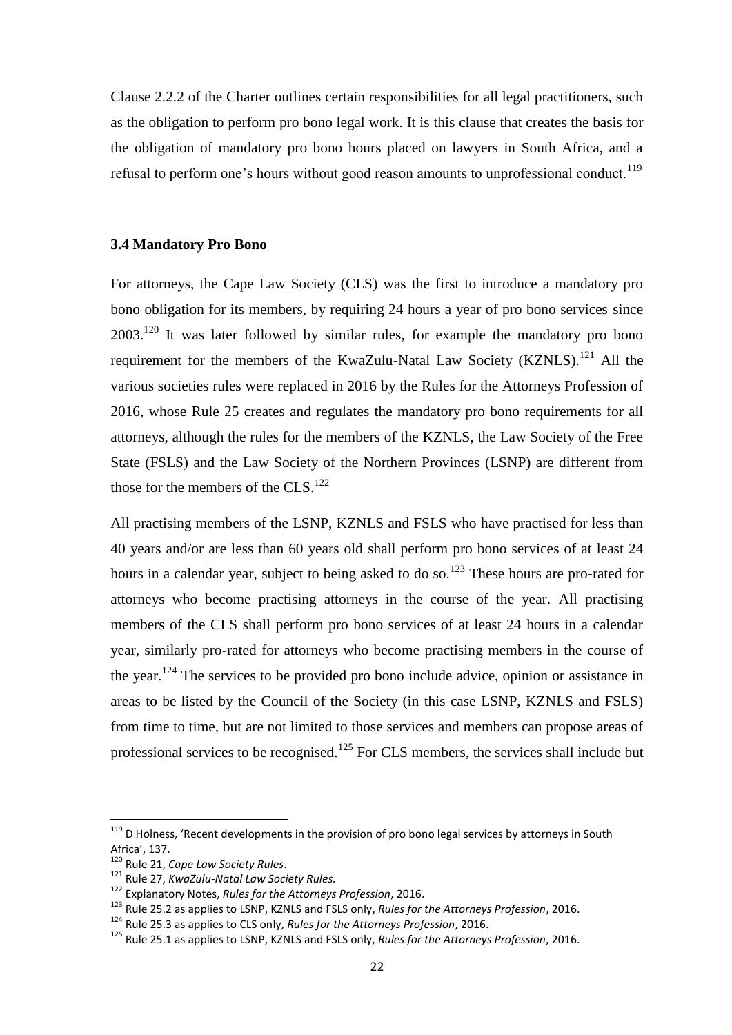Clause 2.2.2 of the Charter outlines certain responsibilities for all legal practitioners, such as the obligation to perform pro bono legal work. It is this clause that creates the basis for the obligation of mandatory pro bono hours placed on lawyers in South Africa, and a refusal to perform one's hours without good reason amounts to unprofessional conduct.[119]

### 3.4 Mandatory Pro Bono

For attorneys, the Cape Law Society (CLS) was the first to introduce a mandatory pro bono obligation for its members, by requiring 24 hours a year of pro bono services since 2003.[120] It was later followed by similar rules, for example the mandatory pro bono requirement for the members of the KwaZulu-Natal Law Society (KZNLS).[121] All the various societies rules were replaced in 2016 by the Rules for the Attorneys Profession of 2016, whose Rule 25 creates and regulates the mandatory pro bono requirements for all attorneys, although the rules for the members of the KZNLS, the Law Society of the Free State (FSLS) and the Law Society of the Northern Provinces (LSNP) are different from those for the members of the CLS.[122]

All practising members of the LSNP, KZNLS and FSLS who have practised for less than 40 years and/or are less than 60 years old shall perform pro bono services of at least 24 hours in a calendar year, subject to being asked to do so.[123] These hours are pro-rated for attorneys who become practising attorneys in the course of the year. All practising members of the CLS shall perform pro bono services of at least 24 hours in a calendar year, similarly pro-rated for attorneys who become practising members in the course of the year.[124] The services to be provided pro bono include advice, opinion or assistance in areas to be listed by the Council of the Society (in this case LSNP, KZNLS and FSLS) from time to time, but are not limited to those services and members can propose areas of professional services to be recognised.[125] For CLS members, the services shall include but

---

[119] D Holness, 'Recent developments in the provision of pro bono legal services by attorneys in South Africa', 137.

[120] Rule 21, *Cape Law Society Rules*.

[121] Rule 27, *KwaZulu-Natal Law Society Rules.*

[122] Explanatory Notes, *Rules for the Attorneys Profession*, 2016.

[123] Rule 25.2 as applies to LSNP, KZNLS and FSLS only, *Rules for the Attorneys Profession*, 2016.

[124] Rule 25.3 as applies to CLS only, *Rules for the Attorneys Profession*, 2016.

[125] Rule 25.1 as applies to LSNP, KZNLS and FSLS only, *Rules for the Attorneys Profession*, 2016.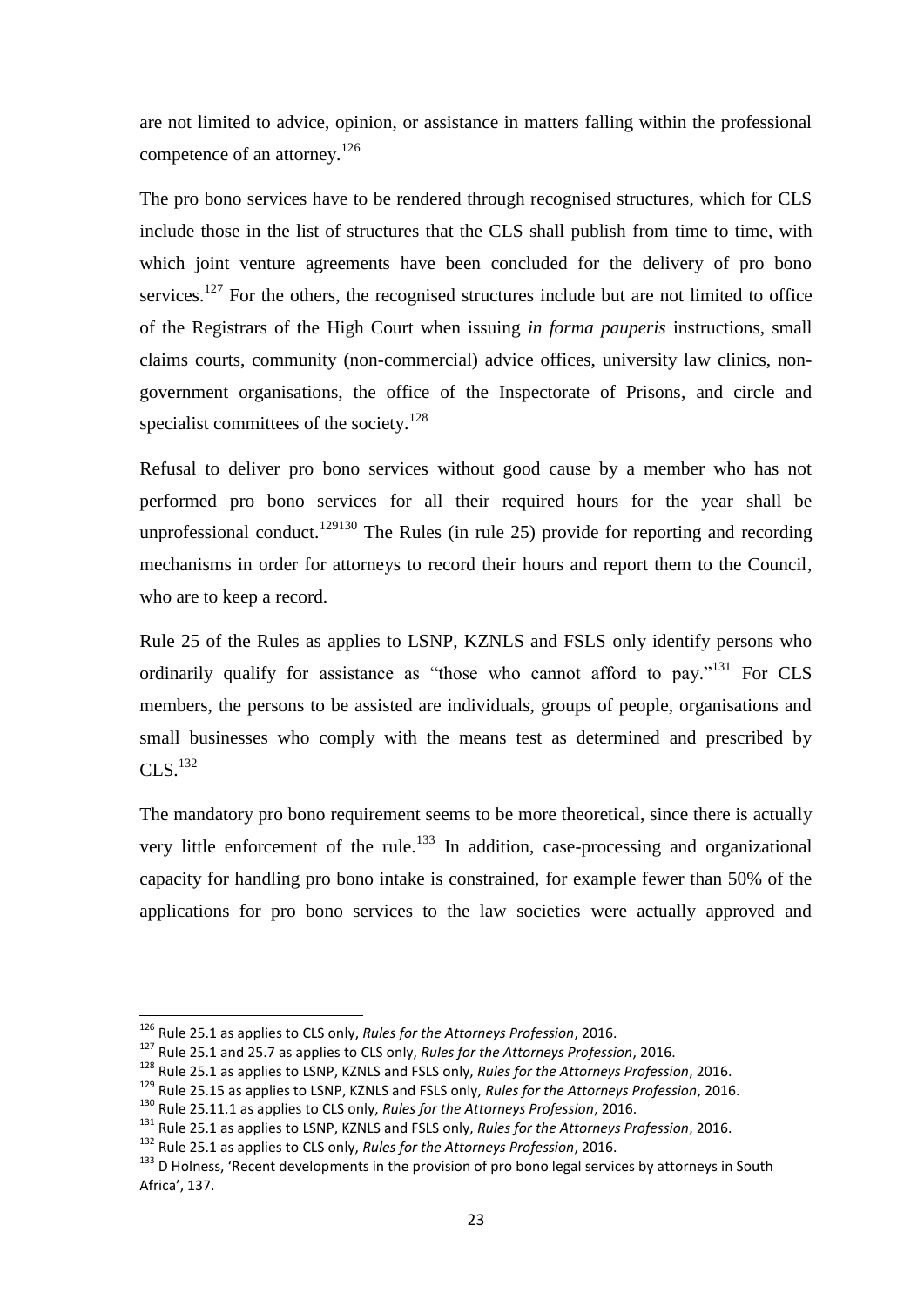are not limited to advice, opinion, or assistance in matters falling within the professional competence of an attorney.[126]

The pro bono services have to be rendered through recognised structures, which for CLS include those in the list of structures that the CLS shall publish from time to time, with which joint venture agreements have been concluded for the delivery of pro bono services.[127] For the others, the recognised structures include but are not limited to office of the Registrars of the High Court when issuing *in forma pauperis* instructions, small claims courts, community (non-commercial) advice offices, university law clinics, non-government organisations, the office of the Inspectorate of Prisons, and circle and specialist committees of the society.[128]

Refusal to deliver pro bono services without good cause by a member who has not performed pro bono services for all their required hours for the year shall be unprofessional conduct.[129][130] The Rules (in rule 25) provide for reporting and recording mechanisms in order for attorneys to record their hours and report them to the Council, who are to keep a record.

Rule 25 of the Rules as applies to LSNP, KZNLS and FSLS only identify persons who ordinarily qualify for assistance as "those who cannot afford to pay."[131] For CLS members, the persons to be assisted are individuals, groups of people, organisations and small businesses who comply with the means test as determined and prescribed by CLS.[132]

The mandatory pro bono requirement seems to be more theoretical, since there is actually very little enforcement of the rule.[133] In addition, case-processing and organizational capacity for handling pro bono intake is constrained, for example fewer than 50% of the applications for pro bono services to the law societies were actually approved and

---

[126] Rule 25.1 as applies to CLS only, *Rules for the Attorneys Profession*, 2016.

[127] Rule 25.1 and 25.7 as applies to CLS only, *Rules for the Attorneys Profession*, 2016.

[128] Rule 25.1 as applies to LSNP, KZNLS and FSLS only, *Rules for the Attorneys Profession*, 2016.

[129] Rule 25.15 as applies to LSNP, KZNLS and FSLS only, *Rules for the Attorneys Profession*, 2016.

[130] Rule 25.11.1 as applies to CLS only, *Rules for the Attorneys Profession*, 2016.

[131] Rule 25.1 as applies to LSNP, KZNLS and FSLS only, *Rules for the Attorneys Profession*, 2016.

[132] Rule 25.1 as applies to CLS only, *Rules for the Attorneys Profession*, 2016.

[133] D Holness, 'Recent developments in the provision of pro bono legal services by attorneys in South Africa', 137.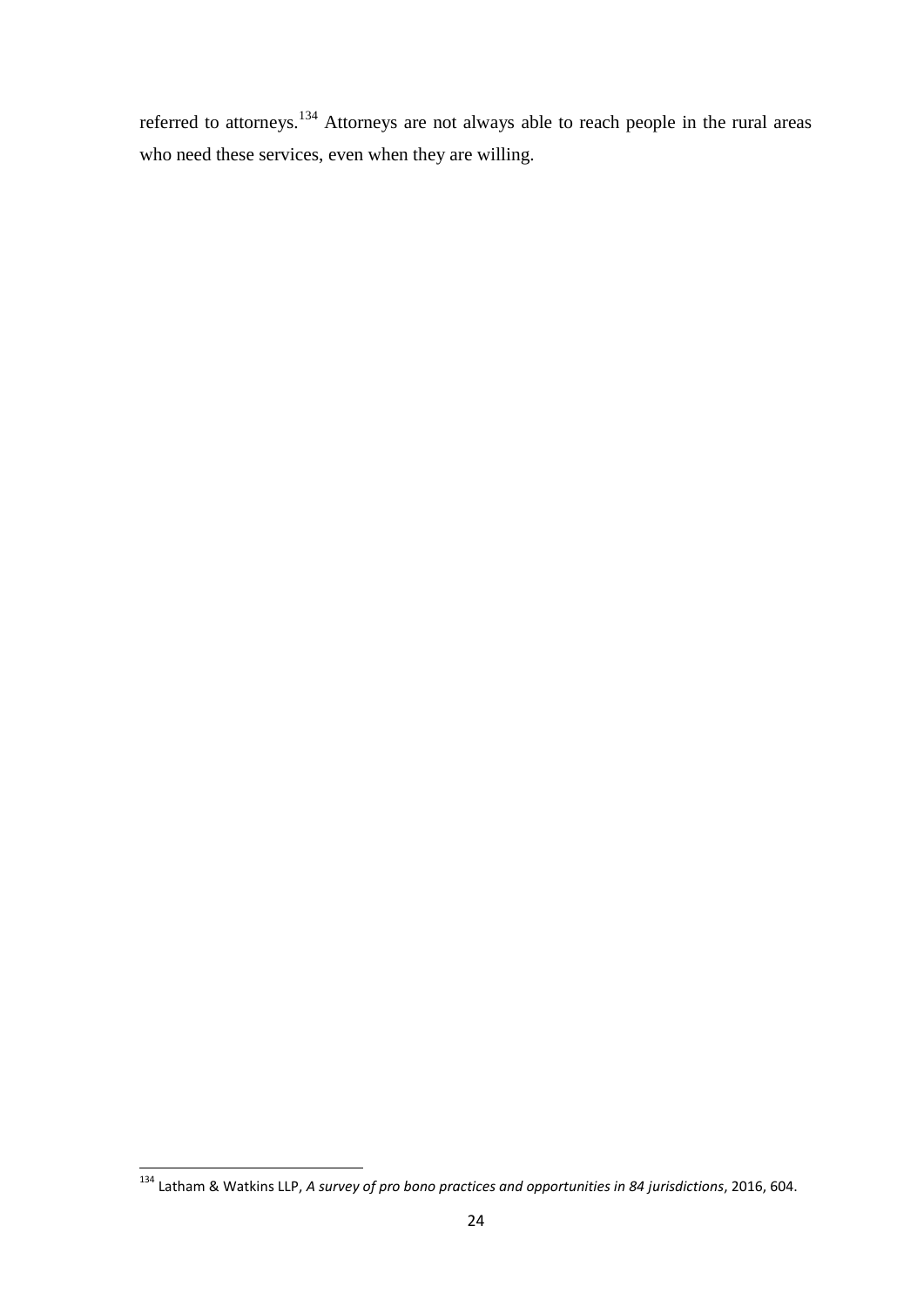referred to attorneys.[134] Attorneys are not always able to reach people in the rural areas who need these services, even when they are willing.

[134] Latham & Watkins LLP, *A survey of pro bono practices and opportunities in 84 jurisdictions*, 2016, 604.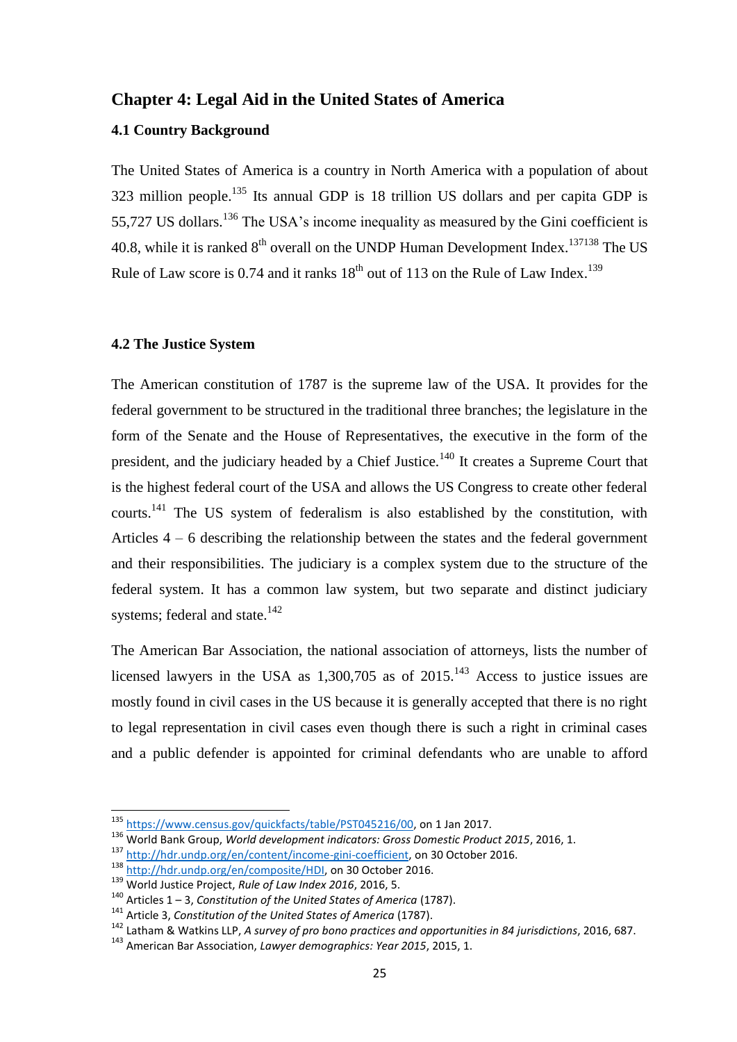## Chapter 4: Legal Aid in the United States of America

### 4.1 Country Background

The United States of America is a country in North America with a population of about 323 million people.[135] Its annual GDP is 18 trillion US dollars and per capita GDP is 55,727 US dollars.[136] The USA's income inequality as measured by the Gini coefficient is 40.8, while it is ranked 8th overall on the UNDP Human Development Index.[137][138] The US Rule of Law score is 0.74 and it ranks 18th out of 113 on the Rule of Law Index.[139]

### 4.2 The Justice System

The American constitution of 1787 is the supreme law of the USA. It provides for the federal government to be structured in the traditional three branches; the legislature in the form of the Senate and the House of Representatives, the executive in the form of the president, and the judiciary headed by a Chief Justice.[140] It creates a Supreme Court that is the highest federal court of the USA and allows the US Congress to create other federal courts.[141] The US system of federalism is also established by the constitution, with Articles 4 – 6 describing the relationship between the states and the federal government and their responsibilities. The judiciary is a complex system due to the structure of the federal system. It has a common law system, but two separate and distinct judiciary systems; federal and state.[142]

The American Bar Association, the national association of attorneys, lists the number of licensed lawyers in the USA as 1,300,705 as of 2015.[143] Access to justice issues are mostly found in civil cases in the US because it is generally accepted that there is no right to legal representation in civil cases even though there is such a right in criminal cases and a public defender is appointed for criminal defendants who are unable to afford

---

[135] https://www.census.gov/quickfacts/table/PST045216/00, on 1 Jan 2017.

[136] World Bank Group, *World development indicators: Gross Domestic Product 2015*, 2016, 1.

[137] http://hdr.undp.org/en/content/income-gini-coefficient, on 30 October 2016.

[138] http://hdr.undp.org/en/composite/HDI, on 30 October 2016.

[139] World Justice Project, *Rule of Law Index 2016*, 2016, 5.

[140] Articles 1 – 3, *Constitution of the United States of America* (1787).

[141] Article 3, *Constitution of the United States of America* (1787).

[142] Latham & Watkins LLP, *A survey of pro bono practices and opportunities in 84 jurisdictions*, 2016, 687.

[143] American Bar Association, *Lawyer demographics: Year 2015*, 2015, 1.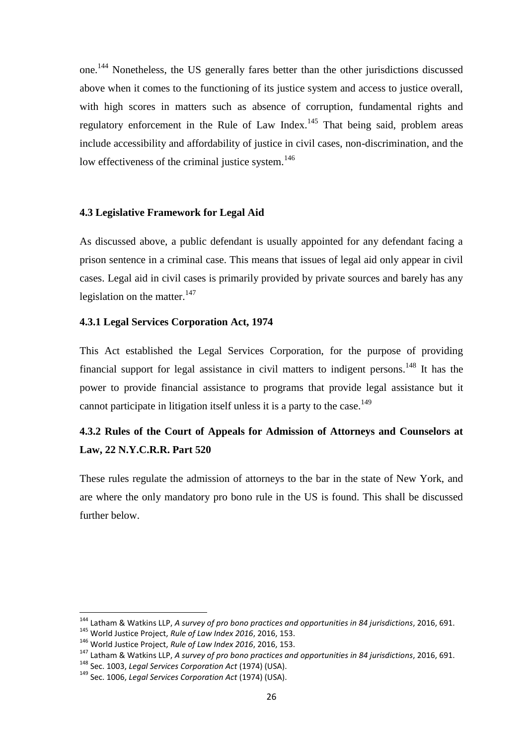one.[144] Nonetheless, the US generally fares better than the other jurisdictions discussed above when it comes to the functioning of its justice system and access to justice overall, with high scores in matters such as absence of corruption, fundamental rights and regulatory enforcement in the Rule of Law Index.[145] That being said, problem areas include accessibility and affordability of justice in civil cases, non-discrimination, and the low effectiveness of the criminal justice system.[146]

### 4.3 Legislative Framework for Legal Aid

As discussed above, a public defendant is usually appointed for any defendant facing a prison sentence in a criminal case. This means that issues of legal aid only appear in civil cases. Legal aid in civil cases is primarily provided by private sources and barely has any legislation on the matter.[147]

#### 4.3.1 Legal Services Corporation Act, 1974

This Act established the Legal Services Corporation, for the purpose of providing financial support for legal assistance in civil matters to indigent persons.[148] It has the power to provide financial assistance to programs that provide legal assistance but it cannot participate in litigation itself unless it is a party to the case.[149]

#### 4.3.2 Rules of the Court of Appeals for Admission of Attorneys and Counselors at Law, 22 N.Y.C.R.R. Part 520

These rules regulate the admission of attorneys to the bar in the state of New York, and are where the only mandatory pro bono rule in the US is found. This shall be discussed further below.

---

[144] Latham & Watkins LLP, *A survey of pro bono practices and opportunities in 84 jurisdictions*, 2016, 691.

[145] World Justice Project, *Rule of Law Index 2016*, 2016, 153.

[146] World Justice Project, *Rule of Law Index 2016*, 2016, 153.

[147] Latham & Watkins LLP, *A survey of pro bono practices and opportunities in 84 jurisdictions*, 2016, 691.

[148] Sec. 1003, *Legal Services Corporation Act* (1974) (USA).

[149] Sec. 1006, *Legal Services Corporation Act* (1974) (USA).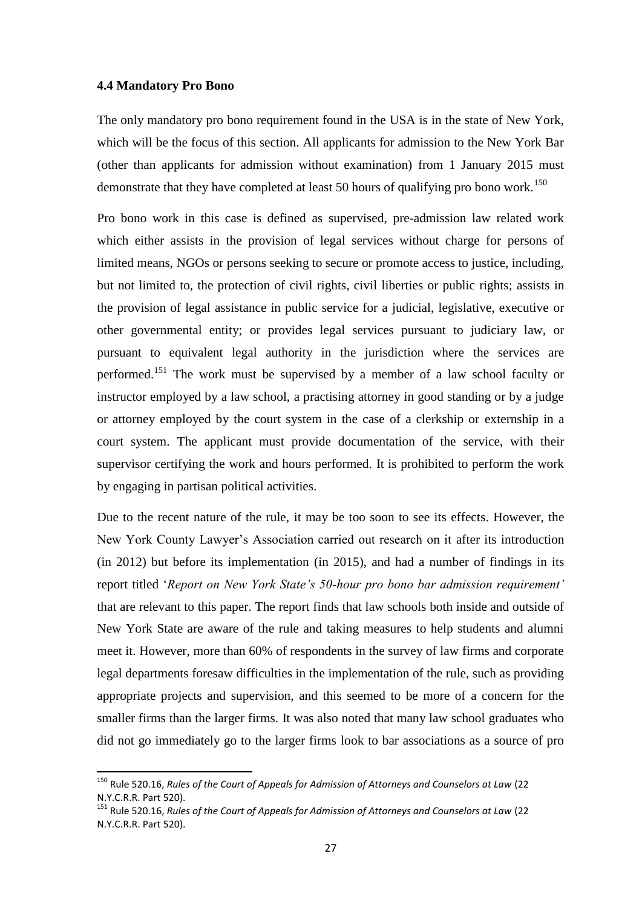### 4.4 Mandatory Pro Bono

The only mandatory pro bono requirement found in the USA is in the state of New York, which will be the focus of this section. All applicants for admission to the New York Bar (other than applicants for admission without examination) from 1 January 2015 must demonstrate that they have completed at least 50 hours of qualifying pro bono work.[150]

Pro bono work in this case is defined as supervised, pre-admission law related work which either assists in the provision of legal services without charge for persons of limited means, NGOs or persons seeking to secure or promote access to justice, including, but not limited to, the protection of civil rights, civil liberties or public rights; assists in the provision of legal assistance in public service for a judicial, legislative, executive or other governmental entity; or provides legal services pursuant to judiciary law, or pursuant to equivalent legal authority in the jurisdiction where the services are performed.[151] The work must be supervised by a member of a law school faculty or instructor employed by a law school, a practising attorney in good standing or by a judge or attorney employed by the court system in the case of a clerkship or externship in a court system. The applicant must provide documentation of the service, with their supervisor certifying the work and hours performed. It is prohibited to perform the work by engaging in partisan political activities.

Due to the recent nature of the rule, it may be too soon to see its effects. However, the New York County Lawyer's Association carried out research on it after its introduction (in 2012) but before its implementation (in 2015), and had a number of findings in its report titled '*Report on New York State's 50-hour pro bono bar admission requirement'* that are relevant to this paper. The report finds that law schools both inside and outside of New York State are aware of the rule and taking measures to help students and alumni meet it. However, more than 60% of respondents in the survey of law firms and corporate legal departments foresaw difficulties in the implementation of the rule, such as providing appropriate projects and supervision, and this seemed to be more of a concern for the smaller firms than the larger firms. It was also noted that many law school graduates who did not go immediately go to the larger firms look to bar associations as a source of pro

---

[150] Rule 520.16, *Rules of the Court of Appeals for Admission of Attorneys and Counselors at Law* (22 N.Y.C.R.R. Part 520).

[151] Rule 520.16, *Rules of the Court of Appeals for Admission of Attorneys and Counselors at Law* (22 N.Y.C.R.R. Part 520).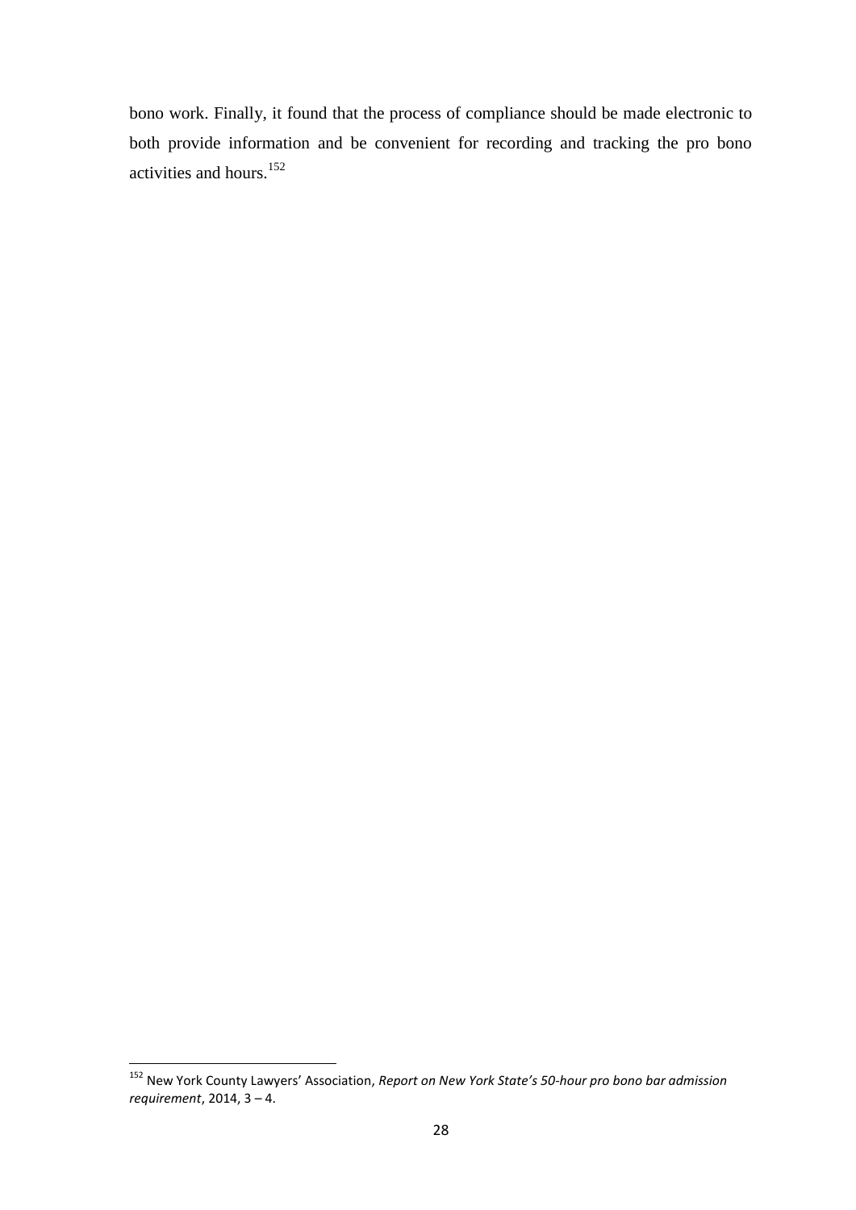bono work. Finally, it found that the process of compliance should be made electronic to both provide information and be convenient for recording and tracking the pro bono activities and hours.[152]

[152] New York County Lawyers' Association, *Report on New York State's 50-hour pro bono bar admission requirement*, 2014, 3 – 4.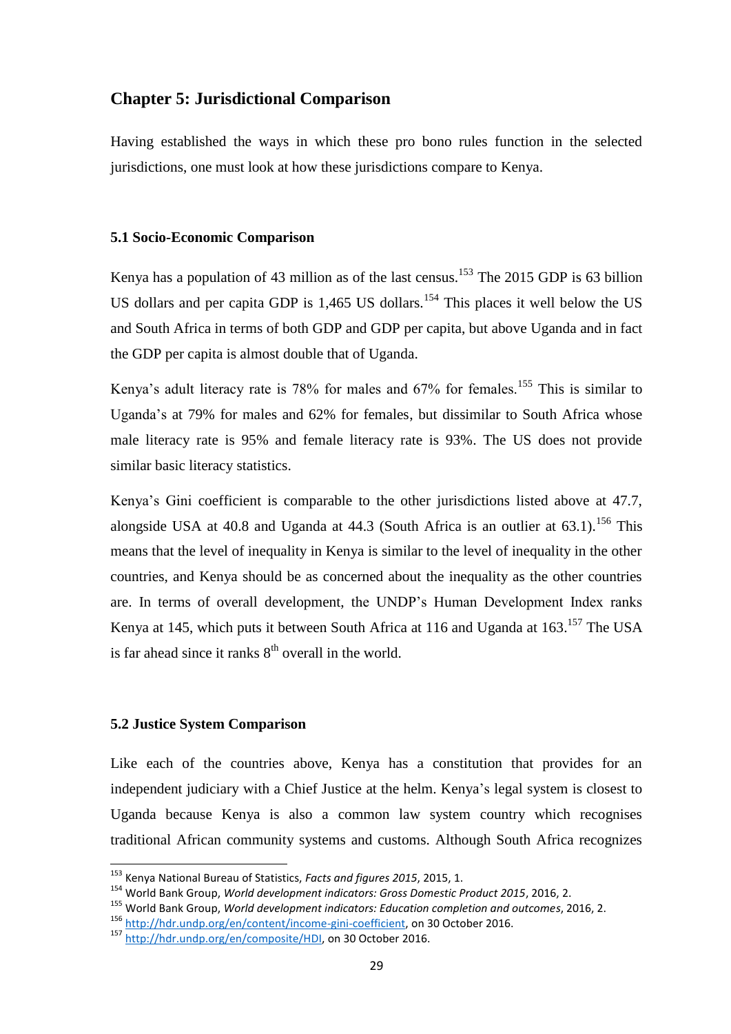## Chapter 5: Jurisdictional Comparison

Having established the ways in which these pro bono rules function in the selected jurisdictions, one must look at how these jurisdictions compare to Kenya.

### 5.1 Socio-Economic Comparison

Kenya has a population of 43 million as of the last census.[153] The 2015 GDP is 63 billion US dollars and per capita GDP is 1,465 US dollars.[154] This places it well below the US and South Africa in terms of both GDP and GDP per capita, but above Uganda and in fact the GDP per capita is almost double that of Uganda.

Kenya's adult literacy rate is 78% for males and 67% for females.[155] This is similar to Uganda's at 79% for males and 62% for females, but dissimilar to South Africa whose male literacy rate is 95% and female literacy rate is 93%. The US does not provide similar basic literacy statistics.

Kenya's Gini coefficient is comparable to the other jurisdictions listed above at 47.7, alongside USA at 40.8 and Uganda at 44.3 (South Africa is an outlier at 63.1).[156] This means that the level of inequality in Kenya is similar to the level of inequality in the other countries, and Kenya should be as concerned about the inequality as the other countries are. In terms of overall development, the UNDP's Human Development Index ranks Kenya at 145, which puts it between South Africa at 116 and Uganda at 163.[157] The USA is far ahead since it ranks 8th overall in the world.

### 5.2 Justice System Comparison

Like each of the countries above, Kenya has a constitution that provides for an independent judiciary with a Chief Justice at the helm. Kenya's legal system is closest to Uganda because Kenya is also a common law system country which recognises traditional African community systems and customs. Although South Africa recognizes

---

[153] Kenya National Bureau of Statistics, *Facts and figures 2015*, 2015, 1.

[154] World Bank Group, *World development indicators: Gross Domestic Product 2015*, 2016, 2.

[155] World Bank Group, *World development indicators: Education completion and outcomes*, 2016, 2.

[156] http://hdr.undp.org/en/content/income-gini-coefficient, on 30 October 2016.

[157] http://hdr.undp.org/en/composite/HDI, on 30 October 2016.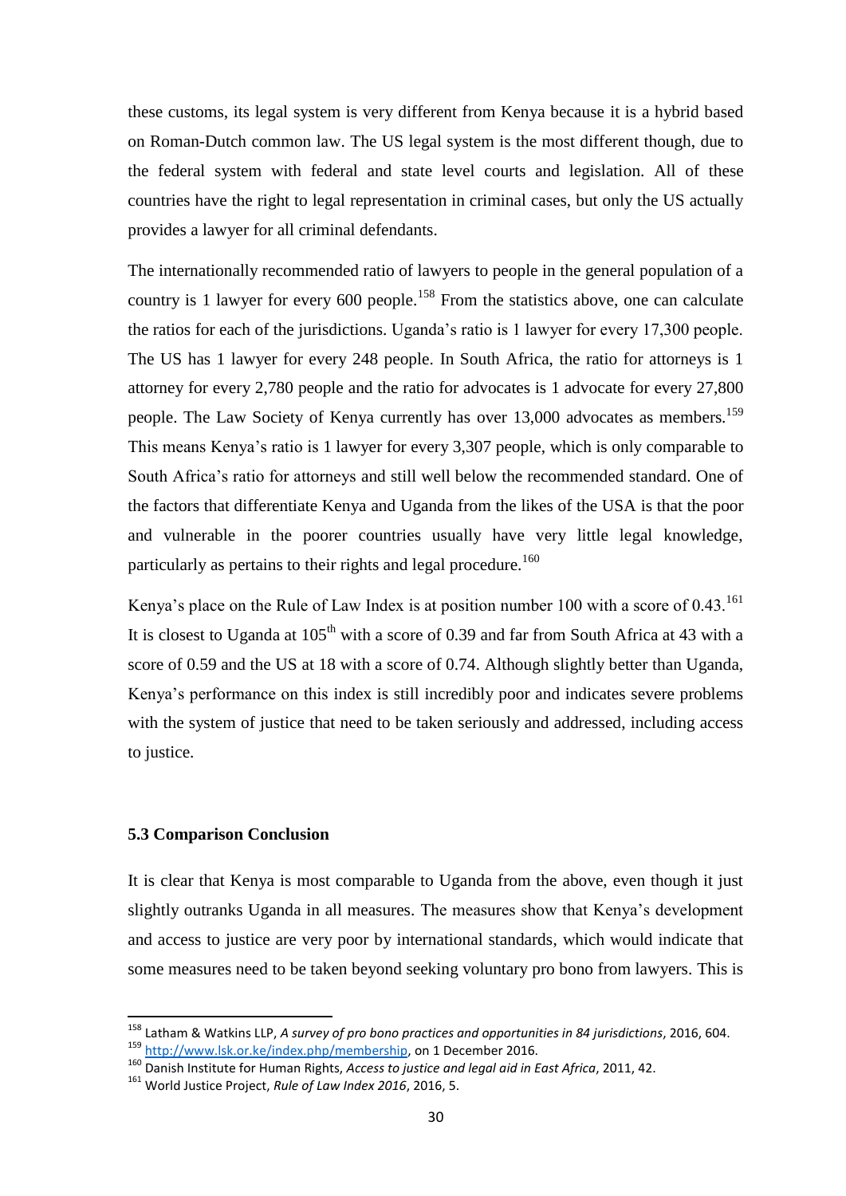these customs, its legal system is very different from Kenya because it is a hybrid based on Roman-Dutch common law. The US legal system is the most different though, due to the federal system with federal and state level courts and legislation. All of these countries have the right to legal representation in criminal cases, but only the US actually provides a lawyer for all criminal defendants.

The internationally recommended ratio of lawyers to people in the general population of a country is 1 lawyer for every 600 people.[158] From the statistics above, one can calculate the ratios for each of the jurisdictions. Uganda's ratio is 1 lawyer for every 17,300 people. The US has 1 lawyer for every 248 people. In South Africa, the ratio for attorneys is 1 attorney for every 2,780 people and the ratio for advocates is 1 advocate for every 27,800 people. The Law Society of Kenya currently has over 13,000 advocates as members.[159] This means Kenya's ratio is 1 lawyer for every 3,307 people, which is only comparable to South Africa's ratio for attorneys and still well below the recommended standard. One of the factors that differentiate Kenya and Uganda from the likes of the USA is that the poor and vulnerable in the poorer countries usually have very little legal knowledge, particularly as pertains to their rights and legal procedure.[160]

Kenya's place on the Rule of Law Index is at position number 100 with a score of 0.43.[161] It is closest to Uganda at 105th with a score of 0.39 and far from South Africa at 43 with a score of 0.59 and the US at 18 with a score of 0.74. Although slightly better than Uganda, Kenya's performance on this index is still incredibly poor and indicates severe problems with the system of justice that need to be taken seriously and addressed, including access to justice.

### 5.3 Comparison Conclusion

It is clear that Kenya is most comparable to Uganda from the above, even though it just slightly outranks Uganda in all measures. The measures show that Kenya's development and access to justice are very poor by international standards, which would indicate that some measures need to be taken beyond seeking voluntary pro bono from lawyers. This is

---

[158] Latham & Watkins LLP, *A survey of pro bono practices and opportunities in 84 jurisdictions*, 2016, 604.

[159] http://www.lsk.or.ke/index.php/membership, on 1 December 2016.

[160] Danish Institute for Human Rights, *Access to justice and legal aid in East Africa*, 2011, 42.

[161] World Justice Project, *Rule of Law Index 2016*, 2016, 5.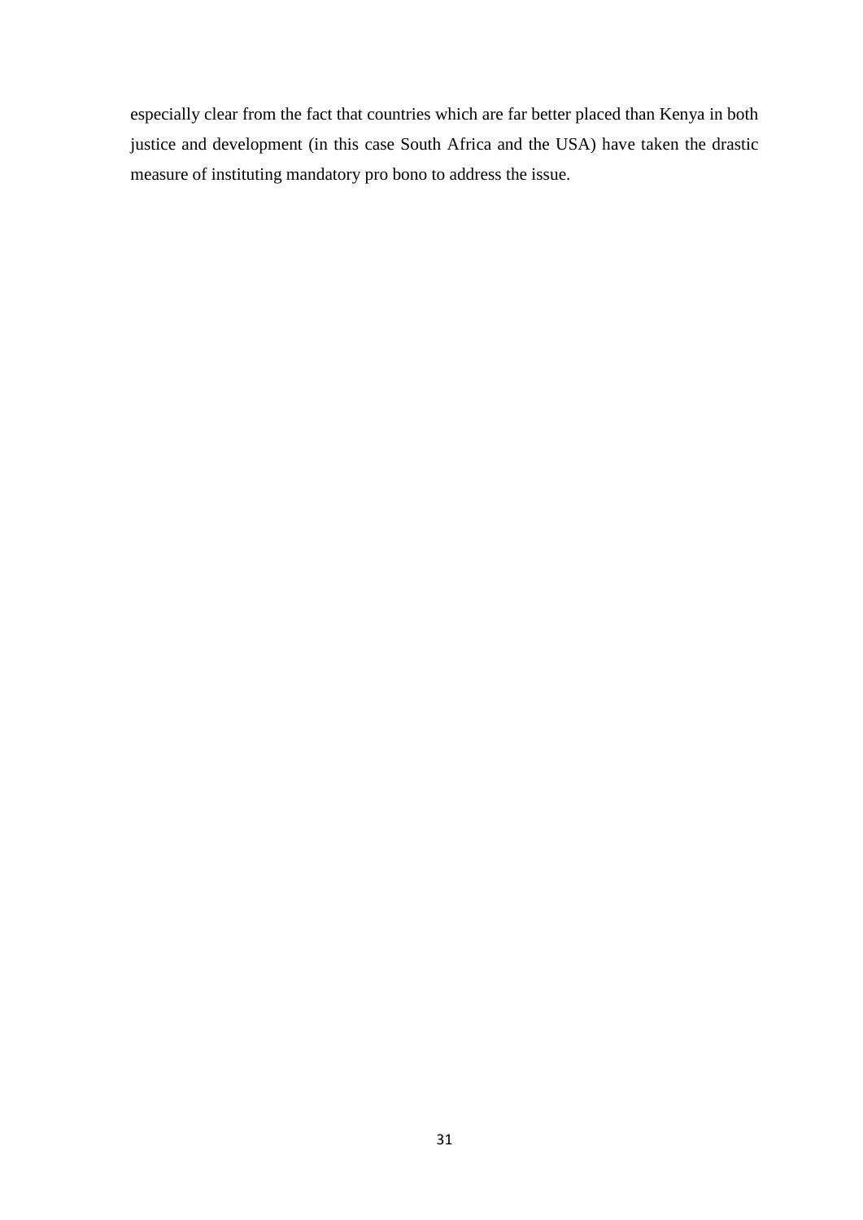especially clear from the fact that countries which are far better placed than Kenya in both justice and development (in this case South Africa and the USA) have taken the drastic measure of instituting mandatory pro bono to address the issue.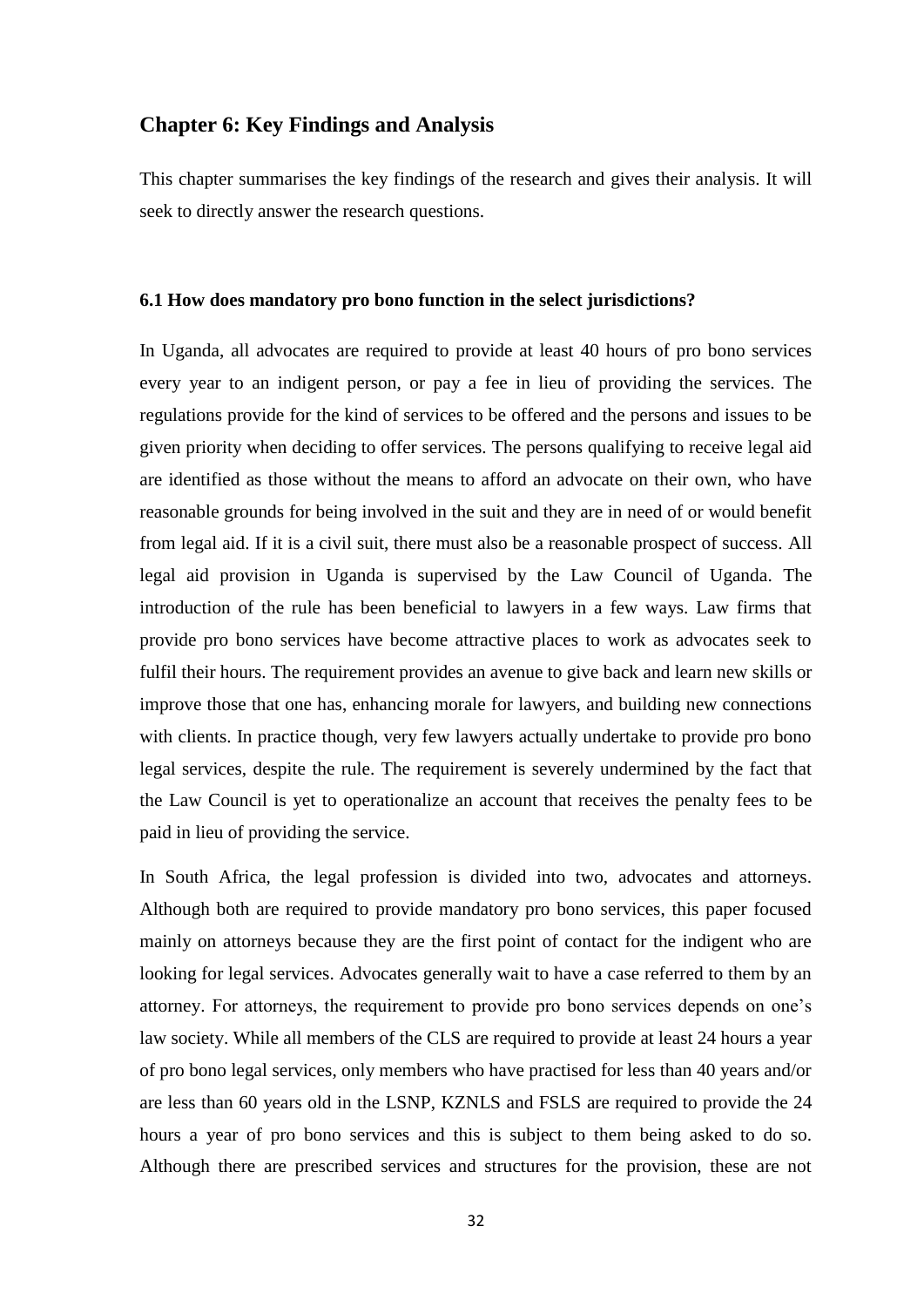## Chapter 6: Key Findings and Analysis

This chapter summarises the key findings of the research and gives their analysis. It will seek to directly answer the research questions.

### 6.1 How does mandatory pro bono function in the select jurisdictions?

In Uganda, all advocates are required to provide at least 40 hours of pro bono services every year to an indigent person, or pay a fee in lieu of providing the services. The regulations provide for the kind of services to be offered and the persons and issues to be given priority when deciding to offer services. The persons qualifying to receive legal aid are identified as those without the means to afford an advocate on their own, who have reasonable grounds for being involved in the suit and they are in need of or would benefit from legal aid. If it is a civil suit, there must also be a reasonable prospect of success. All legal aid provision in Uganda is supervised by the Law Council of Uganda. The introduction of the rule has been beneficial to lawyers in a few ways. Law firms that provide pro bono services have become attractive places to work as advocates seek to fulfil their hours. The requirement provides an avenue to give back and learn new skills or improve those that one has, enhancing morale for lawyers, and building new connections with clients. In practice though, very few lawyers actually undertake to provide pro bono legal services, despite the rule. The requirement is severely undermined by the fact that the Law Council is yet to operationalize an account that receives the penalty fees to be paid in lieu of providing the service.

In South Africa, the legal profession is divided into two, advocates and attorneys. Although both are required to provide mandatory pro bono services, this paper focused mainly on attorneys because they are the first point of contact for the indigent who are looking for legal services. Advocates generally wait to have a case referred to them by an attorney. For attorneys, the requirement to provide pro bono services depends on one's law society. While all members of the CLS are required to provide at least 24 hours a year of pro bono legal services, only members who have practised for less than 40 years and/or are less than 60 years old in the LSNP, KZNLS and FSLS are required to provide the 24 hours a year of pro bono services and this is subject to them being asked to do so. Although there are prescribed services and structures for the provision, these are not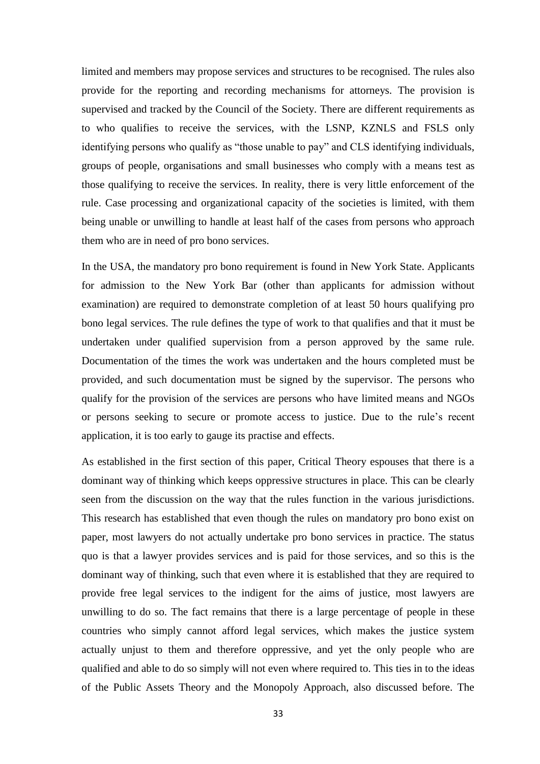limited and members may propose services and structures to be recognised. The rules also provide for the reporting and recording mechanisms for attorneys. The provision is supervised and tracked by the Council of the Society. There are different requirements as to who qualifies to receive the services, with the LSNP, KZNLS and FSLS only identifying persons who qualify as "those unable to pay" and CLS identifying individuals, groups of people, organisations and small businesses who comply with a means test as those qualifying to receive the services. In reality, there is very little enforcement of the rule. Case processing and organizational capacity of the societies is limited, with them being unable or unwilling to handle at least half of the cases from persons who approach them who are in need of pro bono services.

In the USA, the mandatory pro bono requirement is found in New York State. Applicants for admission to the New York Bar (other than applicants for admission without examination) are required to demonstrate completion of at least 50 hours qualifying pro bono legal services. The rule defines the type of work to that qualifies and that it must be undertaken under qualified supervision from a person approved by the same rule. Documentation of the times the work was undertaken and the hours completed must be provided, and such documentation must be signed by the supervisor. The persons who qualify for the provision of the services are persons who have limited means and NGOs or persons seeking to secure or promote access to justice. Due to the rule's recent application, it is too early to gauge its practise and effects.

As established in the first section of this paper, Critical Theory espouses that there is a dominant way of thinking which keeps oppressive structures in place. This can be clearly seen from the discussion on the way that the rules function in the various jurisdictions. This research has established that even though the rules on mandatory pro bono exist on paper, most lawyers do not actually undertake pro bono services in practice. The status quo is that a lawyer provides services and is paid for those services, and so this is the dominant way of thinking, such that even where it is established that they are required to provide free legal services to the indigent for the aims of justice, most lawyers are unwilling to do so. The fact remains that there is a large percentage of people in these countries who simply cannot afford legal services, which makes the justice system actually unjust to them and therefore oppressive, and yet the only people who are qualified and able to do so simply will not even where required to. This ties in to the ideas of the Public Assets Theory and the Monopoly Approach, also discussed before. The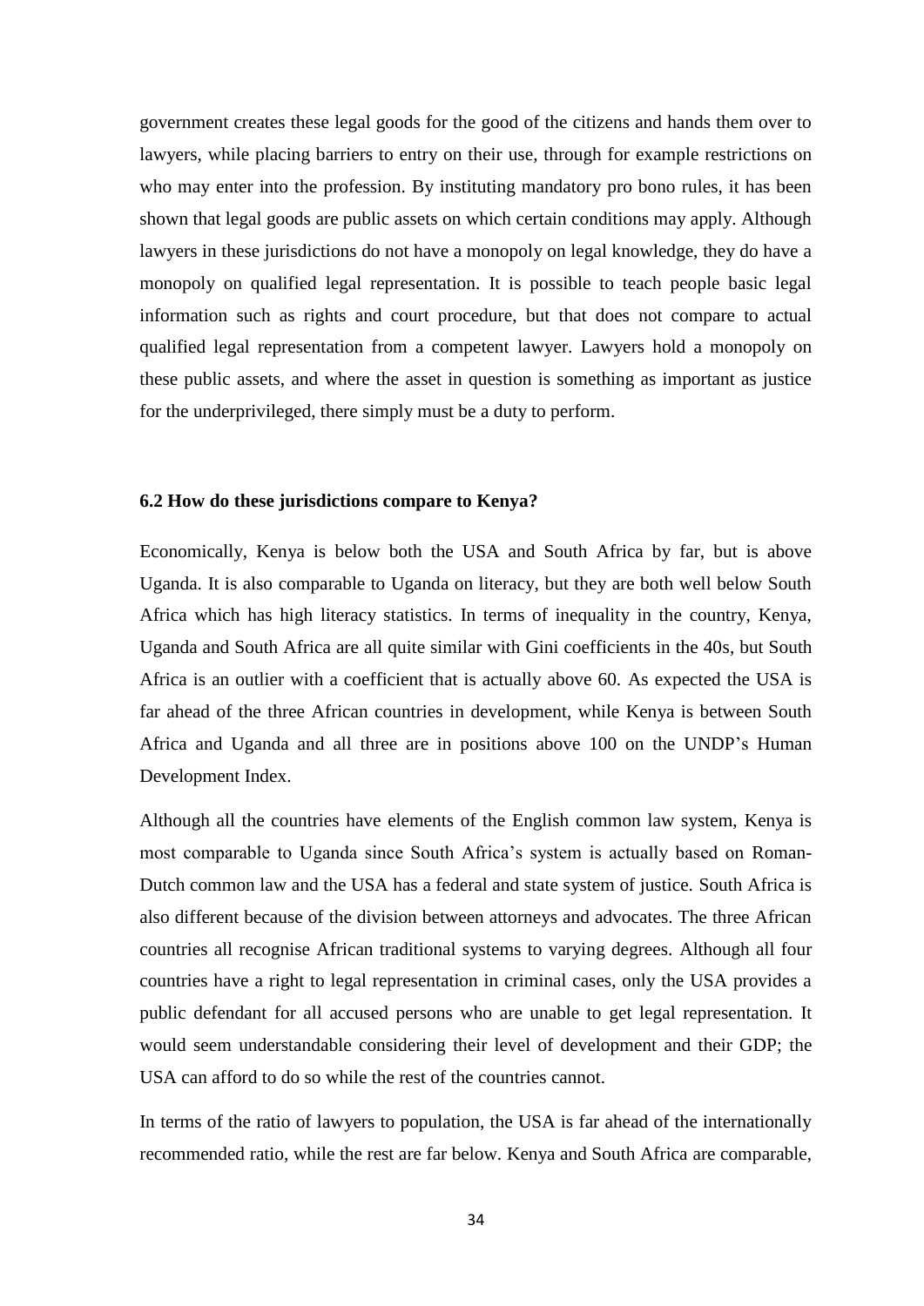government creates these legal goods for the good of the citizens and hands them over to lawyers, while placing barriers to entry on their use, through for example restrictions on who may enter into the profession. By instituting mandatory pro bono rules, it has been shown that legal goods are public assets on which certain conditions may apply. Although lawyers in these jurisdictions do not have a monopoly on legal knowledge, they do have a monopoly on qualified legal representation. It is possible to teach people basic legal information such as rights and court procedure, but that does not compare to actual qualified legal representation from a competent lawyer. Lawyers hold a monopoly on these public assets, and where the asset in question is something as important as justice for the underprivileged, there simply must be a duty to perform.

### 6.2 How do these jurisdictions compare to Kenya?

Economically, Kenya is below both the USA and South Africa by far, but is above Uganda. It is also comparable to Uganda on literacy, but they are both well below South Africa which has high literacy statistics. In terms of inequality in the country, Kenya, Uganda and South Africa are all quite similar with Gini coefficients in the 40s, but South Africa is an outlier with a coefficient that is actually above 60. As expected the USA is far ahead of the three African countries in development, while Kenya is between South Africa and Uganda and all three are in positions above 100 on the UNDP's Human Development Index.

Although all the countries have elements of the English common law system, Kenya is most comparable to Uganda since South Africa's system is actually based on Roman-Dutch common law and the USA has a federal and state system of justice. South Africa is also different because of the division between attorneys and advocates. The three African countries all recognise African traditional systems to varying degrees. Although all four countries have a right to legal representation in criminal cases, only the USA provides a public defendant for all accused persons who are unable to get legal representation. It would seem understandable considering their level of development and their GDP; the USA can afford to do so while the rest of the countries cannot.

In terms of the ratio of lawyers to population, the USA is far ahead of the internationally recommended ratio, while the rest are far below. Kenya and South Africa are comparable,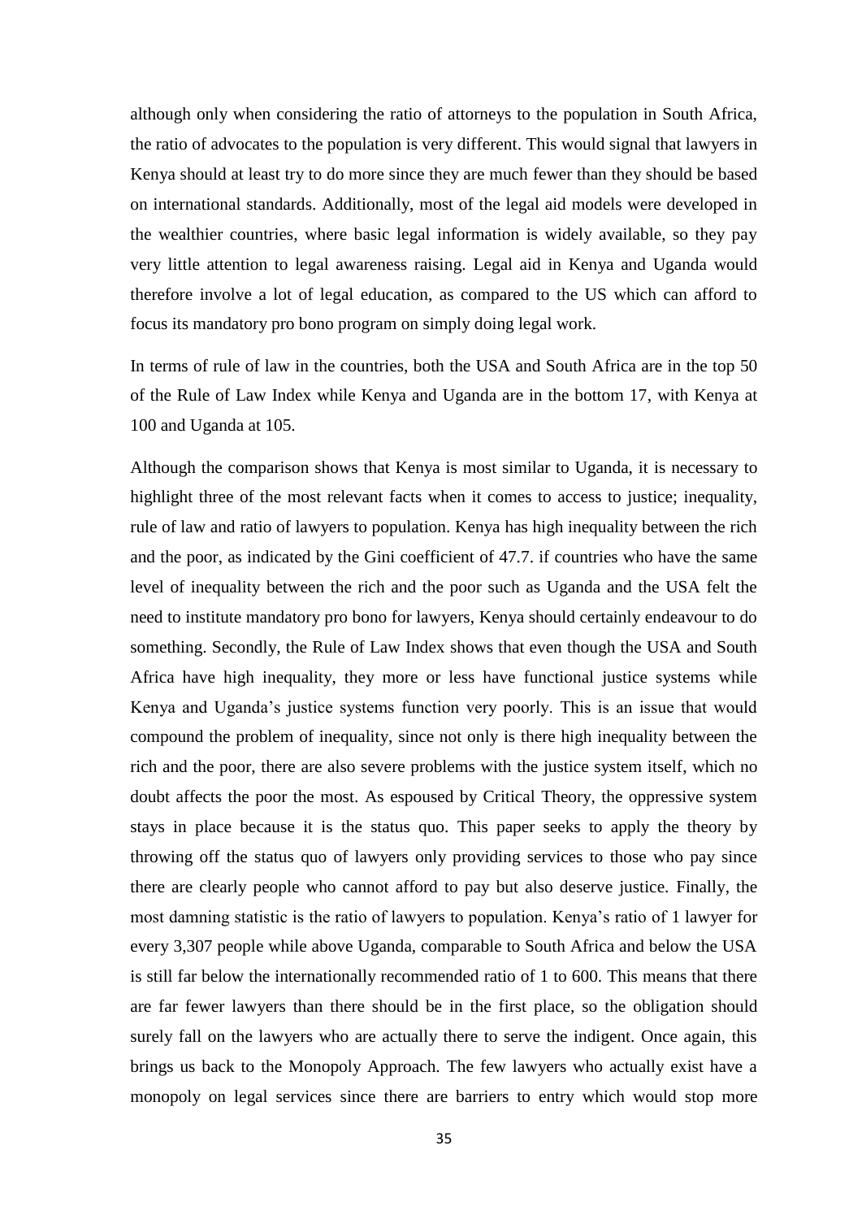although only when considering the ratio of attorneys to the population in South Africa, the ratio of advocates to the population is very different. This would signal that lawyers in Kenya should at least try to do more since they are much fewer than they should be based on international standards. Additionally, most of the legal aid models were developed in the wealthier countries, where basic legal information is widely available, so they pay very little attention to legal awareness raising. Legal aid in Kenya and Uganda would therefore involve a lot of legal education, as compared to the US which can afford to focus its mandatory pro bono program on simply doing legal work.

In terms of rule of law in the countries, both the USA and South Africa are in the top 50 of the Rule of Law Index while Kenya and Uganda are in the bottom 17, with Kenya at 100 and Uganda at 105.

Although the comparison shows that Kenya is most similar to Uganda, it is necessary to highlight three of the most relevant facts when it comes to access to justice; inequality, rule of law and ratio of lawyers to population. Kenya has high inequality between the rich and the poor, as indicated by the Gini coefficient of 47.7. if countries who have the same level of inequality between the rich and the poor such as Uganda and the USA felt the need to institute mandatory pro bono for lawyers, Kenya should certainly endeavour to do something. Secondly, the Rule of Law Index shows that even though the USA and South Africa have high inequality, they more or less have functional justice systems while Kenya and Uganda's justice systems function very poorly. This is an issue that would compound the problem of inequality, since not only is there high inequality between the rich and the poor, there are also severe problems with the justice system itself, which no doubt affects the poor the most. As espoused by Critical Theory, the oppressive system stays in place because it is the status quo. This paper seeks to apply the theory by throwing off the status quo of lawyers only providing services to those who pay since there are clearly people who cannot afford to pay but also deserve justice. Finally, the most damning statistic is the ratio of lawyers to population. Kenya's ratio of 1 lawyer for every 3,307 people while above Uganda, comparable to South Africa and below the USA is still far below the internationally recommended ratio of 1 to 600. This means that there are far fewer lawyers than there should be in the first place, so the obligation should surely fall on the lawyers who are actually there to serve the indigent. Once again, this brings us back to the Monopoly Approach. The few lawyers who actually exist have a monopoly on legal services since there are barriers to entry which would stop more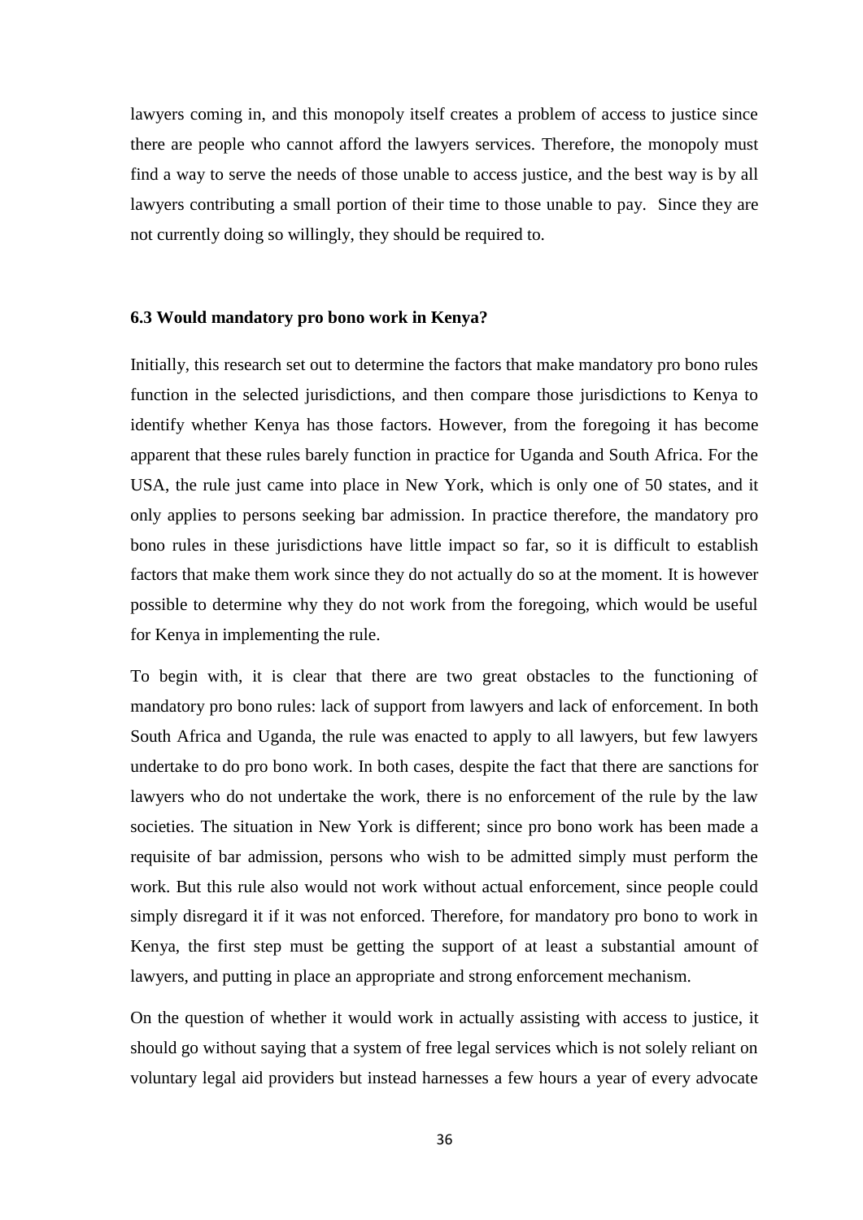lawyers coming in, and this monopoly itself creates a problem of access to justice since there are people who cannot afford the lawyers services. Therefore, the monopoly must find a way to serve the needs of those unable to access justice, and the best way is by all lawyers contributing a small portion of their time to those unable to pay. Since they are not currently doing so willingly, they should be required to.

### 6.3 Would mandatory pro bono work in Kenya?

Initially, this research set out to determine the factors that make mandatory pro bono rules function in the selected jurisdictions, and then compare those jurisdictions to Kenya to identify whether Kenya has those factors. However, from the foregoing it has become apparent that these rules barely function in practice for Uganda and South Africa. For the USA, the rule just came into place in New York, which is only one of 50 states, and it only applies to persons seeking bar admission. In practice therefore, the mandatory pro bono rules in these jurisdictions have little impact so far, so it is difficult to establish factors that make them work since they do not actually do so at the moment. It is however possible to determine why they do not work from the foregoing, which would be useful for Kenya in implementing the rule.

To begin with, it is clear that there are two great obstacles to the functioning of mandatory pro bono rules: lack of support from lawyers and lack of enforcement. In both South Africa and Uganda, the rule was enacted to apply to all lawyers, but few lawyers undertake to do pro bono work. In both cases, despite the fact that there are sanctions for lawyers who do not undertake the work, there is no enforcement of the rule by the law societies. The situation in New York is different; since pro bono work has been made a requisite of bar admission, persons who wish to be admitted simply must perform the work. But this rule also would not work without actual enforcement, since people could simply disregard it if it was not enforced. Therefore, for mandatory pro bono to work in Kenya, the first step must be getting the support of at least a substantial amount of lawyers, and putting in place an appropriate and strong enforcement mechanism.

On the question of whether it would work in actually assisting with access to justice, it should go without saying that a system of free legal services which is not solely reliant on voluntary legal aid providers but instead harnesses a few hours a year of every advocate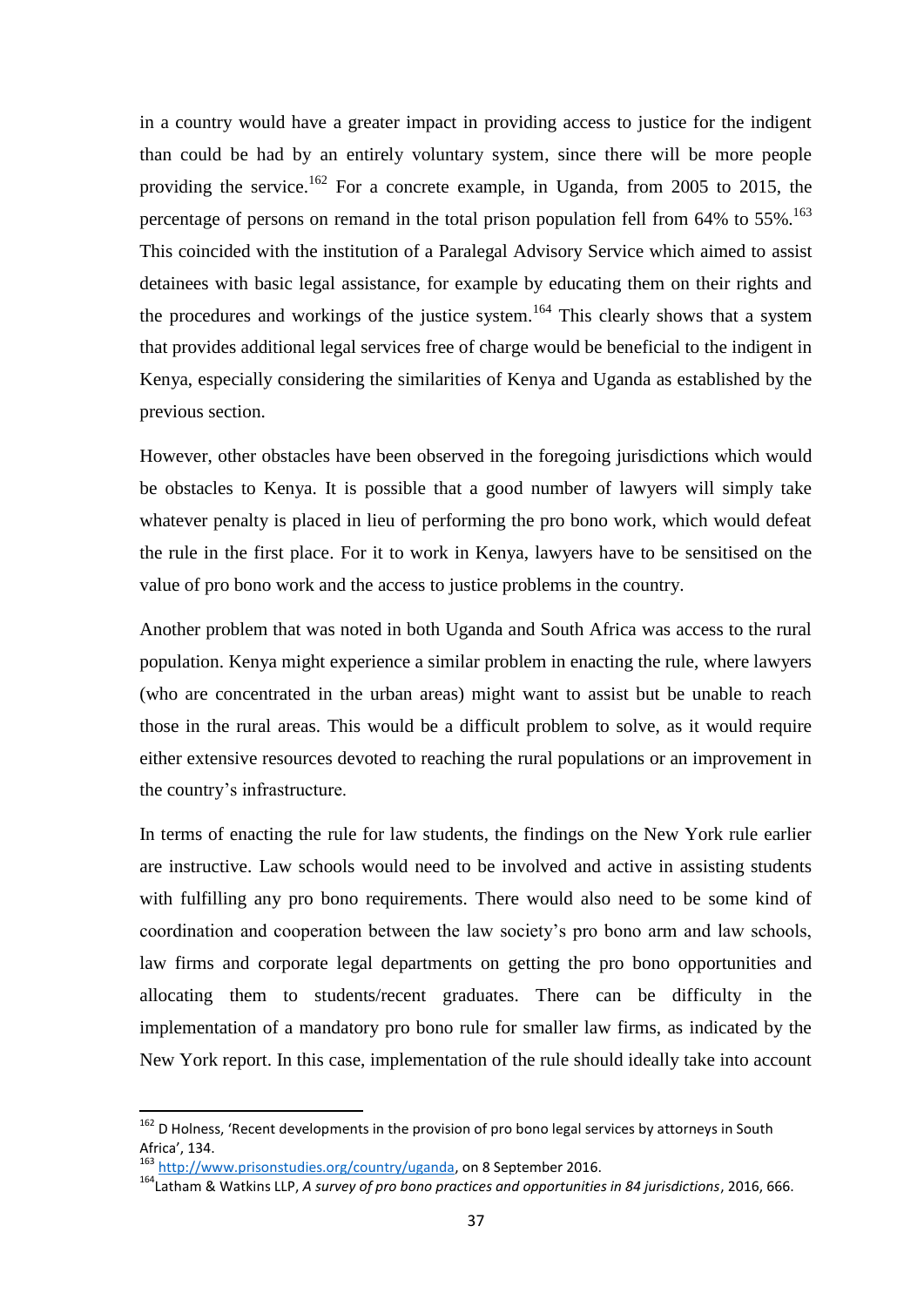in a country would have a greater impact in providing access to justice for the indigent than could be had by an entirely voluntary system, since there will be more people providing the service.[162] For a concrete example, in Uganda, from 2005 to 2015, the percentage of persons on remand in the total prison population fell from 64% to 55%.[163] This coincided with the institution of a Paralegal Advisory Service which aimed to assist detainees with basic legal assistance, for example by educating them on their rights and the procedures and workings of the justice system.[164] This clearly shows that a system that provides additional legal services free of charge would be beneficial to the indigent in Kenya, especially considering the similarities of Kenya and Uganda as established by the previous section.

However, other obstacles have been observed in the foregoing jurisdictions which would be obstacles to Kenya. It is possible that a good number of lawyers will simply take whatever penalty is placed in lieu of performing the pro bono work, which would defeat the rule in the first place. For it to work in Kenya, lawyers have to be sensitised on the value of pro bono work and the access to justice problems in the country.

Another problem that was noted in both Uganda and South Africa was access to the rural population. Kenya might experience a similar problem in enacting the rule, where lawyers (who are concentrated in the urban areas) might want to assist but be unable to reach those in the rural areas. This would be a difficult problem to solve, as it would require either extensive resources devoted to reaching the rural populations or an improvement in the country's infrastructure.

In terms of enacting the rule for law students, the findings on the New York rule earlier are instructive. Law schools would need to be involved and active in assisting students with fulfilling any pro bono requirements. There would also need to be some kind of coordination and cooperation between the law society's pro bono arm and law schools, law firms and corporate legal departments on getting the pro bono opportunities and allocating them to students/recent graduates. There can be difficulty in the implementation of a mandatory pro bono rule for smaller law firms, as indicated by the New York report. In this case, implementation of the rule should ideally take into account

---

[162] D Holness, 'Recent developments in the provision of pro bono legal services by attorneys in South Africa', 134.

[163] http://www.prisonstudies.org/country/uganda, on 8 September 2016.

[164] Latham & Watkins LLP, *A survey of pro bono practices and opportunities in 84 jurisdictions*, 2016, 666.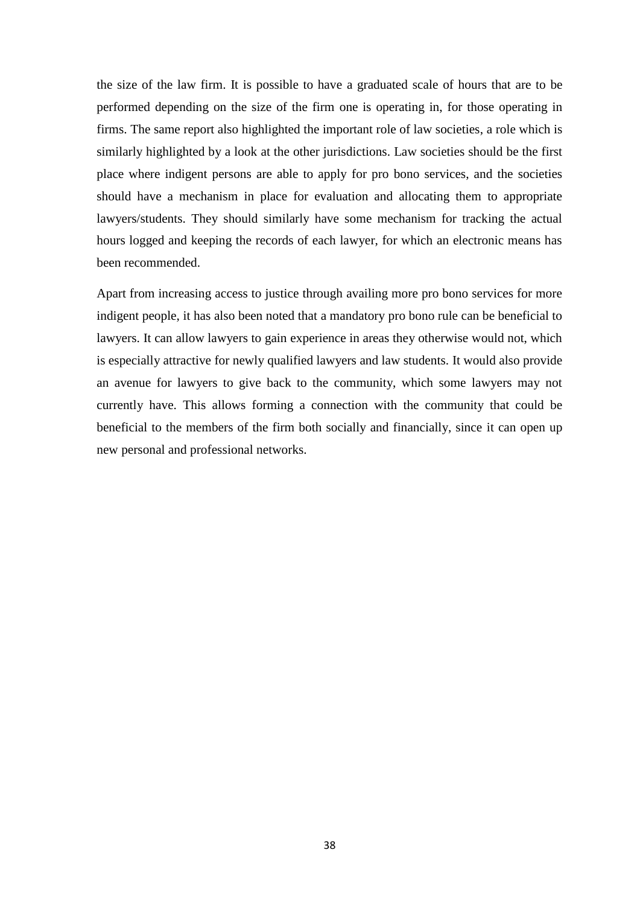the size of the law firm. It is possible to have a graduated scale of hours that are to be performed depending on the size of the firm one is operating in, for those operating in firms. The same report also highlighted the important role of law societies, a role which is similarly highlighted by a look at the other jurisdictions. Law societies should be the first place where indigent persons are able to apply for pro bono services, and the societies should have a mechanism in place for evaluation and allocating them to appropriate lawyers/students. They should similarly have some mechanism for tracking the actual hours logged and keeping the records of each lawyer, for which an electronic means has been recommended.

Apart from increasing access to justice through availing more pro bono services for more indigent people, it has also been noted that a mandatory pro bono rule can be beneficial to lawyers. It can allow lawyers to gain experience in areas they otherwise would not, which is especially attractive for newly qualified lawyers and law students. It would also provide an avenue for lawyers to give back to the community, which some lawyers may not currently have. This allows forming a connection with the community that could be beneficial to the members of the firm both socially and financially, since it can open up new personal and professional networks.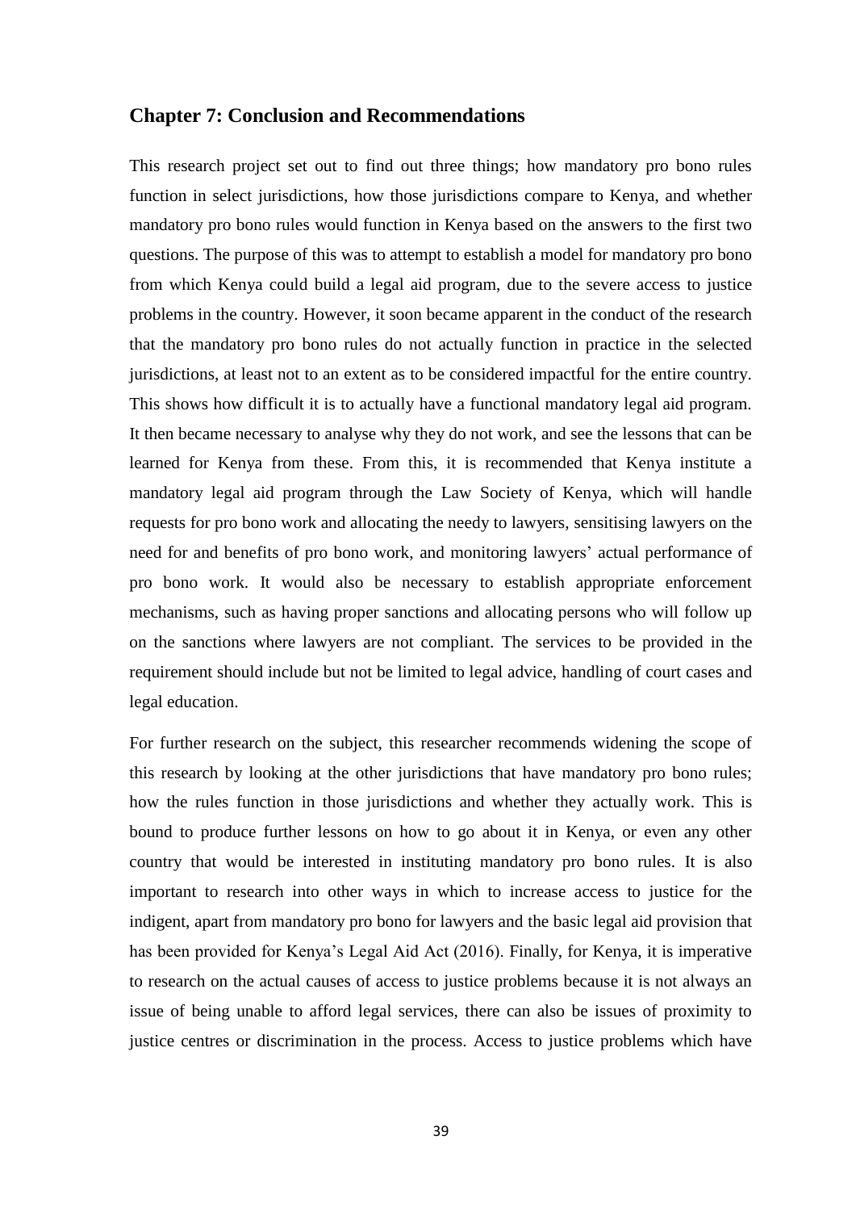## Chapter 7: Conclusion and Recommendations

This research project set out to find out three things; how mandatory pro bono rules function in select jurisdictions, how those jurisdictions compare to Kenya, and whether mandatory pro bono rules would function in Kenya based on the answers to the first two questions. The purpose of this was to attempt to establish a model for mandatory pro bono from which Kenya could build a legal aid program, due to the severe access to justice problems in the country. However, it soon became apparent in the conduct of the research that the mandatory pro bono rules do not actually function in practice in the selected jurisdictions, at least not to an extent as to be considered impactful for the entire country. This shows how difficult it is to actually have a functional mandatory legal aid program. It then became necessary to analyse why they do not work, and see the lessons that can be learned for Kenya from these. From this, it is recommended that Kenya institute a mandatory legal aid program through the Law Society of Kenya, which will handle requests for pro bono work and allocating the needy to lawyers, sensitising lawyers on the need for and benefits of pro bono work, and monitoring lawyers' actual performance of pro bono work. It would also be necessary to establish appropriate enforcement mechanisms, such as having proper sanctions and allocating persons who will follow up on the sanctions where lawyers are not compliant. The services to be provided in the requirement should include but not be limited to legal advice, handling of court cases and legal education.

For further research on the subject, this researcher recommends widening the scope of this research by looking at the other jurisdictions that have mandatory pro bono rules; how the rules function in those jurisdictions and whether they actually work. This is bound to produce further lessons on how to go about it in Kenya, or even any other country that would be interested in instituting mandatory pro bono rules. It is also important to research into other ways in which to increase access to justice for the indigent, apart from mandatory pro bono for lawyers and the basic legal aid provision that has been provided for Kenya's Legal Aid Act (2016). Finally, for Kenya, it is imperative to research on the actual causes of access to justice problems because it is not always an issue of being unable to afford legal services, there can also be issues of proximity to justice centres or discrimination in the process. Access to justice problems which have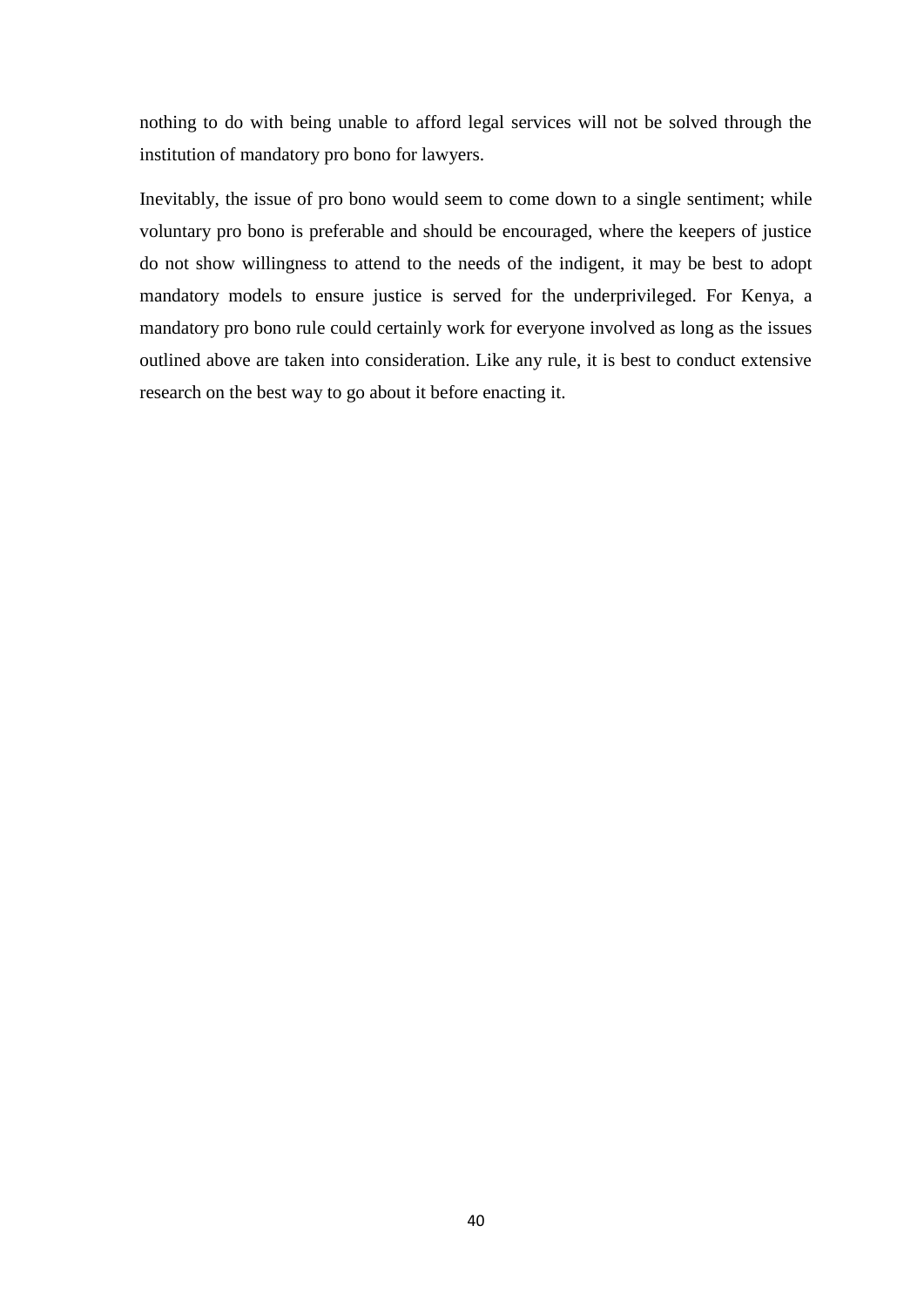nothing to do with being unable to afford legal services will not be solved through the institution of mandatory pro bono for lawyers.

Inevitably, the issue of pro bono would seem to come down to a single sentiment; while voluntary pro bono is preferable and should be encouraged, where the keepers of justice do not show willingness to attend to the needs of the indigent, it may be best to adopt mandatory models to ensure justice is served for the underprivileged. For Kenya, a mandatory pro bono rule could certainly work for everyone involved as long as the issues outlined above are taken into consideration. Like any rule, it is best to conduct extensive research on the best way to go about it before enacting it.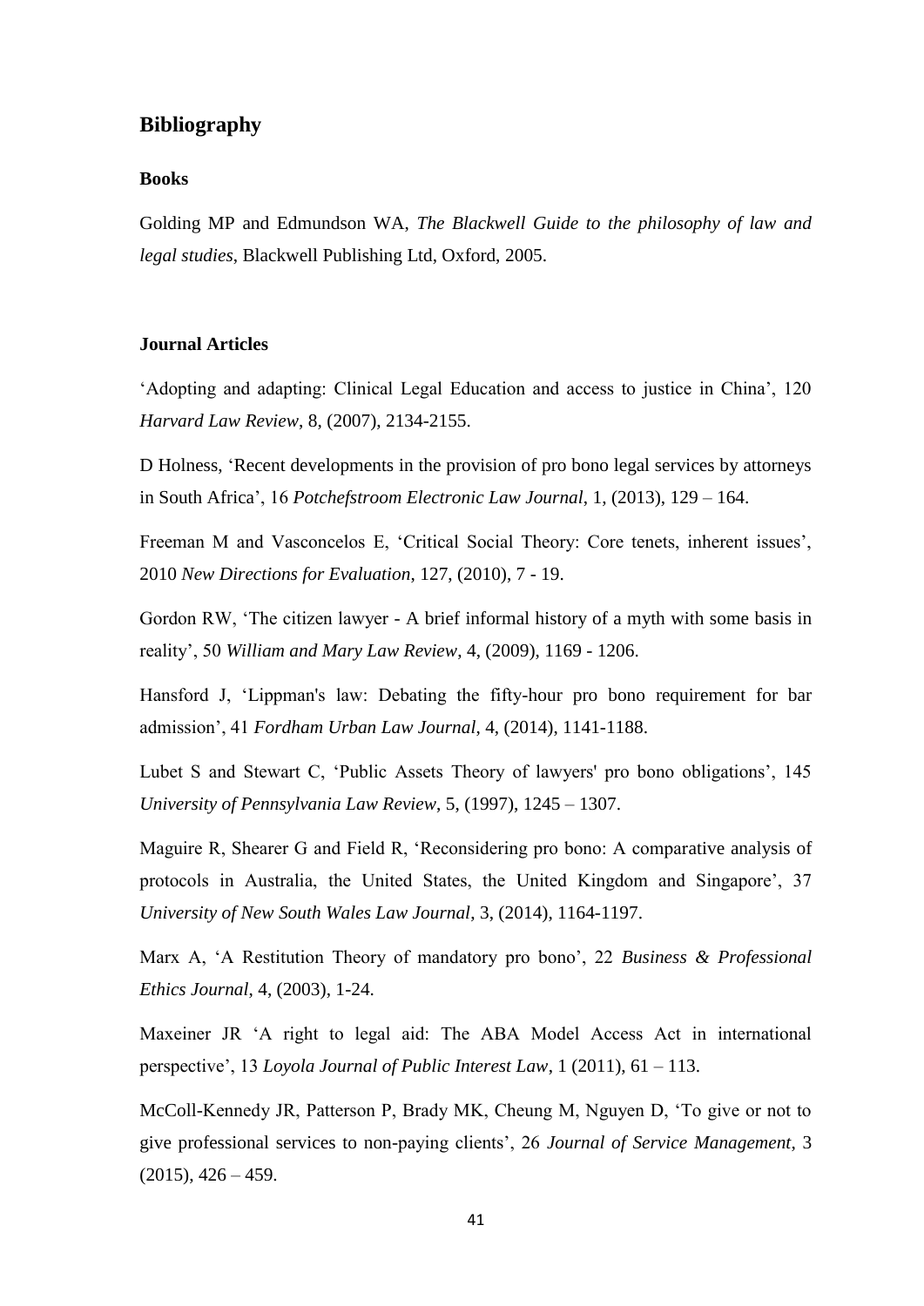## Bibliography

### Books

Golding MP and Edmundson WA, *The Blackwell Guide to the philosophy of law and legal studies*, Blackwell Publishing Ltd, Oxford, 2005.

### Journal Articles

'Adopting and adapting: Clinical Legal Education and access to justice in China', 120 *Harvard Law Review*, 8, (2007), 2134-2155.

D Holness, 'Recent developments in the provision of pro bono legal services by attorneys in South Africa', 16 *Potchefstroom Electronic Law Journal*, 1, (2013), 129 – 164.

Freeman M and Vasconcelos E, 'Critical Social Theory: Core tenets, inherent issues', 2010 *New Directions for Evaluation*, 127, (2010), 7 - 19.

Gordon RW, 'The citizen lawyer - A brief informal history of a myth with some basis in reality', 50 *William and Mary Law Review*, 4, (2009), 1169 - 1206.

Hansford J, 'Lippman's law: Debating the fifty-hour pro bono requirement for bar admission', 41 *Fordham Urban Law Journal*, 4, (2014), 1141-1188.

Lubet S and Stewart C, 'Public Assets Theory of lawyers' pro bono obligations', 145 *University of Pennsylvania Law Review*, 5, (1997), 1245 – 1307.

Maguire R, Shearer G and Field R, 'Reconsidering pro bono: A comparative analysis of protocols in Australia, the United States, the United Kingdom and Singapore', 37 *University of New South Wales Law Journal*, 3, (2014), 1164-1197.

Marx A, 'A Restitution Theory of mandatory pro bono', 22 *Business & Professional Ethics Journal*, 4, (2003), 1-24.

Maxeiner JR 'A right to legal aid: The ABA Model Access Act in international perspective', 13 *Loyola Journal of Public Interest Law*, 1 (2011), 61 – 113.

McColl-Kennedy JR, Patterson P, Brady MK, Cheung M, Nguyen D, 'To give or not to give professional services to non-paying clients', 26 *Journal of Service Management*, 3 (2015), 426 – 459.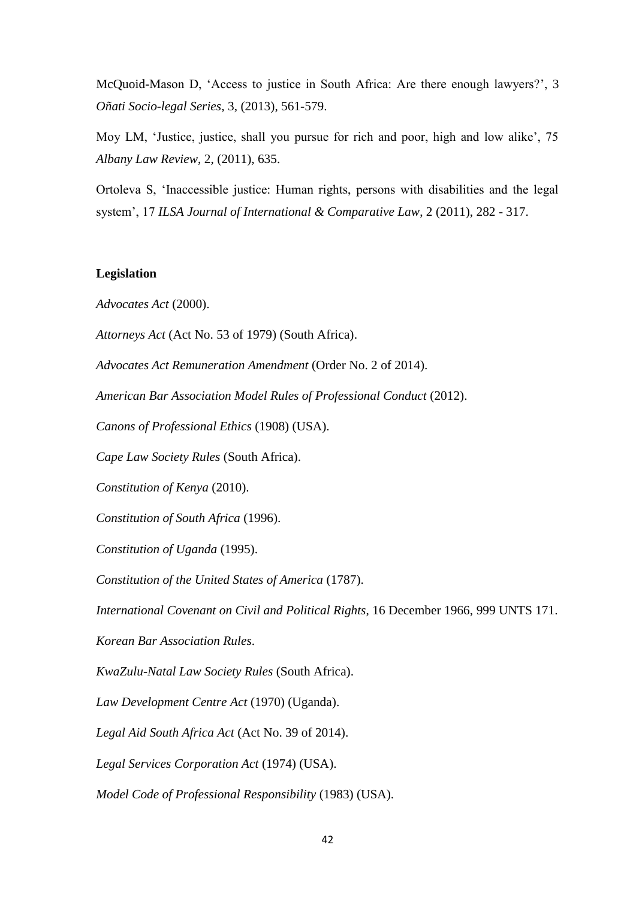McQuoid-Mason D, 'Access to justice in South Africa: Are there enough lawyers?', 3 *Oñati Socio-legal Series*, 3, (2013), 561-579.

Moy LM, 'Justice, justice, shall you pursue for rich and poor, high and low alike', 75 *Albany Law Review*, 2, (2011), 635.

Ortoleva S, 'Inaccessible justice: Human rights, persons with disabilities and the legal system', 17 *ILSA Journal of International & Comparative Law*, 2 (2011), 282 - 317.

**Legislation**

*Advocates Act* (2000).

*Attorneys Act* (Act No. 53 of 1979) (South Africa).

*Advocates Act Remuneration Amendment* (Order No. 2 of 2014).

*American Bar Association Model Rules of Professional Conduct* (2012).

*Canons of Professional Ethics* (1908) (USA).

*Cape Law Society Rules* (South Africa).

*Constitution of Kenya* (2010).

*Constitution of South Africa* (1996).

*Constitution of Uganda* (1995).

*Constitution of the United States of America* (1787).

*International Covenant on Civil and Political Rights*, 16 December 1966, 999 UNTS 171.

*Korean Bar Association Rules*.

*KwaZulu-Natal Law Society Rules* (South Africa).

*Law Development Centre Act* (1970) (Uganda).

*Legal Aid South Africa Act* (Act No. 39 of 2014).

*Legal Services Corporation Act* (1974) (USA).

*Model Code of Professional Responsibility* (1983) (USA).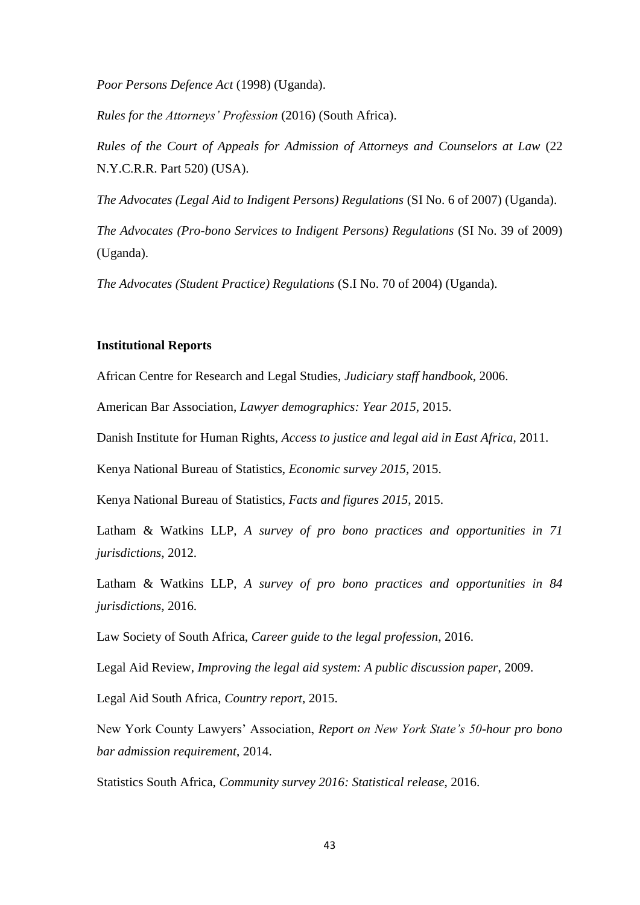*Poor Persons Defence Act* (1998) (Uganda).

*Rules for the Attorneys' Profession* (2016) (South Africa).

*Rules of the Court of Appeals for Admission of Attorneys and Counselors at Law* (22 N.Y.C.R.R. Part 520) (USA).

*The Advocates (Legal Aid to Indigent Persons) Regulations* (SI No. 6 of 2007) (Uganda).

*The Advocates (Pro-bono Services to Indigent Persons) Regulations* (SI No. 39 of 2009) (Uganda).

*The Advocates (Student Practice) Regulations* (S.I No. 70 of 2004) (Uganda).

**Institutional Reports**

African Centre for Research and Legal Studies, *Judiciary staff handbook*, 2006.

American Bar Association, *Lawyer demographics: Year 2015*, 2015.

Danish Institute for Human Rights, *Access to justice and legal aid in East Africa*, 2011.

Kenya National Bureau of Statistics, *Economic survey 2015*, 2015.

Kenya National Bureau of Statistics, *Facts and figures 2015*, 2015.

Latham & Watkins LLP, *A survey of pro bono practices and opportunities in 71 jurisdictions*, 2012.

Latham & Watkins LLP, *A survey of pro bono practices and opportunities in 84 jurisdictions*, 2016.

Law Society of South Africa, *Career guide to the legal profession*, 2016.

Legal Aid Review, *Improving the legal aid system: A public discussion paper*, 2009.

Legal Aid South Africa, *Country report*, 2015.

New York County Lawyers' Association, *Report on New York State's 50-hour pro bono bar admission requirement*, 2014.

Statistics South Africa, *Community survey 2016: Statistical release*, 2016.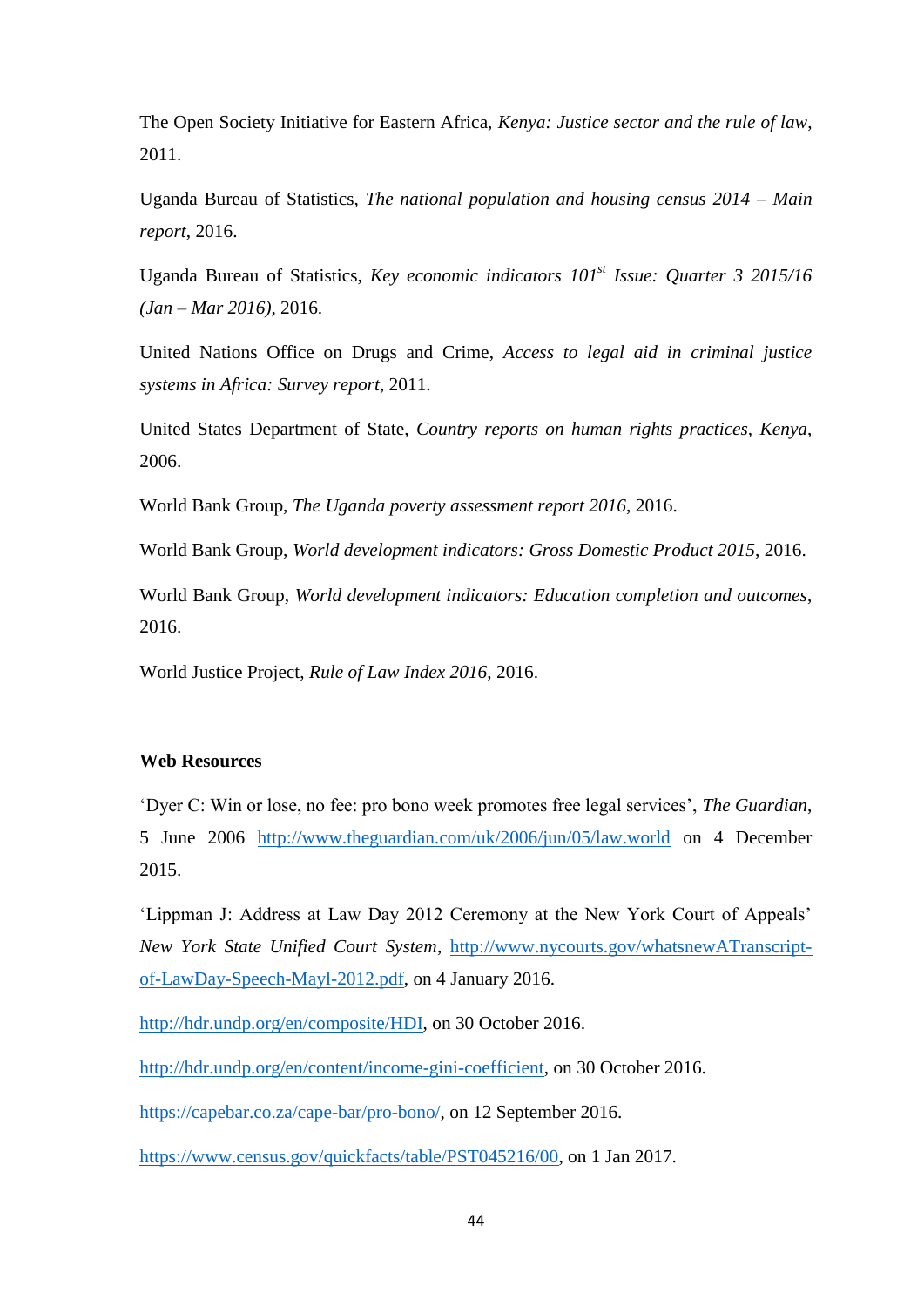The Open Society Initiative for Eastern Africa, *Kenya: Justice sector and the rule of law*, 2011.

Uganda Bureau of Statistics, *The national population and housing census 2014 – Main report*, 2016.

Uganda Bureau of Statistics, *Key economic indicators 101st Issue: Quarter 3 2015/16 (Jan – Mar 2016)*, 2016.

United Nations Office on Drugs and Crime, *Access to legal aid in criminal justice systems in Africa: Survey report*, 2011.

United States Department of State, *Country reports on human rights practices, Kenya*, 2006.

World Bank Group, *The Uganda poverty assessment report 2016*, 2016.

World Bank Group, *World development indicators: Gross Domestic Product 2015*, 2016.

World Bank Group, *World development indicators: Education completion and outcomes*, 2016.

World Justice Project, *Rule of Law Index 2016*, 2016.

**Web Resources**

'Dyer C: Win or lose, no fee: pro bono week promotes free legal services', *The Guardian*, 5 June 2006 http://www.theguardian.com/uk/2006/jun/05/law.world on 4 December 2015.

'Lippman J: Address at Law Day 2012 Ceremony at the New York Court of Appeals' *New York State Unified Court System*, http://www.nycourts.gov/whatsnewATranscript-of-LawDay-Speech-Mayl-2012.pdf, on 4 January 2016.

http://hdr.undp.org/en/composite/HDI, on 30 October 2016.

http://hdr.undp.org/en/content/income-gini-coefficient, on 30 October 2016.

https://capebar.co.za/cape-bar/pro-bono/, on 12 September 2016.

https://www.census.gov/quickfacts/table/PST045216/00, on 1 Jan 2017.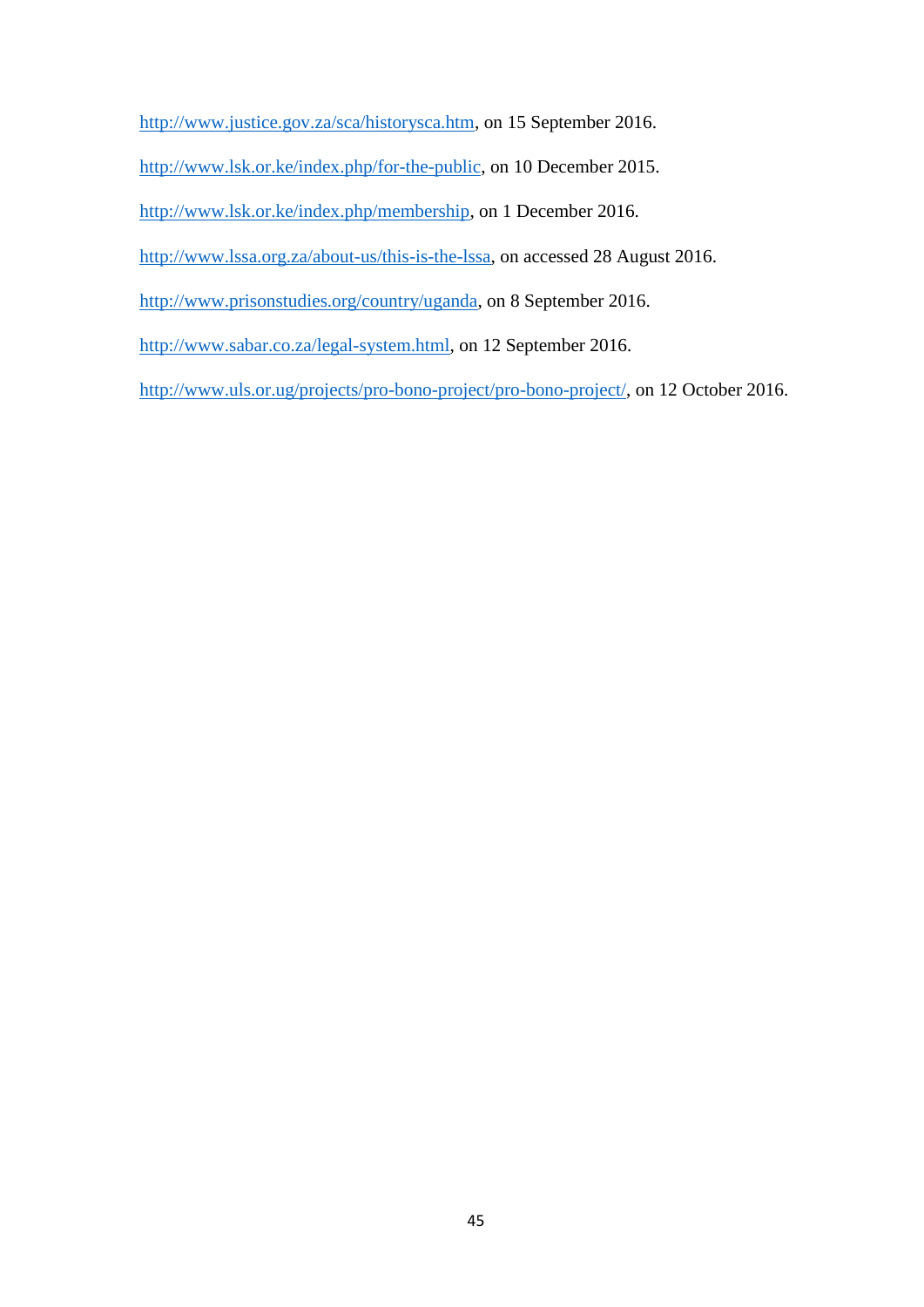http://www.justice.gov.za/sca/historysca.htm, on 15 September 2016.

http://www.lsk.or.ke/index.php/for-the-public, on 10 December 2015.

http://www.lsk.or.ke/index.php/membership, on 1 December 2016.

http://www.lssa.org.za/about-us/this-is-the-lssa, on accessed 28 August 2016.

http://www.prisonstudies.org/country/uganda, on 8 September 2016.

http://www.sabar.co.za/legal-system.html, on 12 September 2016.

http://www.uls.or.ug/projects/pro-bono-project/pro-bono-project/, on 12 October 2016.